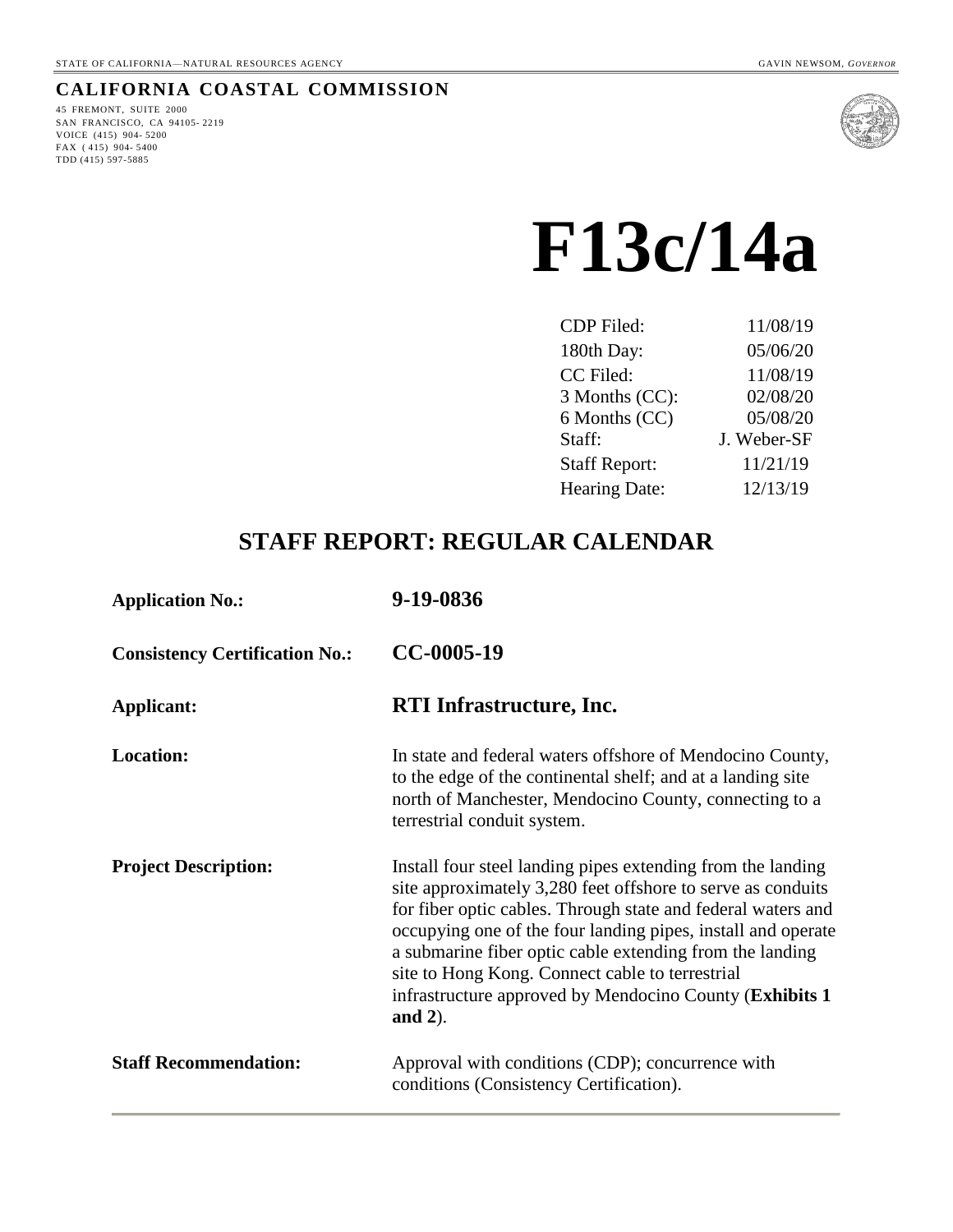STATE OF CALIFORNIA—NATURAL RESOURCES AGENCY GAVIN NEWSOM, *GOVERNOR*

**CALIFORNIA COASTAL COMMISSION**

45 FREMONT, SUITE 2000
SAN FRANCISCO, CA 94105- 2219
VOICE (415) 904- 5200
FAX ( 415) 904- 5400
TDD (415) 597-5885

# F13c/14a

| | |
|---|---|
| CDP Filed: | 11/08/19 |
| 180th Day: | 05/06/20 |
| CC Filed: | 11/08/19 |
| 3 Months (CC): | 02/08/20 |
| 6 Months (CC) | 05/08/20 |
| Staff: | J. Weber-SF |
| Staff Report: | 11/21/19 |
| Hearing Date: | 12/13/19 |

## STAFF REPORT: REGULAR CALENDAR

**Application No.:** **9-19-0836**

**Consistency Certification No.:** **CC-0005-19**

**Applicant:** **RTI Infrastructure, Inc.**

**Location:** In state and federal waters offshore of Mendocino County, to the edge of the continental shelf; and at a landing site north of Manchester, Mendocino County, connecting to a terrestrial conduit system.

**Project Description:** Install four steel landing pipes extending from the landing site approximately 3,280 feet offshore to serve as conduits for fiber optic cables. Through state and federal waters and occupying one of the four landing pipes, install and operate a submarine fiber optic cable extending from the landing site to Hong Kong. Connect cable to terrestrial infrastructure approved by Mendocino County (**Exhibits 1 and 2**).

**Staff Recommendation:** Approval with conditions (CDP); concurrence with conditions (Consistency Certification).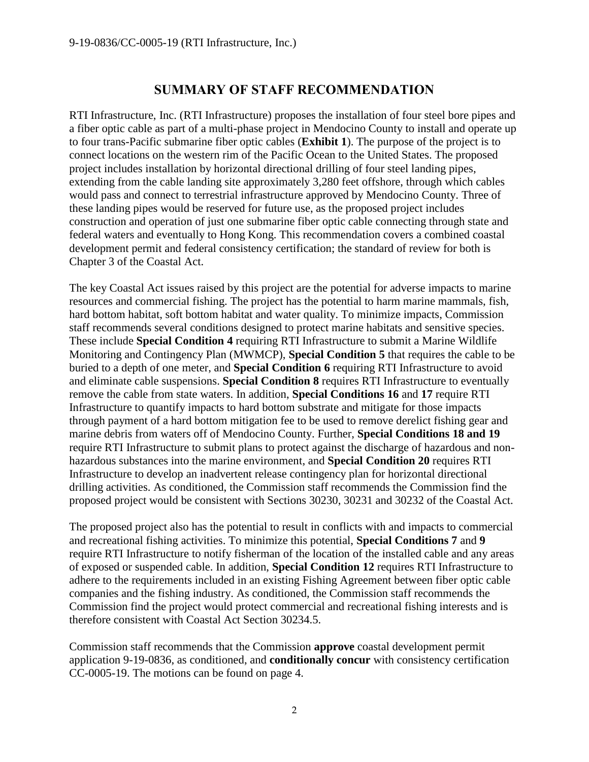## SUMMARY OF STAFF RECOMMENDATION

RTI Infrastructure, Inc. (RTI Infrastructure) proposes the installation of four steel bore pipes and a fiber optic cable as part of a multi-phase project in Mendocino County to install and operate up to four trans-Pacific submarine fiber optic cables (**Exhibit 1**). The purpose of the project is to connect locations on the western rim of the Pacific Ocean to the United States. The proposed project includes installation by horizontal directional drilling of four steel landing pipes, extending from the cable landing site approximately 3,280 feet offshore, through which cables would pass and connect to terrestrial infrastructure approved by Mendocino County. Three of these landing pipes would be reserved for future use, as the proposed project includes construction and operation of just one submarine fiber optic cable connecting through state and federal waters and eventually to Hong Kong. This recommendation covers a combined coastal development permit and federal consistency certification; the standard of review for both is Chapter 3 of the Coastal Act.

The key Coastal Act issues raised by this project are the potential for adverse impacts to marine resources and commercial fishing. The project has the potential to harm marine mammals, fish, hard bottom habitat, soft bottom habitat and water quality. To minimize impacts, Commission staff recommends several conditions designed to protect marine habitats and sensitive species. These include **Special Condition 4** requiring RTI Infrastructure to submit a Marine Wildlife Monitoring and Contingency Plan (MWMCP), **Special Condition 5** that requires the cable to be buried to a depth of one meter, and **Special Condition 6** requiring RTI Infrastructure to avoid and eliminate cable suspensions. **Special Condition 8** requires RTI Infrastructure to eventually remove the cable from state waters. In addition, **Special Conditions 16** and **17** require RTI Infrastructure to quantify impacts to hard bottom substrate and mitigate for those impacts through payment of a hard bottom mitigation fee to be used to remove derelict fishing gear and marine debris from waters off of Mendocino County. Further, **Special Conditions 18 and 19** require RTI Infrastructure to submit plans to protect against the discharge of hazardous and non-hazardous substances into the marine environment, and **Special Condition 20** requires RTI Infrastructure to develop an inadvertent release contingency plan for horizontal directional drilling activities. As conditioned, the Commission staff recommends the Commission find the proposed project would be consistent with Sections 30230, 30231 and 30232 of the Coastal Act.

The proposed project also has the potential to result in conflicts with and impacts to commercial and recreational fishing activities. To minimize this potential, **Special Conditions 7** and **9** require RTI Infrastructure to notify fisherman of the location of the installed cable and any areas of exposed or suspended cable. In addition, **Special Condition 12** requires RTI Infrastructure to adhere to the requirements included in an existing Fishing Agreement between fiber optic cable companies and the fishing industry. As conditioned, the Commission staff recommends the Commission find the project would protect commercial and recreational fishing interests and is therefore consistent with Coastal Act Section 30234.5.

Commission staff recommends that the Commission **approve** coastal development permit application 9-19-0836, as conditioned, and **conditionally concur** with consistency certification CC-0005-19. The motions can be found on page 4.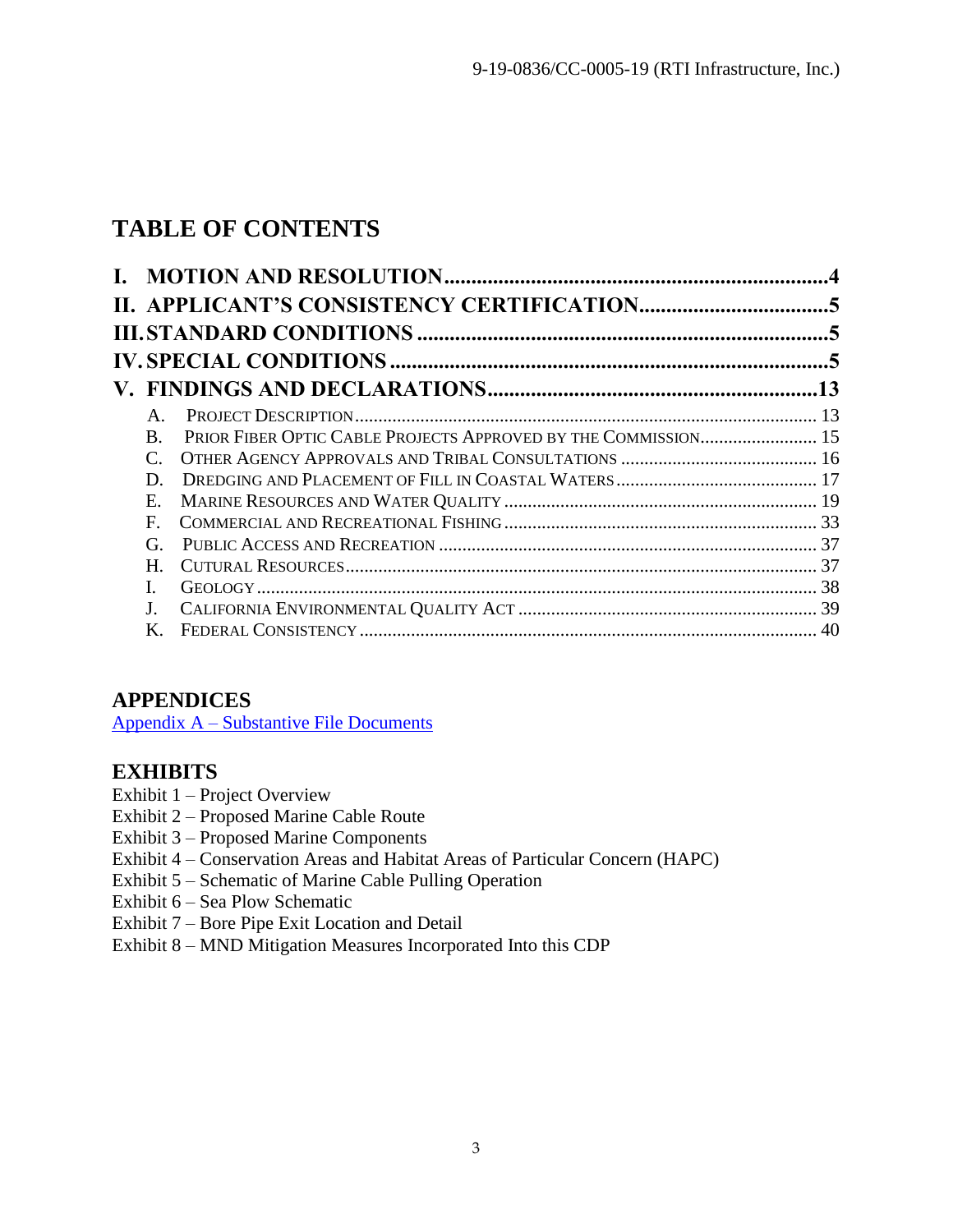# TABLE OF CONTENTS

**I. MOTION AND RESOLUTION....................................................................4**
**II. APPLICANT'S CONSISTENCY CERTIFICATION...................................5**
**III. STANDARD CONDITIONS ..........................................................................5**
**IV. SPECIAL CONDITIONS ................................................................................5**
**V. FINDINGS AND DECLARATIONS...........................................................13**

- A. PROJECT DESCRIPTION.................................................................................................. 13
- B. PRIOR FIBER OPTIC CABLE PROJECTS APPROVED BY THE COMMISSION......................... 15
- C. OTHER AGENCY APPROVALS AND TRIBAL CONSULTATIONS .......................................... 16
- D. DREDGING AND PLACEMENT OF FILL IN COASTAL WATERS........................................... 17
- E. MARINE RESOURCES AND WATER QUALITY ................................................................... 19
- F. COMMERCIAL AND RECREATIONAL FISHING................................................................... 33
- G. PUBLIC ACCESS AND RECREATION ................................................................................ 37
- H. CUTURAL RESOURCES.................................................................................................... 37
- I. GEOLOGY ........................................................................................................................ 38
- J. CALIFORNIA ENVIRONMENTAL QUALITY ACT ............................................................... 39
- K. FEDERAL CONSISTENCY ................................................................................................. 40

## APPENDICES

Appendix A – Substantive File Documents

## EXHIBITS

Exhibit 1 – Project Overview
Exhibit 2 – Proposed Marine Cable Route
Exhibit 3 – Proposed Marine Components
Exhibit 4 – Conservation Areas and Habitat Areas of Particular Concern (HAPC)
Exhibit 5 – Schematic of Marine Cable Pulling Operation
Exhibit 6 – Sea Plow Schematic
Exhibit 7 – Bore Pipe Exit Location and Detail
Exhibit 8 – MND Mitigation Measures Incorporated Into this CDP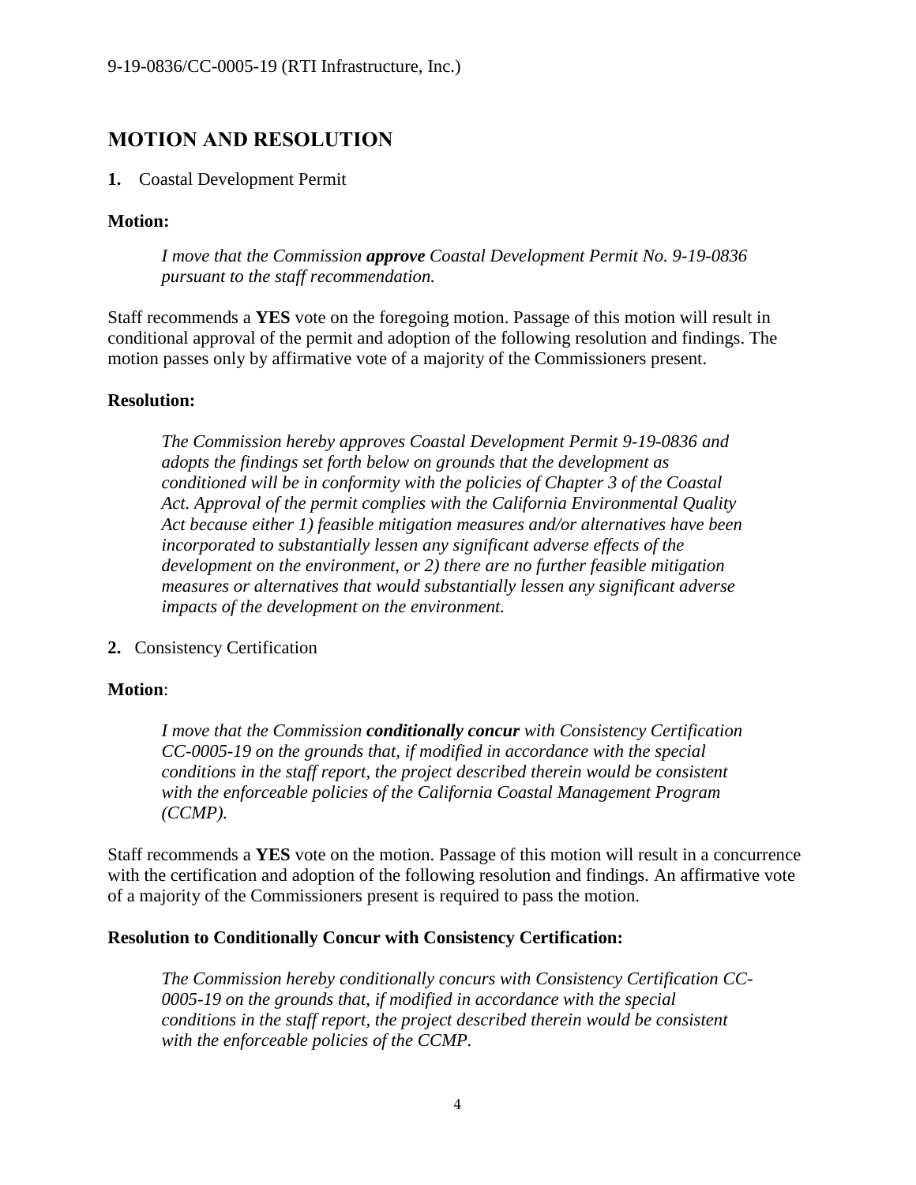## MOTION AND RESOLUTION

**1.** Coastal Development Permit

**Motion:**

> *I move that the Commission **approve** Coastal Development Permit No. 9-19-0836 pursuant to the staff recommendation.*

Staff recommends a **YES** vote on the foregoing motion. Passage of this motion will result in conditional approval of the permit and adoption of the following resolution and findings. The motion passes only by affirmative vote of a majority of the Commissioners present.

**Resolution:**

> *The Commission hereby approves Coastal Development Permit 9-19-0836 and adopts the findings set forth below on grounds that the development as conditioned will be in conformity with the policies of Chapter 3 of the Coastal Act. Approval of the permit complies with the California Environmental Quality Act because either 1) feasible mitigation measures and/or alternatives have been incorporated to substantially lessen any significant adverse effects of the development on the environment, or 2) there are no further feasible mitigation measures or alternatives that would substantially lessen any significant adverse impacts of the development on the environment.*

**2.** Consistency Certification

**Motion**:

> *I move that the Commission **conditionally concur** with Consistency Certification CC-0005-19 on the grounds that, if modified in accordance with the special conditions in the staff report, the project described therein would be consistent with the enforceable policies of the California Coastal Management Program (CCMP).*

Staff recommends a **YES** vote on the motion. Passage of this motion will result in a concurrence with the certification and adoption of the following resolution and findings. An affirmative vote of a majority of the Commissioners present is required to pass the motion.

**Resolution to Conditionally Concur with Consistency Certification:**

> *The Commission hereby conditionally concurs with Consistency Certification CC-0005-19 on the grounds that, if modified in accordance with the special conditions in the staff report, the project described therein would be consistent with the enforceable policies of the CCMP.*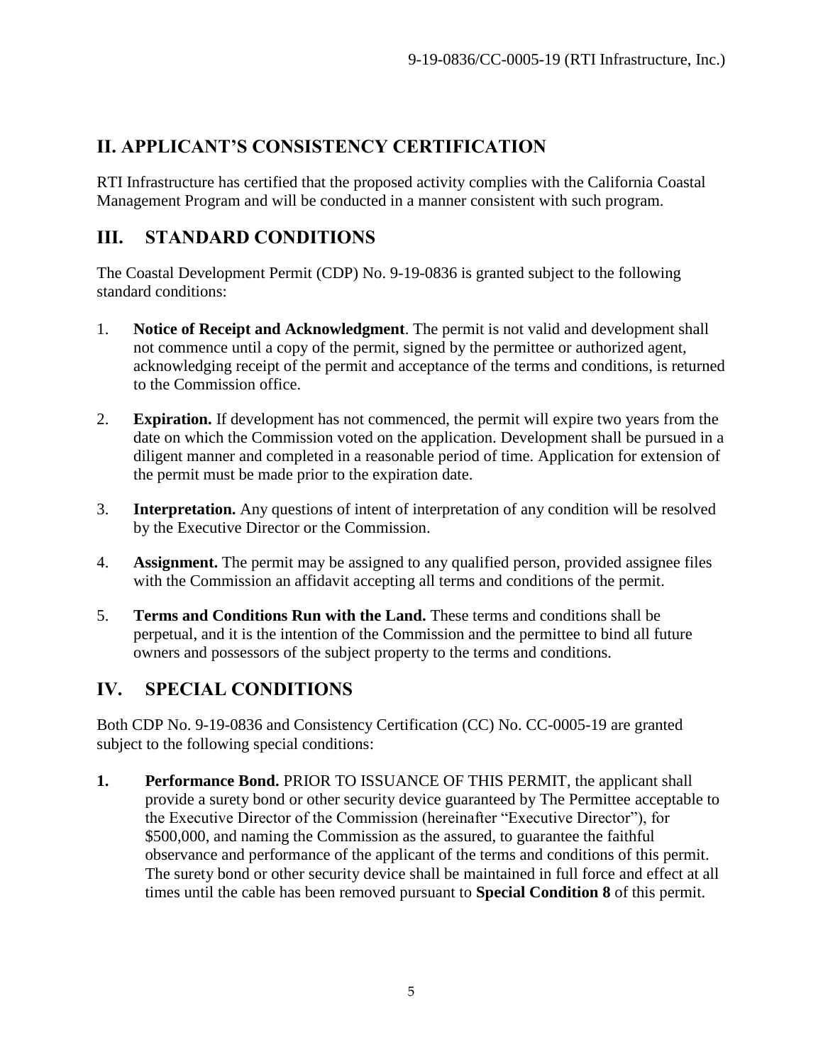## II. APPLICANT'S CONSISTENCY CERTIFICATION

RTI Infrastructure has certified that the proposed activity complies with the California Coastal Management Program and will be conducted in a manner consistent with such program.

## III. STANDARD CONDITIONS

The Coastal Development Permit (CDP) No. 9-19-0836 is granted subject to the following standard conditions:

1. **Notice of Receipt and Acknowledgment**. The permit is not valid and development shall not commence until a copy of the permit, signed by the permittee or authorized agent, acknowledging receipt of the permit and acceptance of the terms and conditions, is returned to the Commission office.

2. **Expiration.** If development has not commenced, the permit will expire two years from the date on which the Commission voted on the application. Development shall be pursued in a diligent manner and completed in a reasonable period of time. Application for extension of the permit must be made prior to the expiration date.

3. **Interpretation.** Any questions of intent of interpretation of any condition will be resolved by the Executive Director or the Commission.

4. **Assignment.** The permit may be assigned to any qualified person, provided assignee files with the Commission an affidavit accepting all terms and conditions of the permit.

5. **Terms and Conditions Run with the Land.** These terms and conditions shall be perpetual, and it is the intention of the Commission and the permittee to bind all future owners and possessors of the subject property to the terms and conditions.

## IV. SPECIAL CONDITIONS

Both CDP No. 9-19-0836 and Consistency Certification (CC) No. CC-0005-19 are granted subject to the following special conditions:

1. **Performance Bond.** PRIOR TO ISSUANCE OF THIS PERMIT, the applicant shall provide a surety bond or other security device guaranteed by The Permittee acceptable to the Executive Director of the Commission (hereinafter "Executive Director"), for $500,000, and naming the Commission as the assured, to guarantee the faithful observance and performance of the applicant of the terms and conditions of this permit. The surety bond or other security device shall be maintained in full force and effect at all times until the cable has been removed pursuant to **Special Condition 8** of this permit.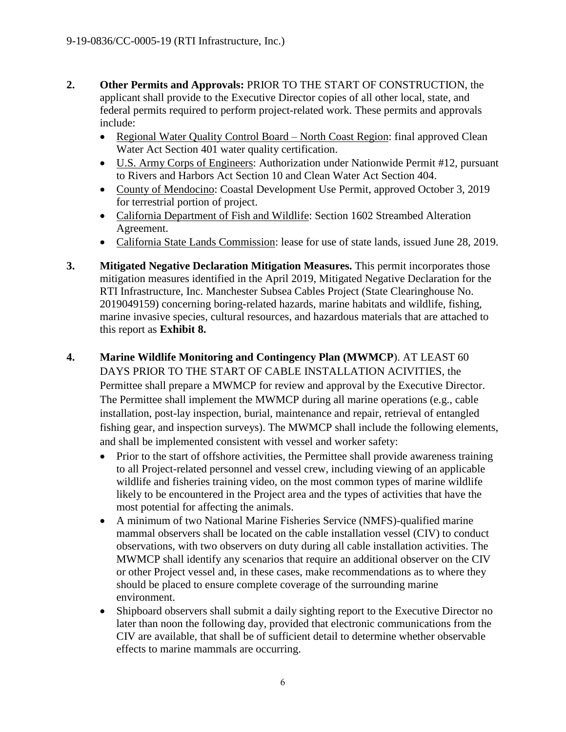2. **Other Permits and Approvals:** PRIOR TO THE START OF CONSTRUCTION, the applicant shall provide to the Executive Director copies of all other local, state, and federal permits required to perform project-related work. These permits and approvals include:
   - Regional Water Quality Control Board – North Coast Region: final approved Clean Water Act Section 401 water quality certification.
   - U.S. Army Corps of Engineers: Authorization under Nationwide Permit #12, pursuant to Rivers and Harbors Act Section 10 and Clean Water Act Section 404.
   - County of Mendocino: Coastal Development Use Permit, approved October 3, 2019 for terrestrial portion of project.
   - California Department of Fish and Wildlife: Section 1602 Streambed Alteration Agreement.
   - California State Lands Commission: lease for use of state lands, issued June 28, 2019.

3. **Mitigated Negative Declaration Mitigation Measures.** This permit incorporates those mitigation measures identified in the April 2019, Mitigated Negative Declaration for the RTI Infrastructure, Inc. Manchester Subsea Cables Project (State Clearinghouse No. 2019049159) concerning boring-related hazards, marine habitats and wildlife, fishing, marine invasive species, cultural resources, and hazardous materials that are attached to this report as **Exhibit 8.**

4. **Marine Wildlife Monitoring and Contingency Plan (MWMCP**). AT LEAST 60 DAYS PRIOR TO THE START OF CABLE INSTALLATION ACIVITIES, the Permittee shall prepare a MWMCP for review and approval by the Executive Director. The Permittee shall implement the MWMCP during all marine operations (e.g., cable installation, post-lay inspection, burial, maintenance and repair, retrieval of entangled fishing gear, and inspection surveys). The MWMCP shall include the following elements, and shall be implemented consistent with vessel and worker safety:
   - Prior to the start of offshore activities, the Permittee shall provide awareness training to all Project-related personnel and vessel crew, including viewing of an applicable wildlife and fisheries training video, on the most common types of marine wildlife likely to be encountered in the Project area and the types of activities that have the most potential for affecting the animals.
   - A minimum of two National Marine Fisheries Service (NMFS)-qualified marine mammal observers shall be located on the cable installation vessel (CIV) to conduct observations, with two observers on duty during all cable installation activities. The MWMCP shall identify any scenarios that require an additional observer on the CIV or other Project vessel and, in these cases, make recommendations as to where they should be placed to ensure complete coverage of the surrounding marine environment.
   - Shipboard observers shall submit a daily sighting report to the Executive Director no later than noon the following day, provided that electronic communications from the CIV are available, that shall be of sufficient detail to determine whether observable effects to marine mammals are occurring.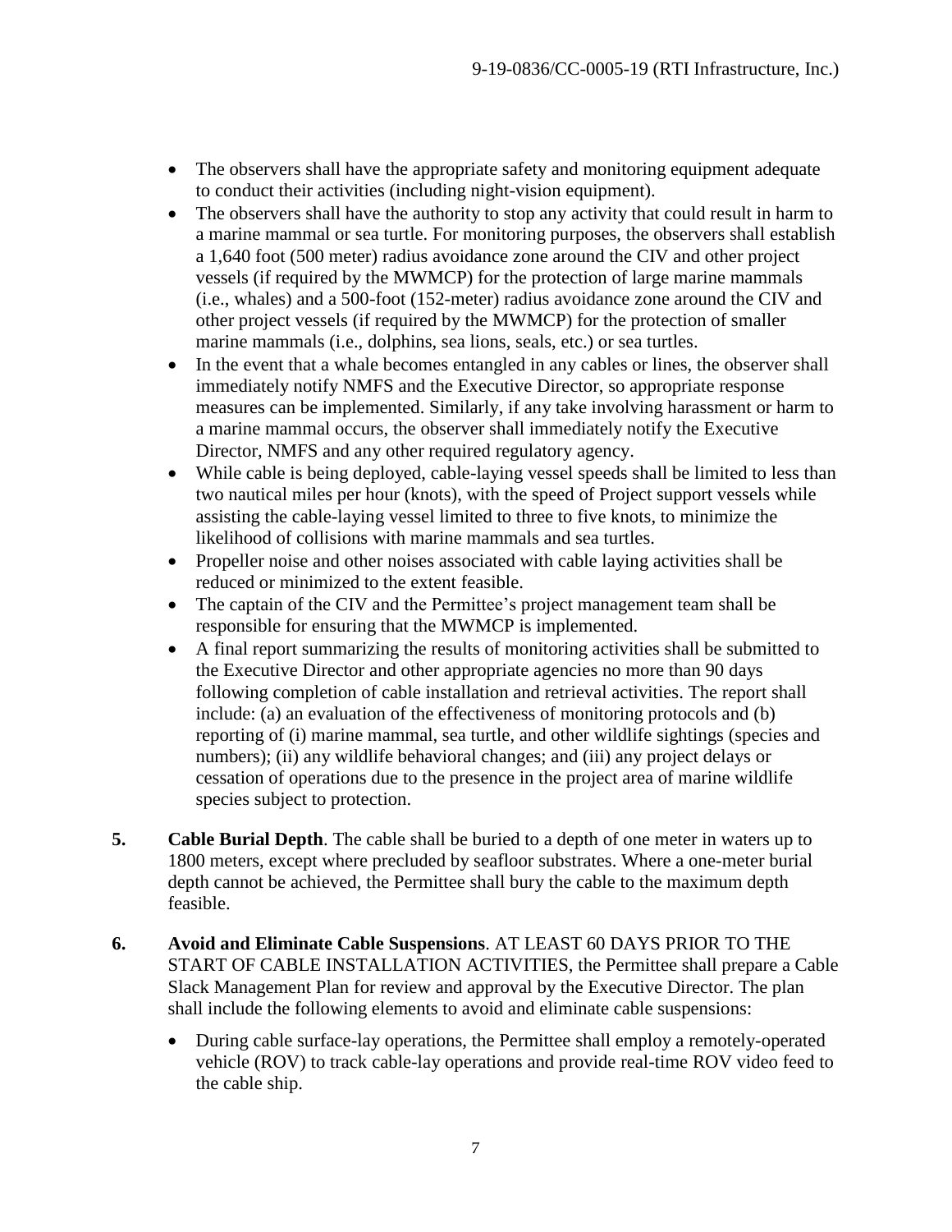- The observers shall have the appropriate safety and monitoring equipment adequate to conduct their activities (including night-vision equipment).
- The observers shall have the authority to stop any activity that could result in harm to a marine mammal or sea turtle. For monitoring purposes, the observers shall establish a 1,640 foot (500 meter) radius avoidance zone around the CIV and other project vessels (if required by the MWMCP) for the protection of large marine mammals (i.e., whales) and a 500-foot (152-meter) radius avoidance zone around the CIV and other project vessels (if required by the MWMCP) for the protection of smaller marine mammals (i.e., dolphins, sea lions, seals, etc.) or sea turtles.
- In the event that a whale becomes entangled in any cables or lines, the observer shall immediately notify NMFS and the Executive Director, so appropriate response measures can be implemented. Similarly, if any take involving harassment or harm to a marine mammal occurs, the observer shall immediately notify the Executive Director, NMFS and any other required regulatory agency.
- While cable is being deployed, cable-laying vessel speeds shall be limited to less than two nautical miles per hour (knots), with the speed of Project support vessels while assisting the cable-laying vessel limited to three to five knots, to minimize the likelihood of collisions with marine mammals and sea turtles.
- Propeller noise and other noises associated with cable laying activities shall be reduced or minimized to the extent feasible.
- The captain of the CIV and the Permittee's project management team shall be responsible for ensuring that the MWMCP is implemented.
- A final report summarizing the results of monitoring activities shall be submitted to the Executive Director and other appropriate agencies no more than 90 days following completion of cable installation and retrieval activities. The report shall include: (a) an evaluation of the effectiveness of monitoring protocols and (b) reporting of (i) marine mammal, sea turtle, and other wildlife sightings (species and numbers); (ii) any wildlife behavioral changes; and (iii) any project delays or cessation of operations due to the presence in the project area of marine wildlife species subject to protection.

**5. Cable Burial Depth**. The cable shall be buried to a depth of one meter in waters up to 1800 meters, except where precluded by seafloor substrates. Where a one-meter burial depth cannot be achieved, the Permittee shall bury the cable to the maximum depth feasible.

**6. Avoid and Eliminate Cable Suspensions**. AT LEAST 60 DAYS PRIOR TO THE START OF CABLE INSTALLATION ACTIVITIES, the Permittee shall prepare a Cable Slack Management Plan for review and approval by the Executive Director. The plan shall include the following elements to avoid and eliminate cable suspensions:

- During cable surface-lay operations, the Permittee shall employ a remotely-operated vehicle (ROV) to track cable-lay operations and provide real-time ROV video feed to the cable ship.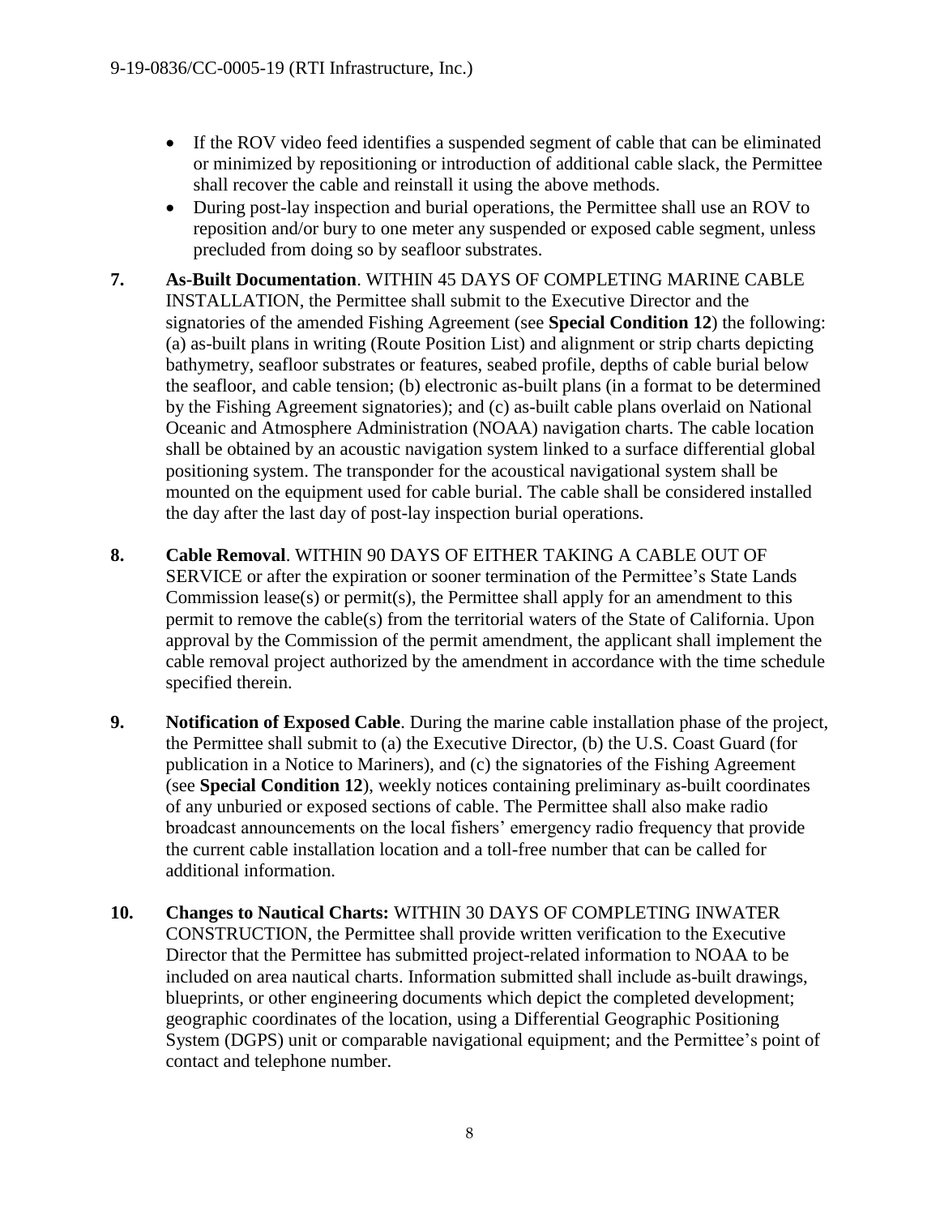- If the ROV video feed identifies a suspended segment of cable that can be eliminated or minimized by repositioning or introduction of additional cable slack, the Permittee shall recover the cable and reinstall it using the above methods.
- During post-lay inspection and burial operations, the Permittee shall use an ROV to reposition and/or bury to one meter any suspended or exposed cable segment, unless precluded from doing so by seafloor substrates.

**7. As-Built Documentation**. WITHIN 45 DAYS OF COMPLETING MARINE CABLE INSTALLATION, the Permittee shall submit to the Executive Director and the signatories of the amended Fishing Agreement (see **Special Condition 12**) the following: (a) as-built plans in writing (Route Position List) and alignment or strip charts depicting bathymetry, seafloor substrates or features, seabed profile, depths of cable burial below the seafloor, and cable tension; (b) electronic as-built plans (in a format to be determined by the Fishing Agreement signatories); and (c) as-built cable plans overlaid on National Oceanic and Atmosphere Administration (NOAA) navigation charts. The cable location shall be obtained by an acoustic navigation system linked to a surface differential global positioning system. The transponder for the acoustical navigational system shall be mounted on the equipment used for cable burial. The cable shall be considered installed the day after the last day of post-lay inspection burial operations.

**8. Cable Removal**. WITHIN 90 DAYS OF EITHER TAKING A CABLE OUT OF SERVICE or after the expiration or sooner termination of the Permittee's State Lands Commission lease(s) or permit(s), the Permittee shall apply for an amendment to this permit to remove the cable(s) from the territorial waters of the State of California. Upon approval by the Commission of the permit amendment, the applicant shall implement the cable removal project authorized by the amendment in accordance with the time schedule specified therein.

**9. Notification of Exposed Cable**. During the marine cable installation phase of the project, the Permittee shall submit to (a) the Executive Director, (b) the U.S. Coast Guard (for publication in a Notice to Mariners), and (c) the signatories of the Fishing Agreement (see **Special Condition 12**), weekly notices containing preliminary as-built coordinates of any unburied or exposed sections of cable. The Permittee shall also make radio broadcast announcements on the local fishers' emergency radio frequency that provide the current cable installation location and a toll-free number that can be called for additional information.

**10. Changes to Nautical Charts:** WITHIN 30 DAYS OF COMPLETING INWATER CONSTRUCTION, the Permittee shall provide written verification to the Executive Director that the Permittee has submitted project-related information to NOAA to be included on area nautical charts. Information submitted shall include as-built drawings, blueprints, or other engineering documents which depict the completed development; geographic coordinates of the location, using a Differential Geographic Positioning System (DGPS) unit or comparable navigational equipment; and the Permittee's point of contact and telephone number.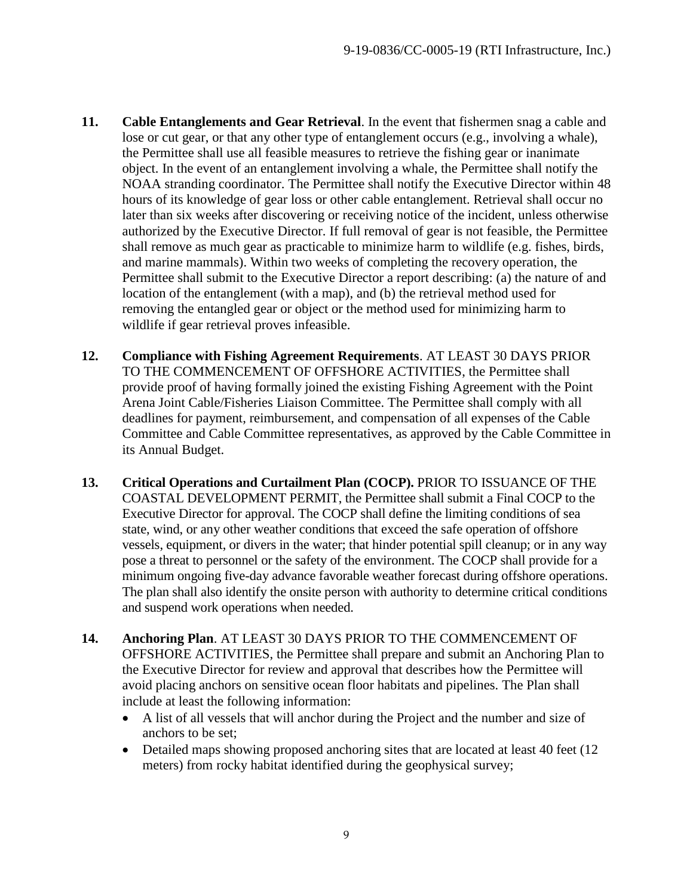11. **Cable Entanglements and Gear Retrieval**. In the event that fishermen snag a cable and lose or cut gear, or that any other type of entanglement occurs (e.g., involving a whale), the Permittee shall use all feasible measures to retrieve the fishing gear or inanimate object. In the event of an entanglement involving a whale, the Permittee shall notify the NOAA stranding coordinator. The Permittee shall notify the Executive Director within 48 hours of its knowledge of gear loss or other cable entanglement. Retrieval shall occur no later than six weeks after discovering or receiving notice of the incident, unless otherwise authorized by the Executive Director. If full removal of gear is not feasible, the Permittee shall remove as much gear as practicable to minimize harm to wildlife (e.g. fishes, birds, and marine mammals). Within two weeks of completing the recovery operation, the Permittee shall submit to the Executive Director a report describing: (a) the nature of and location of the entanglement (with a map), and (b) the retrieval method used for removing the entangled gear or object or the method used for minimizing harm to wildlife if gear retrieval proves infeasible.

12. **Compliance with Fishing Agreement Requirements**. AT LEAST 30 DAYS PRIOR TO THE COMMENCEMENT OF OFFSHORE ACTIVITIES, the Permittee shall provide proof of having formally joined the existing Fishing Agreement with the Point Arena Joint Cable/Fisheries Liaison Committee. The Permittee shall comply with all deadlines for payment, reimbursement, and compensation of all expenses of the Cable Committee and Cable Committee representatives, as approved by the Cable Committee in its Annual Budget.

13. **Critical Operations and Curtailment Plan (COCP).** PRIOR TO ISSUANCE OF THE COASTAL DEVELOPMENT PERMIT, the Permittee shall submit a Final COCP to the Executive Director for approval. The COCP shall define the limiting conditions of sea state, wind, or any other weather conditions that exceed the safe operation of offshore vessels, equipment, or divers in the water; that hinder potential spill cleanup; or in any way pose a threat to personnel or the safety of the environment. The COCP shall provide for a minimum ongoing five-day advance favorable weather forecast during offshore operations. The plan shall also identify the onsite person with authority to determine critical conditions and suspend work operations when needed.

14. **Anchoring Plan**. AT LEAST 30 DAYS PRIOR TO THE COMMENCEMENT OF OFFSHORE ACTIVITIES, the Permittee shall prepare and submit an Anchoring Plan to the Executive Director for review and approval that describes how the Permittee will avoid placing anchors on sensitive ocean floor habitats and pipelines. The Plan shall include at least the following information:
    - A list of all vessels that will anchor during the Project and the number and size of anchors to be set;
    - Detailed maps showing proposed anchoring sites that are located at least 40 feet (12 meters) from rocky habitat identified during the geophysical survey;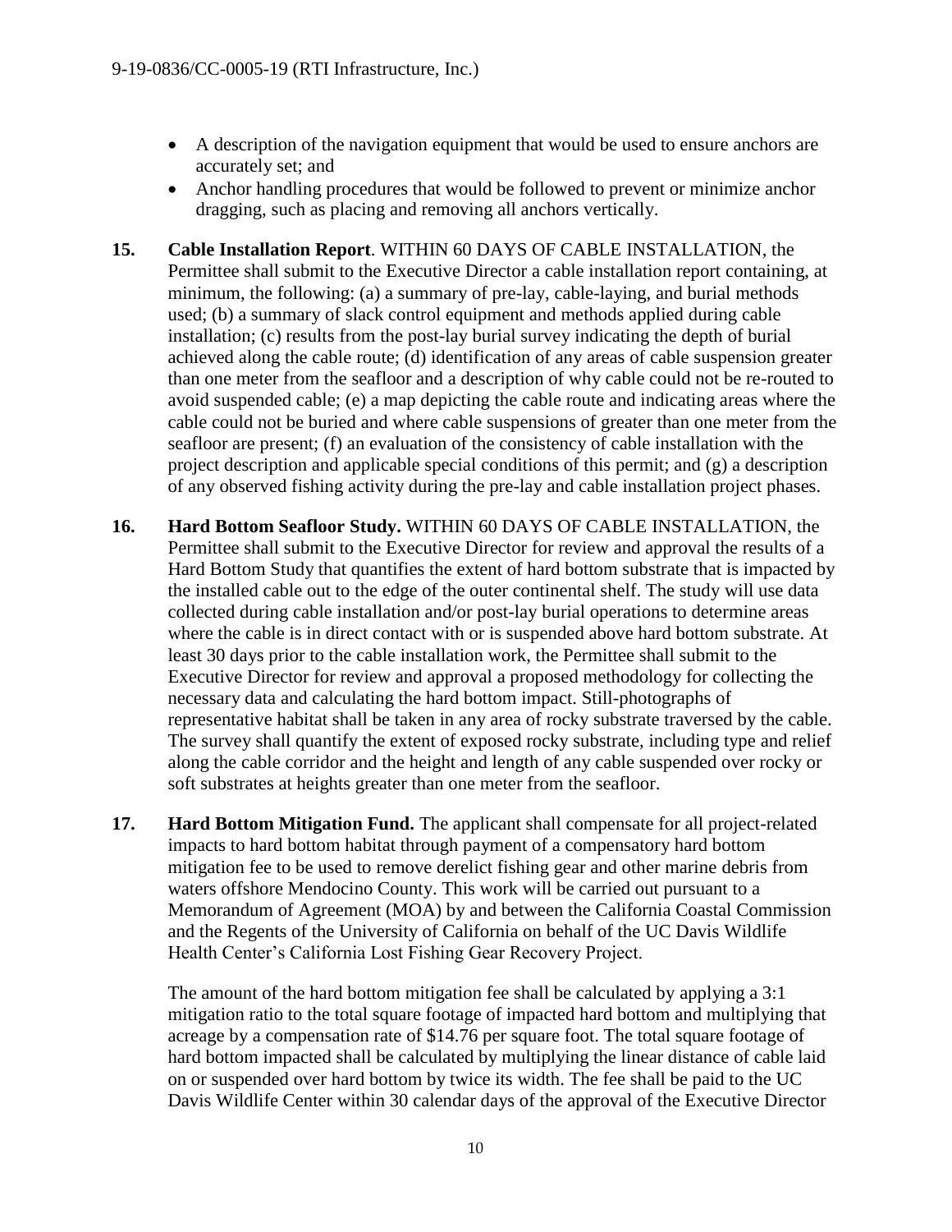- A description of the navigation equipment that would be used to ensure anchors are accurately set; and
- Anchor handling procedures that would be followed to prevent or minimize anchor dragging, such as placing and removing all anchors vertically.

**15. Cable Installation Report**. WITHIN 60 DAYS OF CABLE INSTALLATION, the Permittee shall submit to the Executive Director a cable installation report containing, at minimum, the following: (a) a summary of pre-lay, cable-laying, and burial methods used; (b) a summary of slack control equipment and methods applied during cable installation; (c) results from the post-lay burial survey indicating the depth of burial achieved along the cable route; (d) identification of any areas of cable suspension greater than one meter from the seafloor and a description of why cable could not be re-routed to avoid suspended cable; (e) a map depicting the cable route and indicating areas where the cable could not be buried and where cable suspensions of greater than one meter from the seafloor are present; (f) an evaluation of the consistency of cable installation with the project description and applicable special conditions of this permit; and (g) a description of any observed fishing activity during the pre-lay and cable installation project phases.

**16. Hard Bottom Seafloor Study.** WITHIN 60 DAYS OF CABLE INSTALLATION, the Permittee shall submit to the Executive Director for review and approval the results of a Hard Bottom Study that quantifies the extent of hard bottom substrate that is impacted by the installed cable out to the edge of the outer continental shelf. The study will use data collected during cable installation and/or post-lay burial operations to determine areas where the cable is in direct contact with or is suspended above hard bottom substrate. At least 30 days prior to the cable installation work, the Permittee shall submit to the Executive Director for review and approval a proposed methodology for collecting the necessary data and calculating the hard bottom impact. Still-photographs of representative habitat shall be taken in any area of rocky substrate traversed by the cable. The survey shall quantify the extent of exposed rocky substrate, including type and relief along the cable corridor and the height and length of any cable suspended over rocky or soft substrates at heights greater than one meter from the seafloor.

**17. Hard Bottom Mitigation Fund.** The applicant shall compensate for all project-related impacts to hard bottom habitat through payment of a compensatory hard bottom mitigation fee to be used to remove derelict fishing gear and other marine debris from waters offshore Mendocino County. This work will be carried out pursuant to a Memorandum of Agreement (MOA) by and between the California Coastal Commission and the Regents of the University of California on behalf of the UC Davis Wildlife Health Center's California Lost Fishing Gear Recovery Project.

The amount of the hard bottom mitigation fee shall be calculated by applying a 3:1 mitigation ratio to the total square footage of impacted hard bottom and multiplying that acreage by a compensation rate of $14.76 per square foot. The total square footage of hard bottom impacted shall be calculated by multiplying the linear distance of cable laid on or suspended over hard bottom by twice its width. The fee shall be paid to the UC Davis Wildlife Center within 30 calendar days of the approval of the Executive Director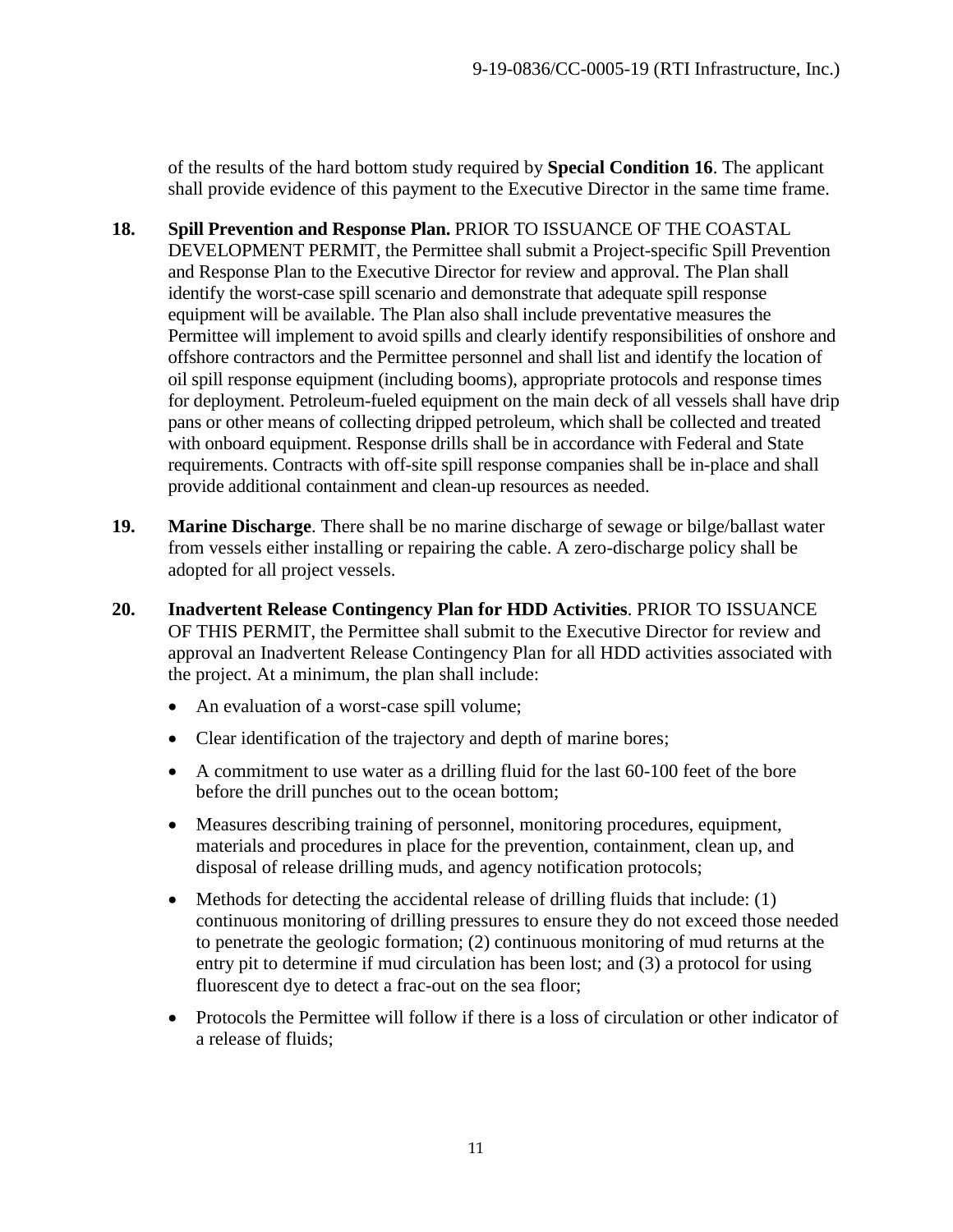of the results of the hard bottom study required by **Special Condition 16**. The applicant shall provide evidence of this payment to the Executive Director in the same time frame.

**18. Spill Prevention and Response Plan.** PRIOR TO ISSUANCE OF THE COASTAL DEVELOPMENT PERMIT, the Permittee shall submit a Project-specific Spill Prevention and Response Plan to the Executive Director for review and approval. The Plan shall identify the worst-case spill scenario and demonstrate that adequate spill response equipment will be available. The Plan also shall include preventative measures the Permittee will implement to avoid spills and clearly identify responsibilities of onshore and offshore contractors and the Permittee personnel and shall list and identify the location of oil spill response equipment (including booms), appropriate protocols and response times for deployment. Petroleum-fueled equipment on the main deck of all vessels shall have drip pans or other means of collecting dripped petroleum, which shall be collected and treated with onboard equipment. Response drills shall be in accordance with Federal and State requirements. Contracts with off-site spill response companies shall be in-place and shall provide additional containment and clean-up resources as needed.

**19. Marine Discharge**. There shall be no marine discharge of sewage or bilge/ballast water from vessels either installing or repairing the cable. A zero-discharge policy shall be adopted for all project vessels.

**20. Inadvertent Release Contingency Plan for HDD Activities**. PRIOR TO ISSUANCE OF THIS PERMIT, the Permittee shall submit to the Executive Director for review and approval an Inadvertent Release Contingency Plan for all HDD activities associated with the project. At a minimum, the plan shall include:

- An evaluation of a worst-case spill volume;
- Clear identification of the trajectory and depth of marine bores;
- A commitment to use water as a drilling fluid for the last 60-100 feet of the bore before the drill punches out to the ocean bottom;
- Measures describing training of personnel, monitoring procedures, equipment, materials and procedures in place for the prevention, containment, clean up, and disposal of release drilling muds, and agency notification protocols;
- Methods for detecting the accidental release of drilling fluids that include: (1) continuous monitoring of drilling pressures to ensure they do not exceed those needed to penetrate the geologic formation; (2) continuous monitoring of mud returns at the entry pit to determine if mud circulation has been lost; and (3) a protocol for using fluorescent dye to detect a frac-out on the sea floor;
- Protocols the Permittee will follow if there is a loss of circulation or other indicator of a release of fluids;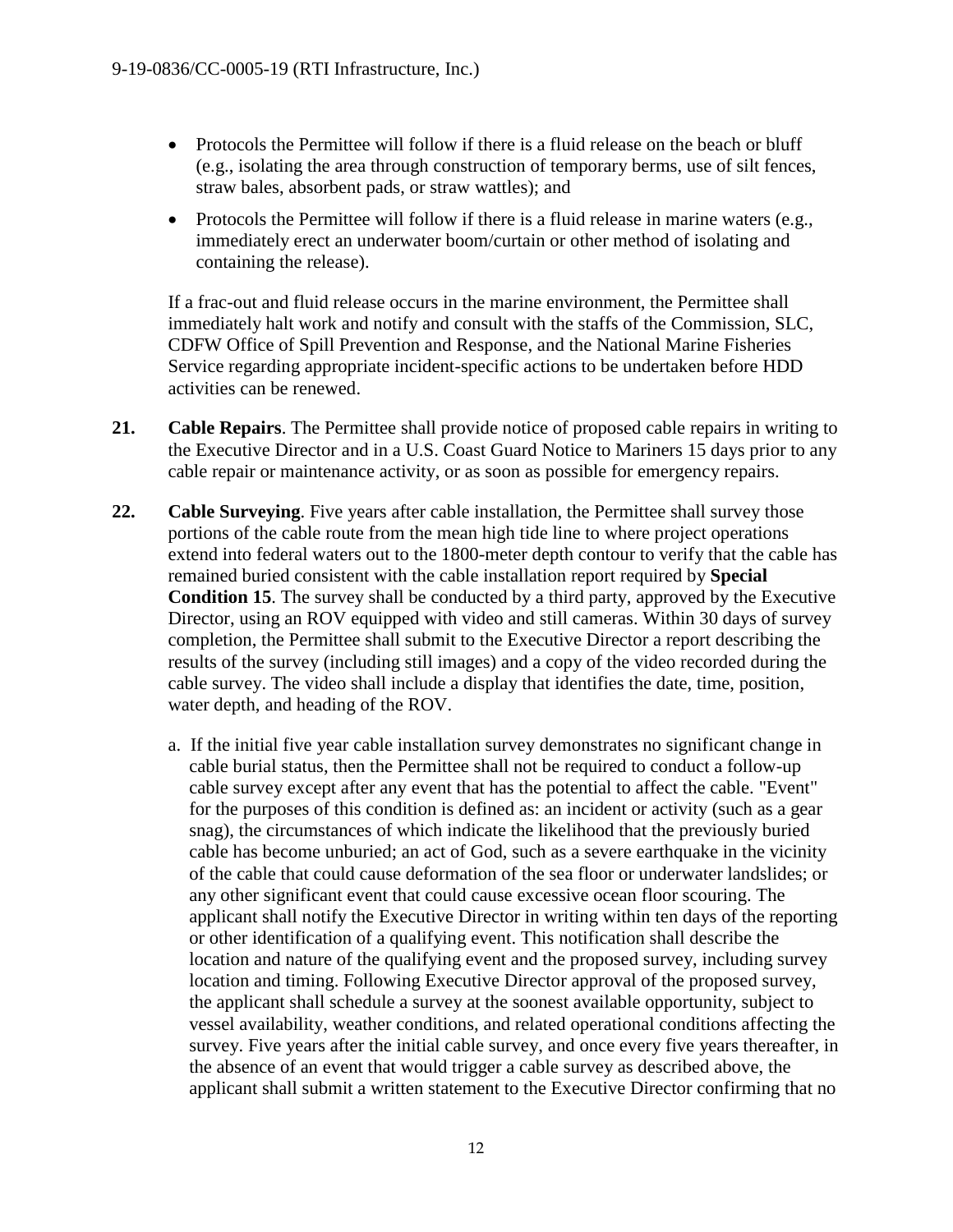- Protocols the Permittee will follow if there is a fluid release on the beach or bluff (e.g., isolating the area through construction of temporary berms, use of silt fences, straw bales, absorbent pads, or straw wattles); and
- Protocols the Permittee will follow if there is a fluid release in marine waters (e.g., immediately erect an underwater boom/curtain or other method of isolating and containing the release).

If a frac-out and fluid release occurs in the marine environment, the Permittee shall immediately halt work and notify and consult with the staffs of the Commission, SLC, CDFW Office of Spill Prevention and Response, and the National Marine Fisheries Service regarding appropriate incident-specific actions to be undertaken before HDD activities can be renewed.

**21. Cable Repairs**. The Permittee shall provide notice of proposed cable repairs in writing to the Executive Director and in a U.S. Coast Guard Notice to Mariners 15 days prior to any cable repair or maintenance activity, or as soon as possible for emergency repairs.

**22. Cable Surveying**. Five years after cable installation, the Permittee shall survey those portions of the cable route from the mean high tide line to where project operations extend into federal waters out to the 1800-meter depth contour to verify that the cable has remained buried consistent with the cable installation report required by **Special Condition 15**. The survey shall be conducted by a third party, approved by the Executive Director, using an ROV equipped with video and still cameras. Within 30 days of survey completion, the Permittee shall submit to the Executive Director a report describing the results of the survey (including still images) and a copy of the video recorded during the cable survey. The video shall include a display that identifies the date, time, position, water depth, and heading of the ROV.

a. If the initial five year cable installation survey demonstrates no significant change in cable burial status, then the Permittee shall not be required to conduct a follow-up cable survey except after any event that has the potential to affect the cable. "Event" for the purposes of this condition is defined as: an incident or activity (such as a gear snag), the circumstances of which indicate the likelihood that the previously buried cable has become unburied; an act of God, such as a severe earthquake in the vicinity of the cable that could cause deformation of the sea floor or underwater landslides; or any other significant event that could cause excessive ocean floor scouring. The applicant shall notify the Executive Director in writing within ten days of the reporting or other identification of a qualifying event. This notification shall describe the location and nature of the qualifying event and the proposed survey, including survey location and timing. Following Executive Director approval of the proposed survey, the applicant shall schedule a survey at the soonest available opportunity, subject to vessel availability, weather conditions, and related operational conditions affecting the survey. Five years after the initial cable survey, and once every five years thereafter, in the absence of an event that would trigger a cable survey as described above, the applicant shall submit a written statement to the Executive Director confirming that no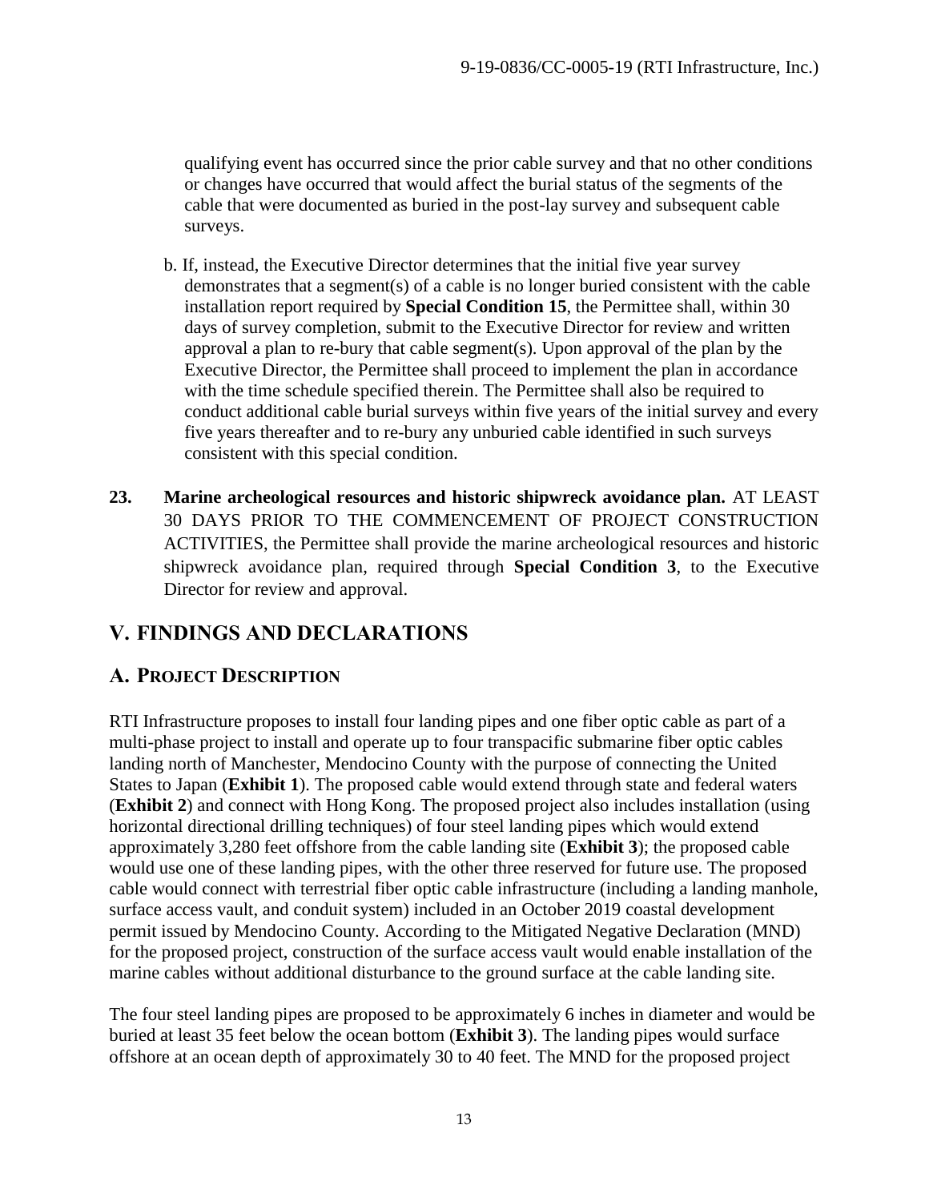qualifying event has occurred since the prior cable survey and that no other conditions or changes have occurred that would affect the burial status of the segments of the cable that were documented as buried in the post-lay survey and subsequent cable surveys.

b. If, instead, the Executive Director determines that the initial five year survey demonstrates that a segment(s) of a cable is no longer buried consistent with the cable installation report required by **Special Condition 15**, the Permittee shall, within 30 days of survey completion, submit to the Executive Director for review and written approval a plan to re-bury that cable segment(s). Upon approval of the plan by the Executive Director, the Permittee shall proceed to implement the plan in accordance with the time schedule specified therein. The Permittee shall also be required to conduct additional cable burial surveys within five years of the initial survey and every five years thereafter and to re-bury any unburied cable identified in such surveys consistent with this special condition.

**23. Marine archeological resources and historic shipwreck avoidance plan.** AT LEAST 30 DAYS PRIOR TO THE COMMENCEMENT OF PROJECT CONSTRUCTION ACTIVITIES, the Permittee shall provide the marine archeological resources and historic shipwreck avoidance plan, required through **Special Condition 3**, to the Executive Director for review and approval.

## V. FINDINGS AND DECLARATIONS

### A. PROJECT DESCRIPTION

RTI Infrastructure proposes to install four landing pipes and one fiber optic cable as part of a multi-phase project to install and operate up to four transpacific submarine fiber optic cables landing north of Manchester, Mendocino County with the purpose of connecting the United States to Japan (**Exhibit 1**). The proposed cable would extend through state and federal waters (**Exhibit 2**) and connect with Hong Kong. The proposed project also includes installation (using horizontal directional drilling techniques) of four steel landing pipes which would extend approximately 3,280 feet offshore from the cable landing site (**Exhibit 3**); the proposed cable would use one of these landing pipes, with the other three reserved for future use. The proposed cable would connect with terrestrial fiber optic cable infrastructure (including a landing manhole, surface access vault, and conduit system) included in an October 2019 coastal development permit issued by Mendocino County. According to the Mitigated Negative Declaration (MND) for the proposed project, construction of the surface access vault would enable installation of the marine cables without additional disturbance to the ground surface at the cable landing site.

The four steel landing pipes are proposed to be approximately 6 inches in diameter and would be buried at least 35 feet below the ocean bottom (**Exhibit 3**). The landing pipes would surface offshore at an ocean depth of approximately 30 to 40 feet. The MND for the proposed project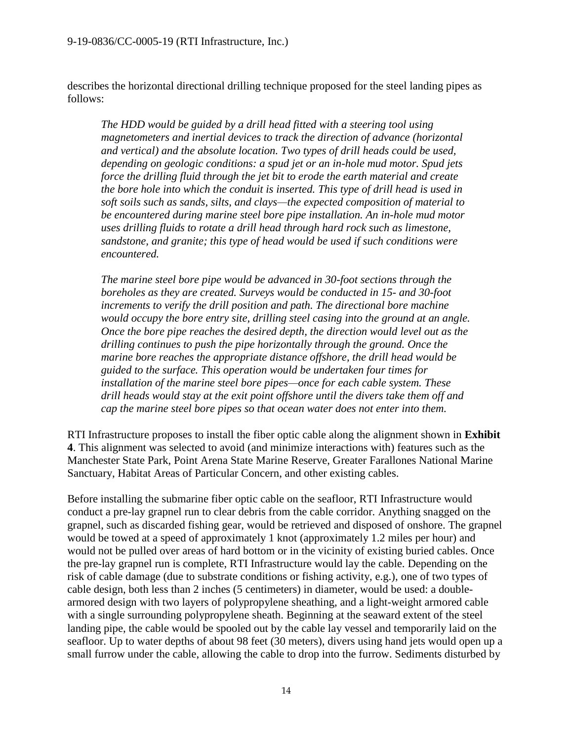describes the horizontal directional drilling technique proposed for the steel landing pipes as follows:

> *The HDD would be guided by a drill head fitted with a steering tool using magnetometers and inertial devices to track the direction of advance (horizontal and vertical) and the absolute location. Two types of drill heads could be used, depending on geologic conditions: a spud jet or an in-hole mud motor. Spud jets force the drilling fluid through the jet bit to erode the earth material and create the bore hole into which the conduit is inserted. This type of drill head is used in soft soils such as sands, silts, and clays—the expected composition of material to be encountered during marine steel bore pipe installation. An in-hole mud motor uses drilling fluids to rotate a drill head through hard rock such as limestone, sandstone, and granite; this type of head would be used if such conditions were encountered.*
>
> *The marine steel bore pipe would be advanced in 30-foot sections through the boreholes as they are created. Surveys would be conducted in 15- and 30-foot increments to verify the drill position and path. The directional bore machine would occupy the bore entry site, drilling steel casing into the ground at an angle. Once the bore pipe reaches the desired depth, the direction would level out as the drilling continues to push the pipe horizontally through the ground. Once the marine bore reaches the appropriate distance offshore, the drill head would be guided to the surface. This operation would be undertaken four times for installation of the marine steel bore pipes—once for each cable system. These drill heads would stay at the exit point offshore until the divers take them off and cap the marine steel bore pipes so that ocean water does not enter into them.*

RTI Infrastructure proposes to install the fiber optic cable along the alignment shown in **Exhibit 4**. This alignment was selected to avoid (and minimize interactions with) features such as the Manchester State Park, Point Arena State Marine Reserve, Greater Farallones National Marine Sanctuary, Habitat Areas of Particular Concern, and other existing cables.

Before installing the submarine fiber optic cable on the seafloor, RTI Infrastructure would conduct a pre-lay grapnel run to clear debris from the cable corridor. Anything snagged on the grapnel, such as discarded fishing gear, would be retrieved and disposed of onshore. The grapnel would be towed at a speed of approximately 1 knot (approximately 1.2 miles per hour) and would not be pulled over areas of hard bottom or in the vicinity of existing buried cables. Once the pre-lay grapnel run is complete, RTI Infrastructure would lay the cable. Depending on the risk of cable damage (due to substrate conditions or fishing activity, e.g.), one of two types of cable design, both less than 2 inches (5 centimeters) in diameter, would be used: a double-armored design with two layers of polypropylene sheathing, and a light-weight armored cable with a single surrounding polypropylene sheath. Beginning at the seaward extent of the steel landing pipe, the cable would be spooled out by the cable lay vessel and temporarily laid on the seafloor. Up to water depths of about 98 feet (30 meters), divers using hand jets would open up a small furrow under the cable, allowing the cable to drop into the furrow. Sediments disturbed by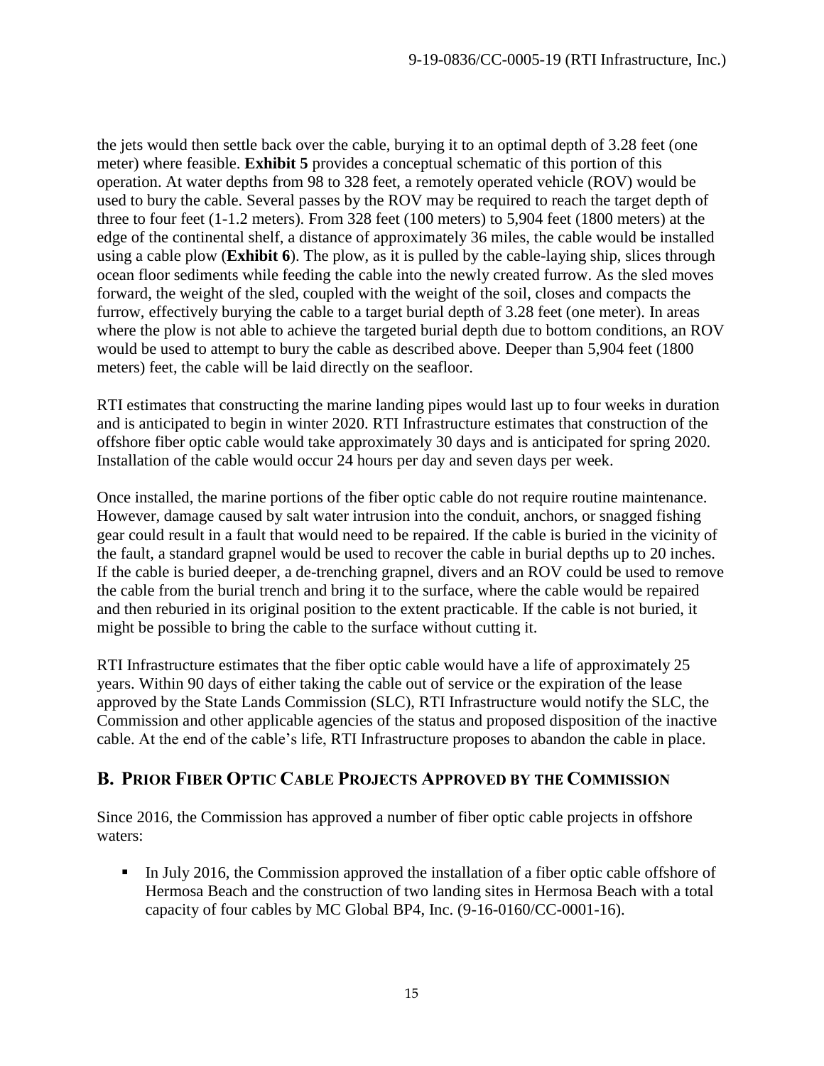the jets would then settle back over the cable, burying it to an optimal depth of 3.28 feet (one meter) where feasible. **Exhibit 5** provides a conceptual schematic of this portion of this operation. At water depths from 98 to 328 feet, a remotely operated vehicle (ROV) would be used to bury the cable. Several passes by the ROV may be required to reach the target depth of three to four feet (1-1.2 meters). From 328 feet (100 meters) to 5,904 feet (1800 meters) at the edge of the continental shelf, a distance of approximately 36 miles, the cable would be installed using a cable plow (**Exhibit 6**). The plow, as it is pulled by the cable-laying ship, slices through ocean floor sediments while feeding the cable into the newly created furrow. As the sled moves forward, the weight of the sled, coupled with the weight of the soil, closes and compacts the furrow, effectively burying the cable to a target burial depth of 3.28 feet (one meter). In areas where the plow is not able to achieve the targeted burial depth due to bottom conditions, an ROV would be used to attempt to bury the cable as described above. Deeper than 5,904 feet (1800 meters) feet, the cable will be laid directly on the seafloor.

RTI estimates that constructing the marine landing pipes would last up to four weeks in duration and is anticipated to begin in winter 2020. RTI Infrastructure estimates that construction of the offshore fiber optic cable would take approximately 30 days and is anticipated for spring 2020. Installation of the cable would occur 24 hours per day and seven days per week.

Once installed, the marine portions of the fiber optic cable do not require routine maintenance. However, damage caused by salt water intrusion into the conduit, anchors, or snagged fishing gear could result in a fault that would need to be repaired. If the cable is buried in the vicinity of the fault, a standard grapnel would be used to recover the cable in burial depths up to 20 inches. If the cable is buried deeper, a de-trenching grapnel, divers and an ROV could be used to remove the cable from the burial trench and bring it to the surface, where the cable would be repaired and then reburied in its original position to the extent practicable. If the cable is not buried, it might be possible to bring the cable to the surface without cutting it.

RTI Infrastructure estimates that the fiber optic cable would have a life of approximately 25 years. Within 90 days of either taking the cable out of service or the expiration of the lease approved by the State Lands Commission (SLC), RTI Infrastructure would notify the SLC, the Commission and other applicable agencies of the status and proposed disposition of the inactive cable. At the end of the cable's life, RTI Infrastructure proposes to abandon the cable in place.

## B. Prior Fiber Optic Cable Projects Approved by the Commission

Since 2016, the Commission has approved a number of fiber optic cable projects in offshore waters:

- In July 2016, the Commission approved the installation of a fiber optic cable offshore of Hermosa Beach and the construction of two landing sites in Hermosa Beach with a total capacity of four cables by MC Global BP4, Inc. (9-16-0160/CC-0001-16).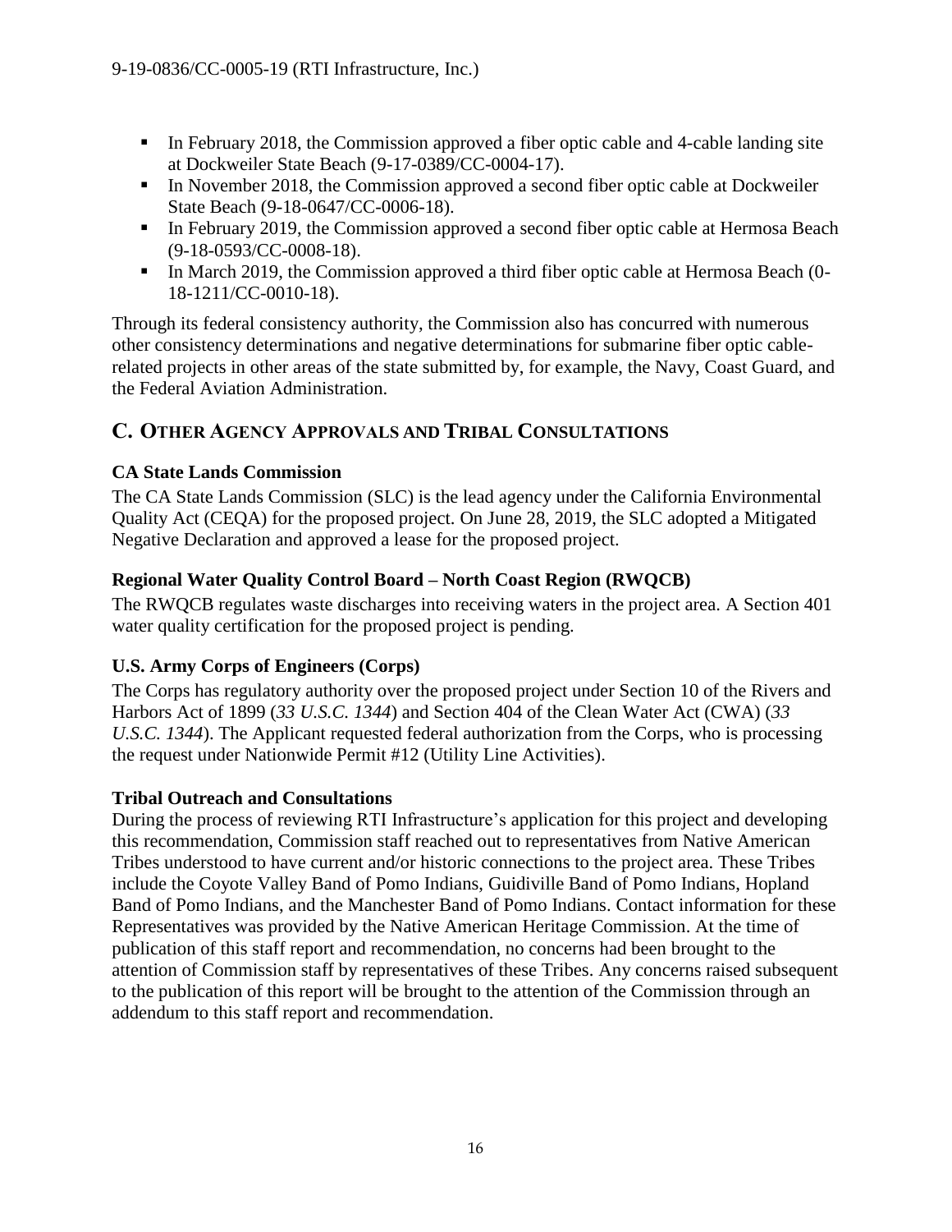- In February 2018, the Commission approved a fiber optic cable and 4-cable landing site at Dockweiler State Beach (9-17-0389/CC-0004-17).
- In November 2018, the Commission approved a second fiber optic cable at Dockweiler State Beach (9-18-0647/CC-0006-18).
- In February 2019, the Commission approved a second fiber optic cable at Hermosa Beach (9-18-0593/CC-0008-18).
- In March 2019, the Commission approved a third fiber optic cable at Hermosa Beach (0-18-1211/CC-0010-18).

Through its federal consistency authority, the Commission also has concurred with numerous other consistency determinations and negative determinations for submarine fiber optic cable-related projects in other areas of the state submitted by, for example, the Navy, Coast Guard, and the Federal Aviation Administration.

## C. OTHER AGENCY APPROVALS AND TRIBAL CONSULTATIONS

### CA State Lands Commission

The CA State Lands Commission (SLC) is the lead agency under the California Environmental Quality Act (CEQA) for the proposed project. On June 28, 2019, the SLC adopted a Mitigated Negative Declaration and approved a lease for the proposed project.

### Regional Water Quality Control Board – North Coast Region (RWQCB)

The RWQCB regulates waste discharges into receiving waters in the project area. A Section 401 water quality certification for the proposed project is pending.

### U.S. Army Corps of Engineers (Corps)

The Corps has regulatory authority over the proposed project under Section 10 of the Rivers and Harbors Act of 1899 (*33 U.S.C. 1344*) and Section 404 of the Clean Water Act (CWA) (*33 U.S.C. 1344*). The Applicant requested federal authorization from the Corps, who is processing the request under Nationwide Permit #12 (Utility Line Activities).

### Tribal Outreach and Consultations

During the process of reviewing RTI Infrastructure's application for this project and developing this recommendation, Commission staff reached out to representatives from Native American Tribes understood to have current and/or historic connections to the project area. These Tribes include the Coyote Valley Band of Pomo Indians, Guidiville Band of Pomo Indians, Hopland Band of Pomo Indians, and the Manchester Band of Pomo Indians. Contact information for these Representatives was provided by the Native American Heritage Commission. At the time of publication of this staff report and recommendation, no concerns had been brought to the attention of Commission staff by representatives of these Tribes. Any concerns raised subsequent to the publication of this report will be brought to the attention of the Commission through an addendum to this staff report and recommendation.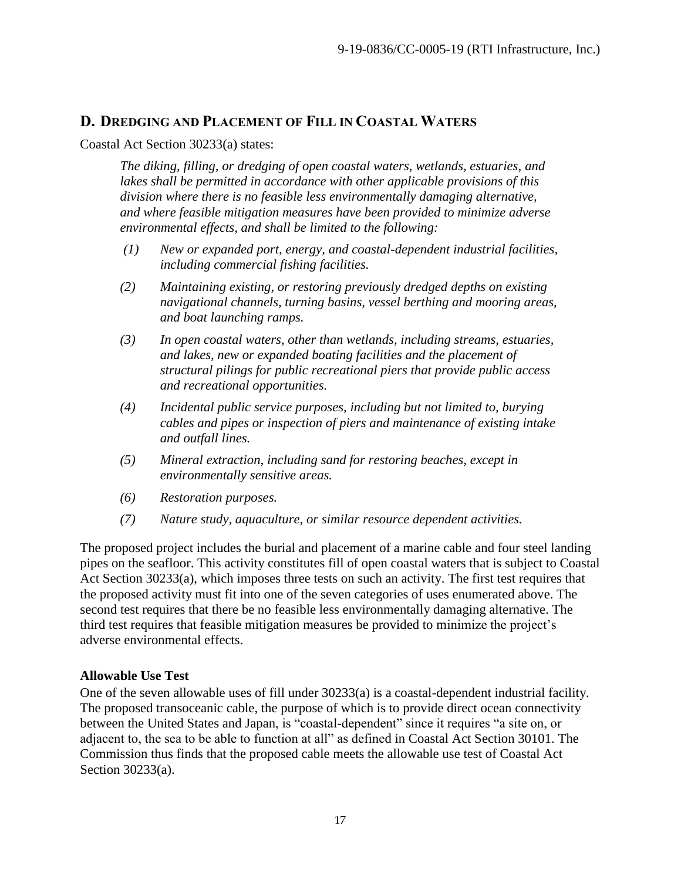## D. Dredging and Placement of Fill in Coastal Waters

Coastal Act Section 30233(a) states:

> *The diking, filling, or dredging of open coastal waters, wetlands, estuaries, and lakes shall be permitted in accordance with other applicable provisions of this division where there is no feasible less environmentally damaging alternative, and where feasible mitigation measures have been provided to minimize adverse environmental effects, and shall be limited to the following:*
>
> *(1) New or expanded port, energy, and coastal-dependent industrial facilities, including commercial fishing facilities.*
>
> *(2) Maintaining existing, or restoring previously dredged depths on existing navigational channels, turning basins, vessel berthing and mooring areas, and boat launching ramps.*
>
> *(3) In open coastal waters, other than wetlands, including streams, estuaries, and lakes, new or expanded boating facilities and the placement of structural pilings for public recreational piers that provide public access and recreational opportunities.*
>
> *(4) Incidental public service purposes, including but not limited to, burying cables and pipes or inspection of piers and maintenance of existing intake and outfall lines.*
>
> *(5) Mineral extraction, including sand for restoring beaches, except in environmentally sensitive areas.*
>
> *(6) Restoration purposes.*
>
> *(7) Nature study, aquaculture, or similar resource dependent activities.*

The proposed project includes the burial and placement of a marine cable and four steel landing pipes on the seafloor. This activity constitutes fill of open coastal waters that is subject to Coastal Act Section 30233(a), which imposes three tests on such an activity. The first test requires that the proposed activity must fit into one of the seven categories of uses enumerated above. The second test requires that there be no feasible less environmentally damaging alternative. The third test requires that feasible mitigation measures be provided to minimize the project's adverse environmental effects.

**Allowable Use Test**

One of the seven allowable uses of fill under 30233(a) is a coastal-dependent industrial facility. The proposed transoceanic cable, the purpose of which is to provide direct ocean connectivity between the United States and Japan, is "coastal-dependent" since it requires "a site on, or adjacent to, the sea to be able to function at all" as defined in Coastal Act Section 30101. The Commission thus finds that the proposed cable meets the allowable use test of Coastal Act Section 30233(a).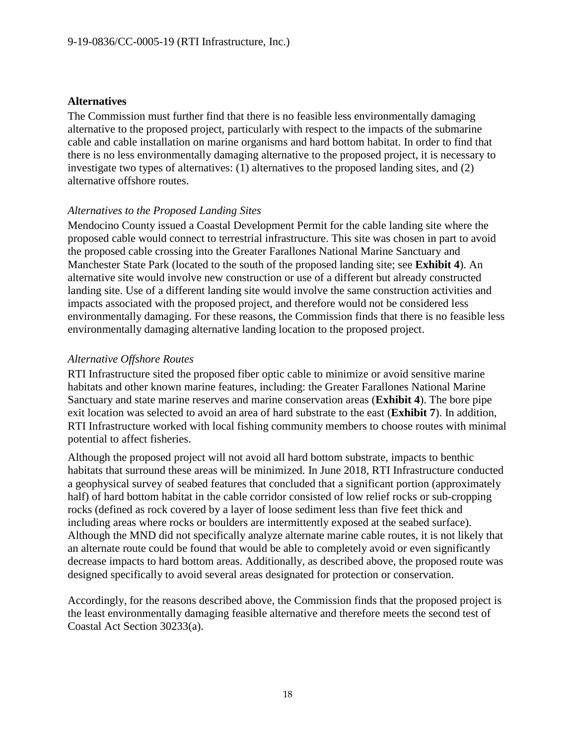**Alternatives**

The Commission must further find that there is no feasible less environmentally damaging alternative to the proposed project, particularly with respect to the impacts of the submarine cable and cable installation on marine organisms and hard bottom habitat. In order to find that there is no less environmentally damaging alternative to the proposed project, it is necessary to investigate two types of alternatives: (1) alternatives to the proposed landing sites, and (2) alternative offshore routes.

*Alternatives to the Proposed Landing Sites*

Mendocino County issued a Coastal Development Permit for the cable landing site where the proposed cable would connect to terrestrial infrastructure. This site was chosen in part to avoid the proposed cable crossing into the Greater Farallones National Marine Sanctuary and Manchester State Park (located to the south of the proposed landing site; see **Exhibit 4**). An alternative site would involve new construction or use of a different but already constructed landing site. Use of a different landing site would involve the same construction activities and impacts associated with the proposed project, and therefore would not be considered less environmentally damaging. For these reasons, the Commission finds that there is no feasible less environmentally damaging alternative landing location to the proposed project.

*Alternative Offshore Routes*

RTI Infrastructure sited the proposed fiber optic cable to minimize or avoid sensitive marine habitats and other known marine features, including: the Greater Farallones National Marine Sanctuary and state marine reserves and marine conservation areas (**Exhibit 4**). The bore pipe exit location was selected to avoid an area of hard substrate to the east (**Exhibit 7**). In addition, RTI Infrastructure worked with local fishing community members to choose routes with minimal potential to affect fisheries.

Although the proposed project will not avoid all hard bottom substrate, impacts to benthic habitats that surround these areas will be minimized. In June 2018, RTI Infrastructure conducted a geophysical survey of seabed features that concluded that a significant portion (approximately half) of hard bottom habitat in the cable corridor consisted of low relief rocks or sub-cropping rocks (defined as rock covered by a layer of loose sediment less than five feet thick and including areas where rocks or boulders are intermittently exposed at the seabed surface). Although the MND did not specifically analyze alternate marine cable routes, it is not likely that an alternate route could be found that would be able to completely avoid or even significantly decrease impacts to hard bottom areas. Additionally, as described above, the proposed route was designed specifically to avoid several areas designated for protection or conservation.

Accordingly, for the reasons described above, the Commission finds that the proposed project is the least environmentally damaging feasible alternative and therefore meets the second test of Coastal Act Section 30233(a).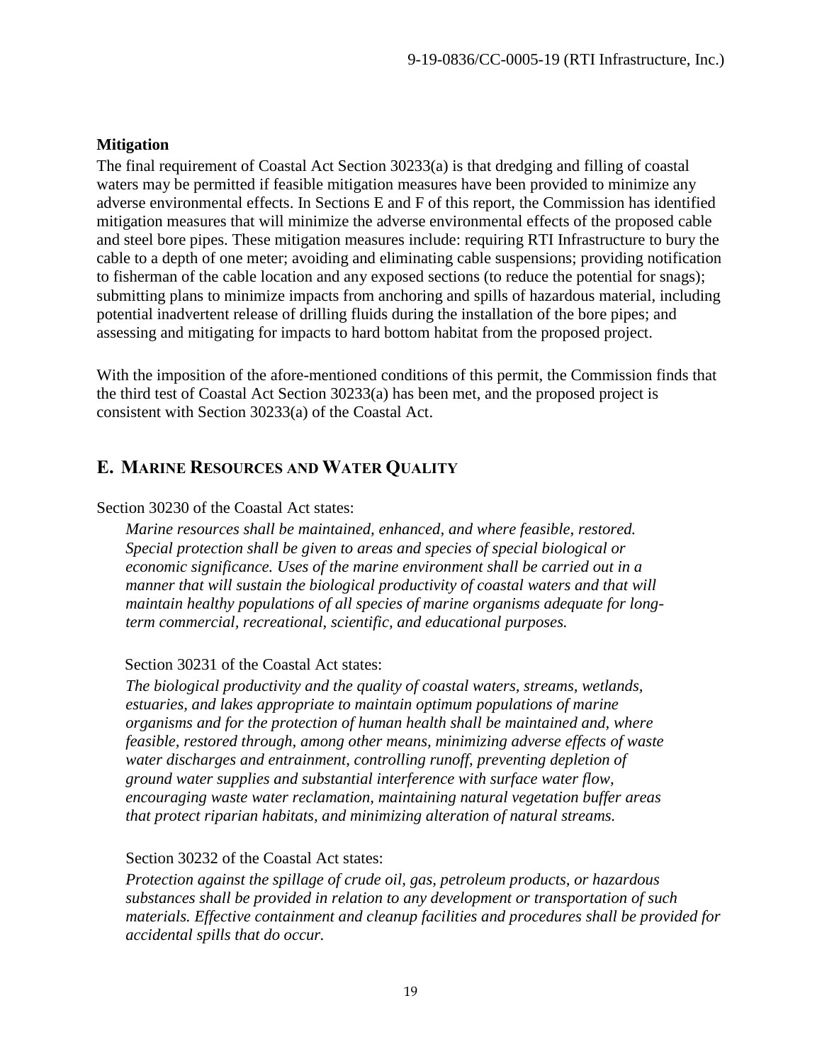**Mitigation**

The final requirement of Coastal Act Section 30233(a) is that dredging and filling of coastal waters may be permitted if feasible mitigation measures have been provided to minimize any adverse environmental effects. In Sections E and F of this report, the Commission has identified mitigation measures that will minimize the adverse environmental effects of the proposed cable and steel bore pipes. These mitigation measures include: requiring RTI Infrastructure to bury the cable to a depth of one meter; avoiding and eliminating cable suspensions; providing notification to fisherman of the cable location and any exposed sections (to reduce the potential for snags); submitting plans to minimize impacts from anchoring and spills of hazardous material, including potential inadvertent release of drilling fluids during the installation of the bore pipes; and assessing and mitigating for impacts to hard bottom habitat from the proposed project.

With the imposition of the afore-mentioned conditions of this permit, the Commission finds that the third test of Coastal Act Section 30233(a) has been met, and the proposed project is consistent with Section 30233(a) of the Coastal Act.

## E. MARINE RESOURCES AND WATER QUALITY

Section 30230 of the Coastal Act states:

*Marine resources shall be maintained, enhanced, and where feasible, restored. Special protection shall be given to areas and species of special biological or economic significance. Uses of the marine environment shall be carried out in a manner that will sustain the biological productivity of coastal waters and that will maintain healthy populations of all species of marine organisms adequate for long-term commercial, recreational, scientific, and educational purposes.*

Section 30231 of the Coastal Act states:

*The biological productivity and the quality of coastal waters, streams, wetlands, estuaries, and lakes appropriate to maintain optimum populations of marine organisms and for the protection of human health shall be maintained and, where feasible, restored through, among other means, minimizing adverse effects of waste water discharges and entrainment, controlling runoff, preventing depletion of ground water supplies and substantial interference with surface water flow, encouraging waste water reclamation, maintaining natural vegetation buffer areas that protect riparian habitats, and minimizing alteration of natural streams.*

Section 30232 of the Coastal Act states:

*Protection against the spillage of crude oil, gas, petroleum products, or hazardous substances shall be provided in relation to any development or transportation of such materials. Effective containment and cleanup facilities and procedures shall be provided for accidental spills that do occur.*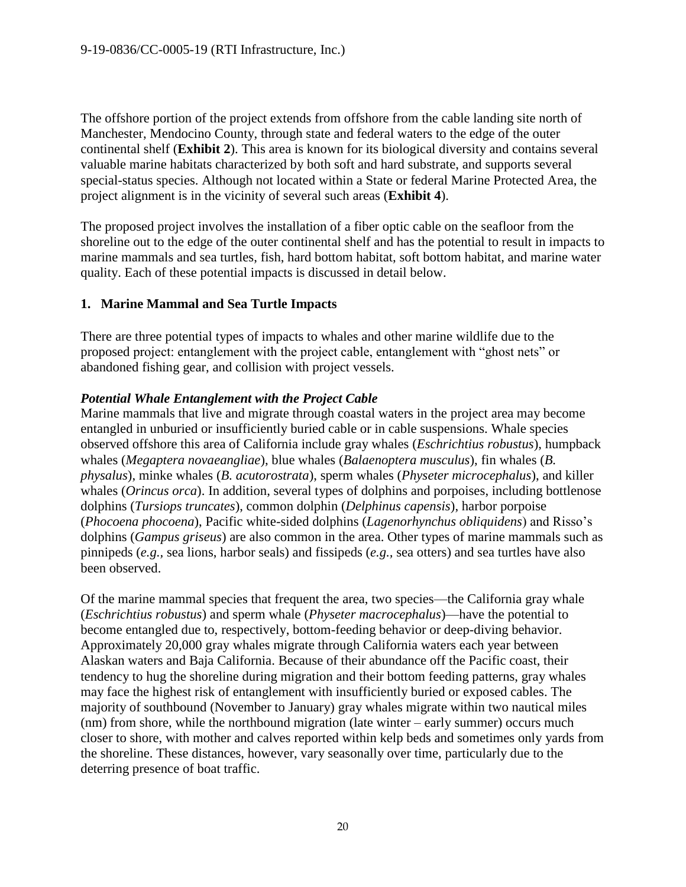The offshore portion of the project extends from offshore from the cable landing site north of Manchester, Mendocino County, through state and federal waters to the edge of the outer continental shelf (**Exhibit 2**). This area is known for its biological diversity and contains several valuable marine habitats characterized by both soft and hard substrate, and supports several special-status species. Although not located within a State or federal Marine Protected Area, the project alignment is in the vicinity of several such areas (**Exhibit 4**).

The proposed project involves the installation of a fiber optic cable on the seafloor from the shoreline out to the edge of the outer continental shelf and has the potential to result in impacts to marine mammals and sea turtles, fish, hard bottom habitat, soft bottom habitat, and marine water quality. Each of these potential impacts is discussed in detail below.

## 1. Marine Mammal and Sea Turtle Impacts

There are three potential types of impacts to whales and other marine wildlife due to the proposed project: entanglement with the project cable, entanglement with "ghost nets" or abandoned fishing gear, and collision with project vessels.

***Potential Whale Entanglement with the Project Cable***

Marine mammals that live and migrate through coastal waters in the project area may become entangled in unburied or insufficiently buried cable or in cable suspensions. Whale species observed offshore this area of California include gray whales (*Eschrichtius robustus*), humpback whales (*Megaptera novaeangliae*), blue whales (*Balaenoptera musculus*), fin whales (*B. physalus*), minke whales (*B. acutorostrata*), sperm whales (*Physeter microcephalus*), and killer whales (*Orincus orca*). In addition, several types of dolphins and porpoises, including bottlenose dolphins (*Tursiops truncates*), common dolphin (*Delphinus capensis*), harbor porpoise (*Phocoena phocoena*), Pacific white-sided dolphins (*Lagenorhynchus obliquidens*) and Risso's dolphins (*Gampus griseus*) are also common in the area. Other types of marine mammals such as pinnipeds (*e.g.,* sea lions, harbor seals) and fissipeds (*e.g.,* sea otters) and sea turtles have also been observed.

Of the marine mammal species that frequent the area, two species—the California gray whale (*Eschrichtius robustus*) and sperm whale (*Physeter macrocephalus*)—have the potential to become entangled due to, respectively, bottom-feeding behavior or deep-diving behavior. Approximately 20,000 gray whales migrate through California waters each year between Alaskan waters and Baja California. Because of their abundance off the Pacific coast, their tendency to hug the shoreline during migration and their bottom feeding patterns, gray whales may face the highest risk of entanglement with insufficiently buried or exposed cables. The majority of southbound (November to January) gray whales migrate within two nautical miles (nm) from shore, while the northbound migration (late winter – early summer) occurs much closer to shore, with mother and calves reported within kelp beds and sometimes only yards from the shoreline. These distances, however, vary seasonally over time, particularly due to the deterring presence of boat traffic.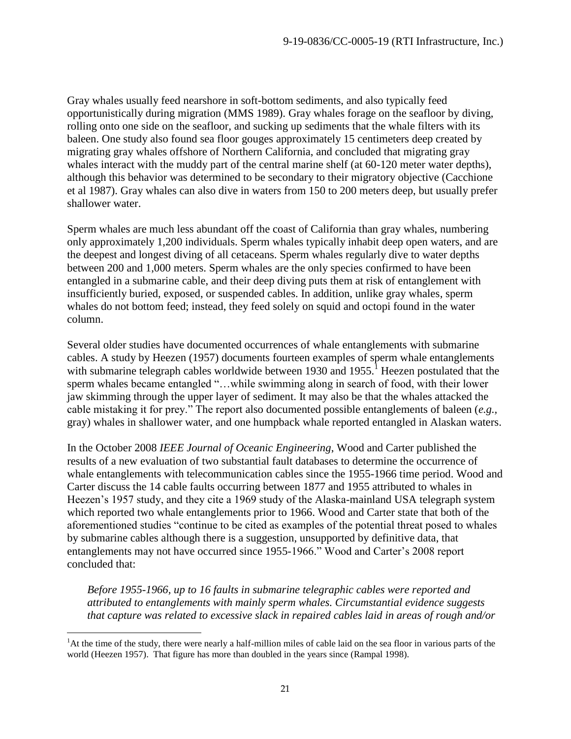Gray whales usually feed nearshore in soft-bottom sediments, and also typically feed opportunistically during migration (MMS 1989). Gray whales forage on the seafloor by diving, rolling onto one side on the seafloor, and sucking up sediments that the whale filters with its baleen. One study also found sea floor gouges approximately 15 centimeters deep created by migrating gray whales offshore of Northern California, and concluded that migrating gray whales interact with the muddy part of the central marine shelf (at 60-120 meter water depths), although this behavior was determined to be secondary to their migratory objective (Cacchione et al 1987). Gray whales can also dive in waters from 150 to 200 meters deep, but usually prefer shallower water.

Sperm whales are much less abundant off the coast of California than gray whales, numbering only approximately 1,200 individuals. Sperm whales typically inhabit deep open waters, and are the deepest and longest diving of all cetaceans. Sperm whales regularly dive to water depths between 200 and 1,000 meters. Sperm whales are the only species confirmed to have been entangled in a submarine cable, and their deep diving puts them at risk of entanglement with insufficiently buried, exposed, or suspended cables. In addition, unlike gray whales, sperm whales do not bottom feed; instead, they feed solely on squid and octopi found in the water column.

Several older studies have documented occurrences of whale entanglements with submarine cables. A study by Heezen (1957) documents fourteen examples of sperm whale entanglements with submarine telegraph cables worldwide between 1930 and 1955.[1] Heezen postulated that the sperm whales became entangled "…while swimming along in search of food, with their lower jaw skimming through the upper layer of sediment. It may also be that the whales attacked the cable mistaking it for prey." The report also documented possible entanglements of baleen (*e.g.*, gray) whales in shallower water, and one humpback whale reported entangled in Alaskan waters.

In the October 2008 *IEEE Journal of Oceanic Engineering*, Wood and Carter published the results of a new evaluation of two substantial fault databases to determine the occurrence of whale entanglements with telecommunication cables since the 1955-1966 time period. Wood and Carter discuss the 14 cable faults occurring between 1877 and 1955 attributed to whales in Heezen's 1957 study, and they cite a 1969 study of the Alaska-mainland USA telegraph system which reported two whale entanglements prior to 1966. Wood and Carter state that both of the aforementioned studies "continue to be cited as examples of the potential threat posed to whales by submarine cables although there is a suggestion, unsupported by definitive data, that entanglements may not have occurred since 1955-1966." Wood and Carter's 2008 report concluded that:

> *Before 1955-1966, up to 16 faults in submarine telegraphic cables were reported and attributed to entanglements with mainly sperm whales. Circumstantial evidence suggests that capture was related to excessive slack in repaired cables laid in areas of rough and/or*

[1] At the time of the study, there were nearly a half-million miles of cable laid on the sea floor in various parts of the world (Heezen 1957). That figure has more than doubled in the years since (Rampal 1998).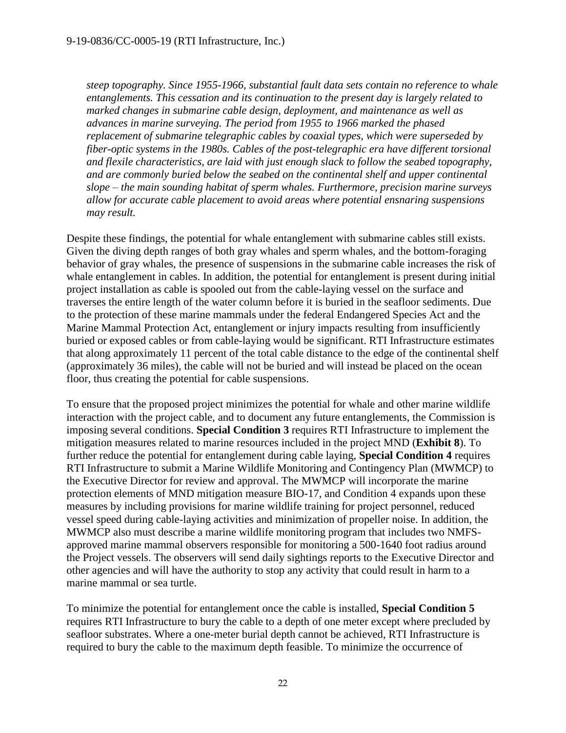*steep topography. Since 1955-1966, substantial fault data sets contain no reference to whale entanglements. This cessation and its continuation to the present day is largely related to marked changes in submarine cable design, deployment, and maintenance as well as advances in marine surveying. The period from 1955 to 1966 marked the phased replacement of submarine telegraphic cables by coaxial types, which were superseded by fiber-optic systems in the 1980s. Cables of the post-telegraphic era have different torsional and flexile characteristics, are laid with just enough slack to follow the seabed topography, and are commonly buried below the seabed on the continental shelf and upper continental slope – the main sounding habitat of sperm whales. Furthermore, precision marine surveys allow for accurate cable placement to avoid areas where potential ensnaring suspensions may result.*

Despite these findings, the potential for whale entanglement with submarine cables still exists. Given the diving depth ranges of both gray whales and sperm whales, and the bottom-foraging behavior of gray whales, the presence of suspensions in the submarine cable increases the risk of whale entanglement in cables. In addition, the potential for entanglement is present during initial project installation as cable is spooled out from the cable-laying vessel on the surface and traverses the entire length of the water column before it is buried in the seafloor sediments. Due to the protection of these marine mammals under the federal Endangered Species Act and the Marine Mammal Protection Act, entanglement or injury impacts resulting from insufficiently buried or exposed cables or from cable-laying would be significant. RTI Infrastructure estimates that along approximately 11 percent of the total cable distance to the edge of the continental shelf (approximately 36 miles), the cable will not be buried and will instead be placed on the ocean floor, thus creating the potential for cable suspensions.

To ensure that the proposed project minimizes the potential for whale and other marine wildlife interaction with the project cable, and to document any future entanglements, the Commission is imposing several conditions. **Special Condition 3** requires RTI Infrastructure to implement the mitigation measures related to marine resources included in the project MND (**Exhibit 8**). To further reduce the potential for entanglement during cable laying, **Special Condition 4** requires RTI Infrastructure to submit a Marine Wildlife Monitoring and Contingency Plan (MWMCP) to the Executive Director for review and approval. The MWMCP will incorporate the marine protection elements of MND mitigation measure BIO-17, and Condition 4 expands upon these measures by including provisions for marine wildlife training for project personnel, reduced vessel speed during cable-laying activities and minimization of propeller noise. In addition, the MWMCP also must describe a marine wildlife monitoring program that includes two NMFS-approved marine mammal observers responsible for monitoring a 500-1640 foot radius around the Project vessels. The observers will send daily sightings reports to the Executive Director and other agencies and will have the authority to stop any activity that could result in harm to a marine mammal or sea turtle.

To minimize the potential for entanglement once the cable is installed, **Special Condition 5** requires RTI Infrastructure to bury the cable to a depth of one meter except where precluded by seafloor substrates. Where a one-meter burial depth cannot be achieved, RTI Infrastructure is required to bury the cable to the maximum depth feasible. To minimize the occurrence of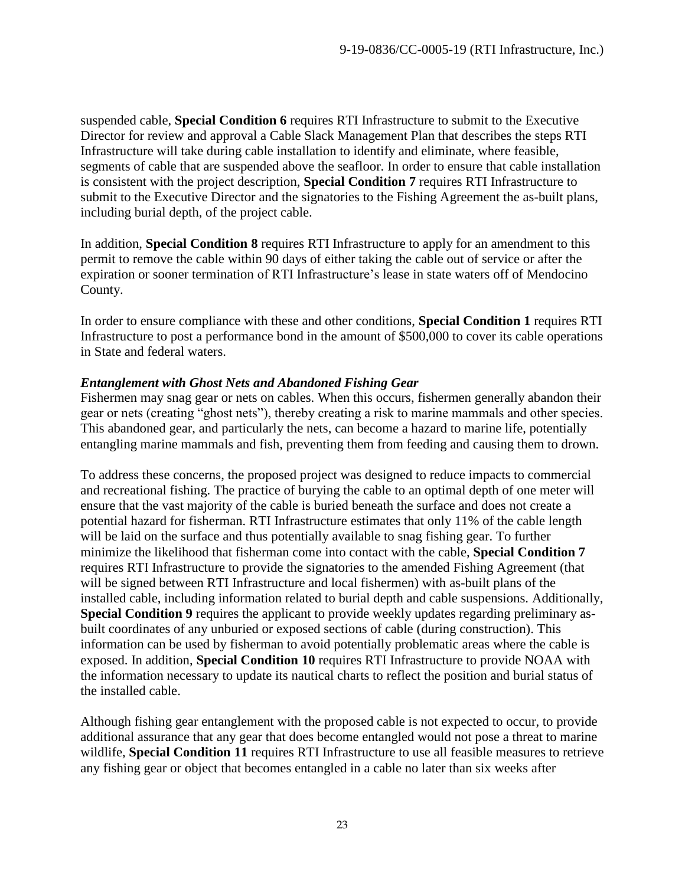suspended cable, **Special Condition 6** requires RTI Infrastructure to submit to the Executive Director for review and approval a Cable Slack Management Plan that describes the steps RTI Infrastructure will take during cable installation to identify and eliminate, where feasible, segments of cable that are suspended above the seafloor. In order to ensure that cable installation is consistent with the project description, **Special Condition 7** requires RTI Infrastructure to submit to the Executive Director and the signatories to the Fishing Agreement the as-built plans, including burial depth, of the project cable.

In addition, **Special Condition 8** requires RTI Infrastructure to apply for an amendment to this permit to remove the cable within 90 days of either taking the cable out of service or after the expiration or sooner termination of RTI Infrastructure's lease in state waters off of Mendocino County.

In order to ensure compliance with these and other conditions, **Special Condition 1** requires RTI Infrastructure to post a performance bond in the amount of $500,000 to cover its cable operations in State and federal waters.

***Entanglement with Ghost Nets and Abandoned Fishing Gear***

Fishermen may snag gear or nets on cables. When this occurs, fishermen generally abandon their gear or nets (creating "ghost nets"), thereby creating a risk to marine mammals and other species. This abandoned gear, and particularly the nets, can become a hazard to marine life, potentially entangling marine mammals and fish, preventing them from feeding and causing them to drown.

To address these concerns, the proposed project was designed to reduce impacts to commercial and recreational fishing. The practice of burying the cable to an optimal depth of one meter will ensure that the vast majority of the cable is buried beneath the surface and does not create a potential hazard for fisherman. RTI Infrastructure estimates that only 11% of the cable length will be laid on the surface and thus potentially available to snag fishing gear. To further minimize the likelihood that fisherman come into contact with the cable, **Special Condition 7** requires RTI Infrastructure to provide the signatories to the amended Fishing Agreement (that will be signed between RTI Infrastructure and local fishermen) with as-built plans of the installed cable, including information related to burial depth and cable suspensions. Additionally, **Special Condition 9** requires the applicant to provide weekly updates regarding preliminary as-built coordinates of any unburied or exposed sections of cable (during construction). This information can be used by fisherman to avoid potentially problematic areas where the cable is exposed. In addition, **Special Condition 10** requires RTI Infrastructure to provide NOAA with the information necessary to update its nautical charts to reflect the position and burial status of the installed cable.

Although fishing gear entanglement with the proposed cable is not expected to occur, to provide additional assurance that any gear that does become entangled would not pose a threat to marine wildlife, **Special Condition 11** requires RTI Infrastructure to use all feasible measures to retrieve any fishing gear or object that becomes entangled in a cable no later than six weeks after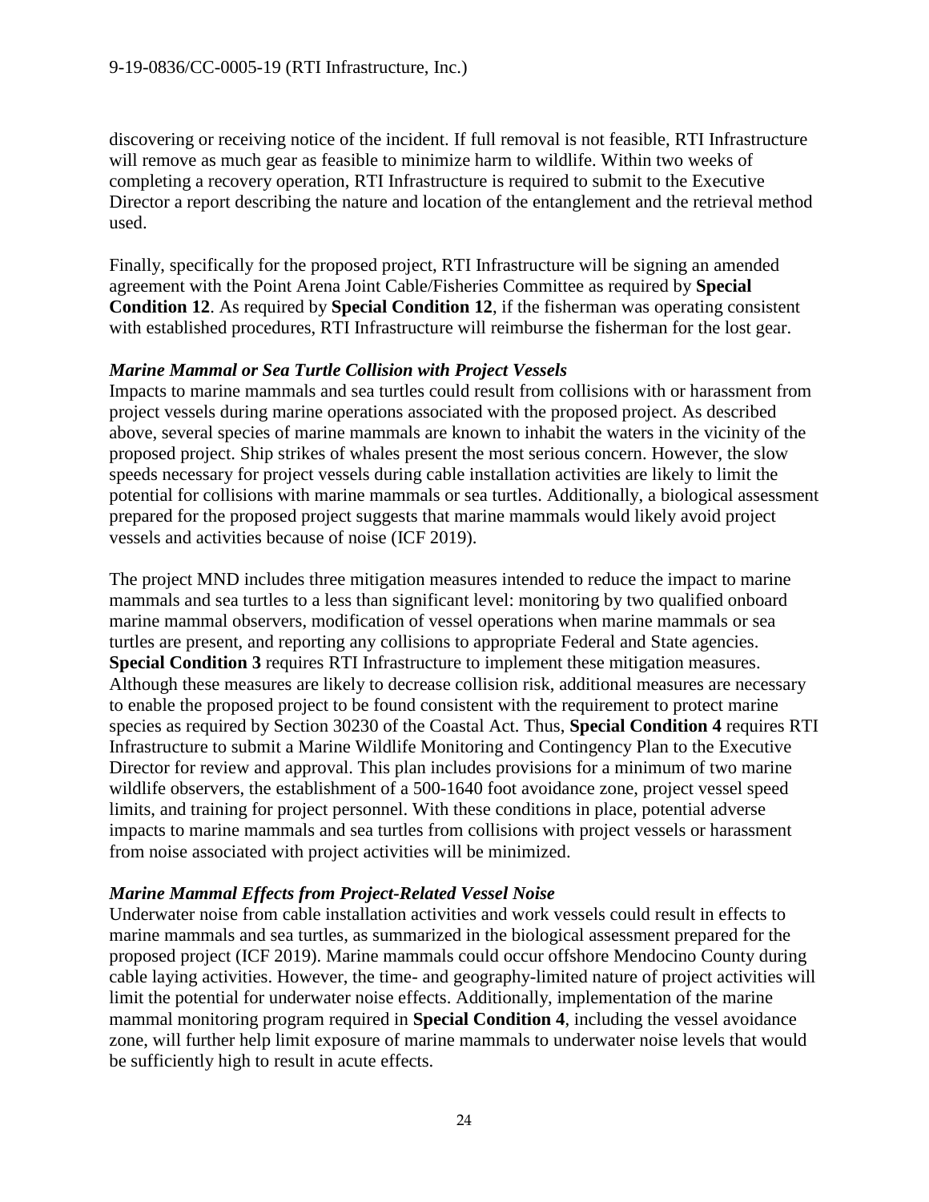discovering or receiving notice of the incident. If full removal is not feasible, RTI Infrastructure will remove as much gear as feasible to minimize harm to wildlife. Within two weeks of completing a recovery operation, RTI Infrastructure is required to submit to the Executive Director a report describing the nature and location of the entanglement and the retrieval method used.

Finally, specifically for the proposed project, RTI Infrastructure will be signing an amended agreement with the Point Arena Joint Cable/Fisheries Committee as required by **Special Condition 12**. As required by **Special Condition 12**, if the fisherman was operating consistent with established procedures, RTI Infrastructure will reimburse the fisherman for the lost gear.

***Marine Mammal or Sea Turtle Collision with Project Vessels***

Impacts to marine mammals and sea turtles could result from collisions with or harassment from project vessels during marine operations associated with the proposed project. As described above, several species of marine mammals are known to inhabit the waters in the vicinity of the proposed project. Ship strikes of whales present the most serious concern. However, the slow speeds necessary for project vessels during cable installation activities are likely to limit the potential for collisions with marine mammals or sea turtles. Additionally, a biological assessment prepared for the proposed project suggests that marine mammals would likely avoid project vessels and activities because of noise (ICF 2019).

The project MND includes three mitigation measures intended to reduce the impact to marine mammals and sea turtles to a less than significant level: monitoring by two qualified onboard marine mammal observers, modification of vessel operations when marine mammals or sea turtles are present, and reporting any collisions to appropriate Federal and State agencies. **Special Condition 3** requires RTI Infrastructure to implement these mitigation measures. Although these measures are likely to decrease collision risk, additional measures are necessary to enable the proposed project to be found consistent with the requirement to protect marine species as required by Section 30230 of the Coastal Act. Thus, **Special Condition 4** requires RTI Infrastructure to submit a Marine Wildlife Monitoring and Contingency Plan to the Executive Director for review and approval. This plan includes provisions for a minimum of two marine wildlife observers, the establishment of a 500-1640 foot avoidance zone, project vessel speed limits, and training for project personnel. With these conditions in place, potential adverse impacts to marine mammals and sea turtles from collisions with project vessels or harassment from noise associated with project activities will be minimized.

***Marine Mammal Effects from Project-Related Vessel Noise***

Underwater noise from cable installation activities and work vessels could result in effects to marine mammals and sea turtles, as summarized in the biological assessment prepared for the proposed project (ICF 2019). Marine mammals could occur offshore Mendocino County during cable laying activities. However, the time- and geography-limited nature of project activities will limit the potential for underwater noise effects. Additionally, implementation of the marine mammal monitoring program required in **Special Condition 4**, including the vessel avoidance zone, will further help limit exposure of marine mammals to underwater noise levels that would be sufficiently high to result in acute effects.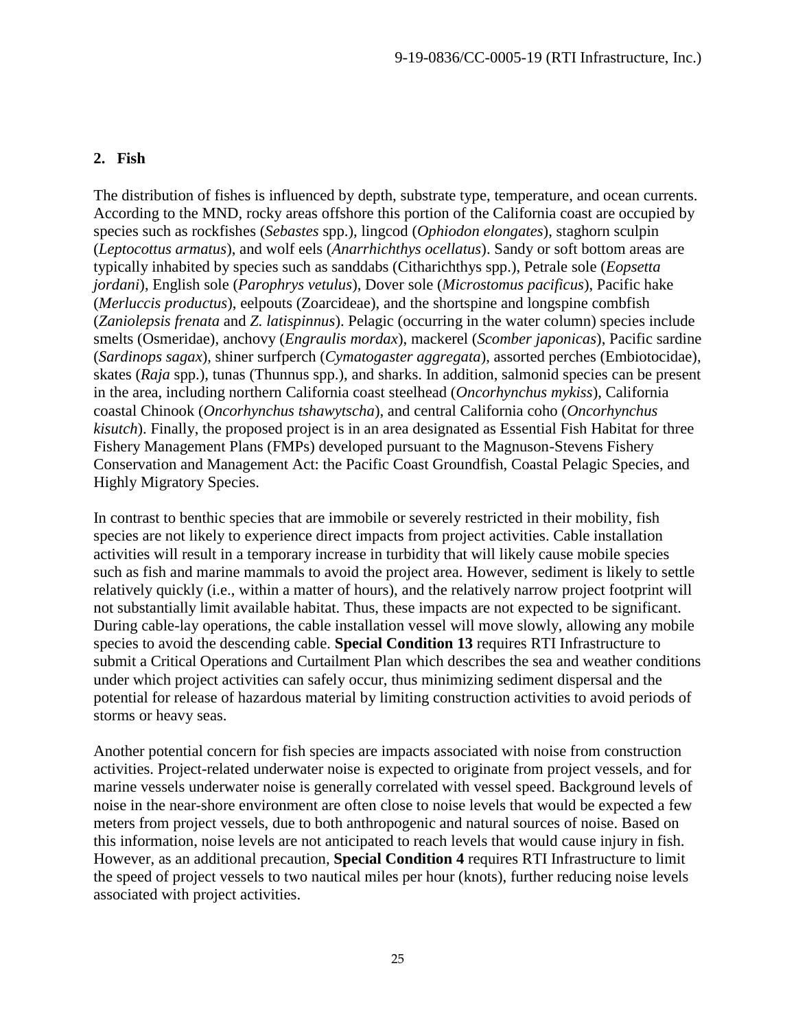## 2. Fish

The distribution of fishes is influenced by depth, substrate type, temperature, and ocean currents. According to the MND, rocky areas offshore this portion of the California coast are occupied by species such as rockfishes (*Sebastes* spp.), lingcod (*Ophiodon elongates*), staghorn sculpin (*Leptocottus armatus*), and wolf eels (*Anarrhichthys ocellatus*). Sandy or soft bottom areas are typically inhabited by species such as sanddabs (Citharichthys spp.), Petrale sole (*Eopsetta jordani*), English sole (*Parophrys vetulus*), Dover sole (*Microstomus pacificus*), Pacific hake (*Merluccis productus*), eelpouts (Zoarcideae), and the shortspine and longspine combfish (*Zaniolepsis frenata* and *Z. latispinnus*). Pelagic (occurring in the water column) species include smelts (Osmeridae), anchovy (*Engraulis mordax*), mackerel (*Scomber japonicas*), Pacific sardine (*Sardinops sagax*), shiner surfperch (*Cymatogaster aggregata*), assorted perches (Embiotocidae), skates (*Raja* spp.), tunas (Thunnus spp.), and sharks. In addition, salmonid species can be present in the area, including northern California coast steelhead (*Oncorhynchus mykiss*), California coastal Chinook (*Oncorhynchus tshawytscha*), and central California coho (*Oncorhynchus kisutch*). Finally, the proposed project is in an area designated as Essential Fish Habitat for three Fishery Management Plans (FMPs) developed pursuant to the Magnuson-Stevens Fishery Conservation and Management Act: the Pacific Coast Groundfish, Coastal Pelagic Species, and Highly Migratory Species.

In contrast to benthic species that are immobile or severely restricted in their mobility, fish species are not likely to experience direct impacts from project activities. Cable installation activities will result in a temporary increase in turbidity that will likely cause mobile species such as fish and marine mammals to avoid the project area. However, sediment is likely to settle relatively quickly (i.e., within a matter of hours), and the relatively narrow project footprint will not substantially limit available habitat. Thus, these impacts are not expected to be significant. During cable-lay operations, the cable installation vessel will move slowly, allowing any mobile species to avoid the descending cable. **Special Condition 13** requires RTI Infrastructure to submit a Critical Operations and Curtailment Plan which describes the sea and weather conditions under which project activities can safely occur, thus minimizing sediment dispersal and the potential for release of hazardous material by limiting construction activities to avoid periods of storms or heavy seas.

Another potential concern for fish species are impacts associated with noise from construction activities. Project-related underwater noise is expected to originate from project vessels, and for marine vessels underwater noise is generally correlated with vessel speed. Background levels of noise in the near-shore environment are often close to noise levels that would be expected a few meters from project vessels, due to both anthropogenic and natural sources of noise. Based on this information, noise levels are not anticipated to reach levels that would cause injury in fish. However, as an additional precaution, **Special Condition 4** requires RTI Infrastructure to limit the speed of project vessels to two nautical miles per hour (knots), further reducing noise levels associated with project activities.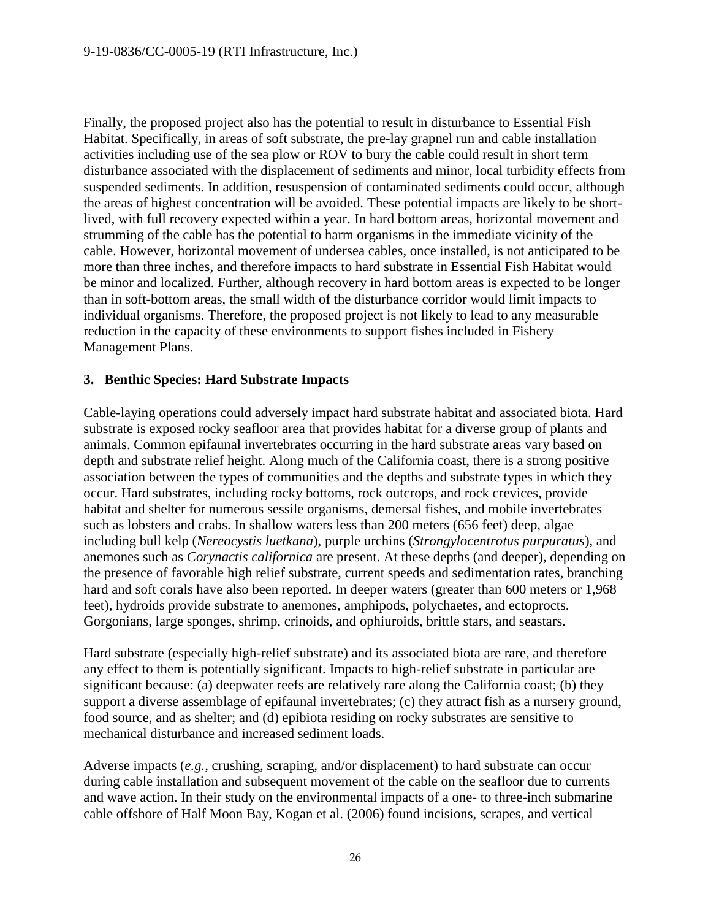Finally, the proposed project also has the potential to result in disturbance to Essential Fish Habitat. Specifically, in areas of soft substrate, the pre-lay grapnel run and cable installation activities including use of the sea plow or ROV to bury the cable could result in short term disturbance associated with the displacement of sediments and minor, local turbidity effects from suspended sediments. In addition, resuspension of contaminated sediments could occur, although the areas of highest concentration will be avoided. These potential impacts are likely to be short-lived, with full recovery expected within a year. In hard bottom areas, horizontal movement and strumming of the cable has the potential to harm organisms in the immediate vicinity of the cable. However, horizontal movement of undersea cables, once installed, is not anticipated to be more than three inches, and therefore impacts to hard substrate in Essential Fish Habitat would be minor and localized. Further, although recovery in hard bottom areas is expected to be longer than in soft-bottom areas, the small width of the disturbance corridor would limit impacts to individual organisms. Therefore, the proposed project is not likely to lead to any measurable reduction in the capacity of these environments to support fishes included in Fishery Management Plans.

### 3. Benthic Species: Hard Substrate Impacts

Cable-laying operations could adversely impact hard substrate habitat and associated biota. Hard substrate is exposed rocky seafloor area that provides habitat for a diverse group of plants and animals. Common epifaunal invertebrates occurring in the hard substrate areas vary based on depth and substrate relief height. Along much of the California coast, there is a strong positive association between the types of communities and the depths and substrate types in which they occur. Hard substrates, including rocky bottoms, rock outcrops, and rock crevices, provide habitat and shelter for numerous sessile organisms, demersal fishes, and mobile invertebrates such as lobsters and crabs. In shallow waters less than 200 meters (656 feet) deep, algae including bull kelp (*Nereocystis luetkana*), purple urchins (*Strongylocentrotus purpuratus*), and anemones such as *Corynactis californica* are present. At these depths (and deeper), depending on the presence of favorable high relief substrate, current speeds and sedimentation rates, branching hard and soft corals have also been reported. In deeper waters (greater than 600 meters or 1,968 feet), hydroids provide substrate to anemones, amphipods, polychaetes, and ectoprocts. Gorgonians, large sponges, shrimp, crinoids, and ophiuroids, brittle stars, and seastars.

Hard substrate (especially high-relief substrate) and its associated biota are rare, and therefore any effect to them is potentially significant. Impacts to high-relief substrate in particular are significant because: (a) deepwater reefs are relatively rare along the California coast; (b) they support a diverse assemblage of epifaunal invertebrates; (c) they attract fish as a nursery ground, food source, and as shelter; and (d) epibiota residing on rocky substrates are sensitive to mechanical disturbance and increased sediment loads.

Adverse impacts (*e.g.*, crushing, scraping, and/or displacement) to hard substrate can occur during cable installation and subsequent movement of the cable on the seafloor due to currents and wave action. In their study on the environmental impacts of a one- to three-inch submarine cable offshore of Half Moon Bay, Kogan et al. (2006) found incisions, scrapes, and vertical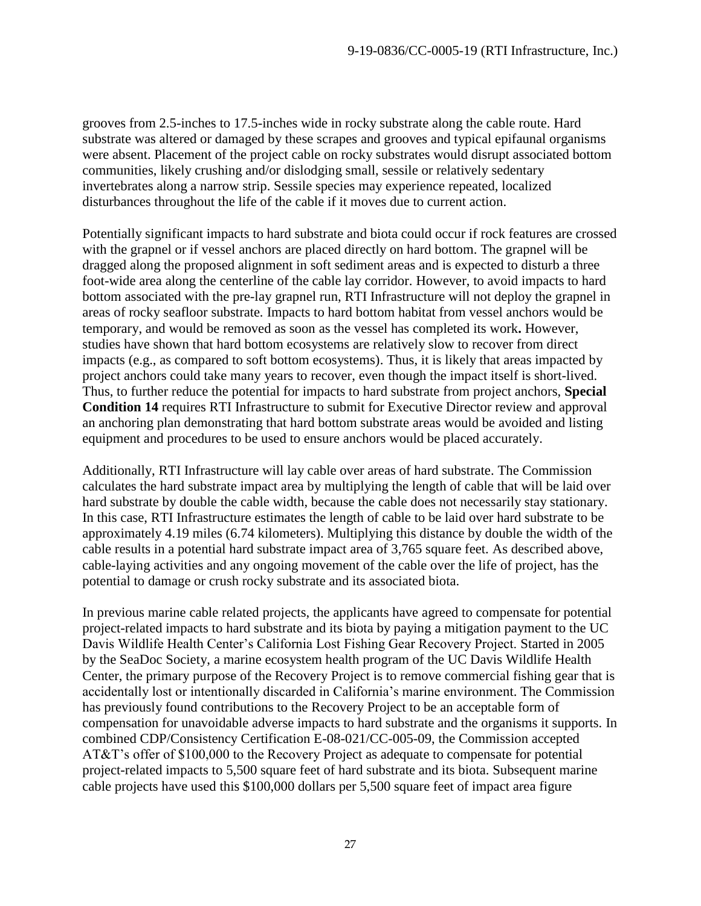grooves from 2.5-inches to 17.5-inches wide in rocky substrate along the cable route. Hard substrate was altered or damaged by these scrapes and grooves and typical epifaunal organisms were absent. Placement of the project cable on rocky substrates would disrupt associated bottom communities, likely crushing and/or dislodging small, sessile or relatively sedentary invertebrates along a narrow strip. Sessile species may experience repeated, localized disturbances throughout the life of the cable if it moves due to current action.

Potentially significant impacts to hard substrate and biota could occur if rock features are crossed with the grapnel or if vessel anchors are placed directly on hard bottom. The grapnel will be dragged along the proposed alignment in soft sediment areas and is expected to disturb a three foot-wide area along the centerline of the cable lay corridor. However, to avoid impacts to hard bottom associated with the pre-lay grapnel run, RTI Infrastructure will not deploy the grapnel in areas of rocky seafloor substrate. Impacts to hard bottom habitat from vessel anchors would be temporary, and would be removed as soon as the vessel has completed its work**.** However, studies have shown that hard bottom ecosystems are relatively slow to recover from direct impacts (e.g., as compared to soft bottom ecosystems). Thus, it is likely that areas impacted by project anchors could take many years to recover, even though the impact itself is short-lived. Thus, to further reduce the potential for impacts to hard substrate from project anchors, **Special Condition 14** requires RTI Infrastructure to submit for Executive Director review and approval an anchoring plan demonstrating that hard bottom substrate areas would be avoided and listing equipment and procedures to be used to ensure anchors would be placed accurately.

Additionally, RTI Infrastructure will lay cable over areas of hard substrate. The Commission calculates the hard substrate impact area by multiplying the length of cable that will be laid over hard substrate by double the cable width, because the cable does not necessarily stay stationary. In this case, RTI Infrastructure estimates the length of cable to be laid over hard substrate to be approximately 4.19 miles (6.74 kilometers). Multiplying this distance by double the width of the cable results in a potential hard substrate impact area of 3,765 square feet. As described above, cable-laying activities and any ongoing movement of the cable over the life of project, has the potential to damage or crush rocky substrate and its associated biota.

In previous marine cable related projects, the applicants have agreed to compensate for potential project-related impacts to hard substrate and its biota by paying a mitigation payment to the UC Davis Wildlife Health Center's California Lost Fishing Gear Recovery Project. Started in 2005 by the SeaDoc Society, a marine ecosystem health program of the UC Davis Wildlife Health Center, the primary purpose of the Recovery Project is to remove commercial fishing gear that is accidentally lost or intentionally discarded in California's marine environment. The Commission has previously found contributions to the Recovery Project to be an acceptable form of compensation for unavoidable adverse impacts to hard substrate and the organisms it supports. In combined CDP/Consistency Certification E-08-021/CC-005-09, the Commission accepted AT&T's offer of $100,000 to the Recovery Project as adequate to compensate for potential project-related impacts to 5,500 square feet of hard substrate and its biota. Subsequent marine cable projects have used this $100,000 dollars per 5,500 square feet of impact area figure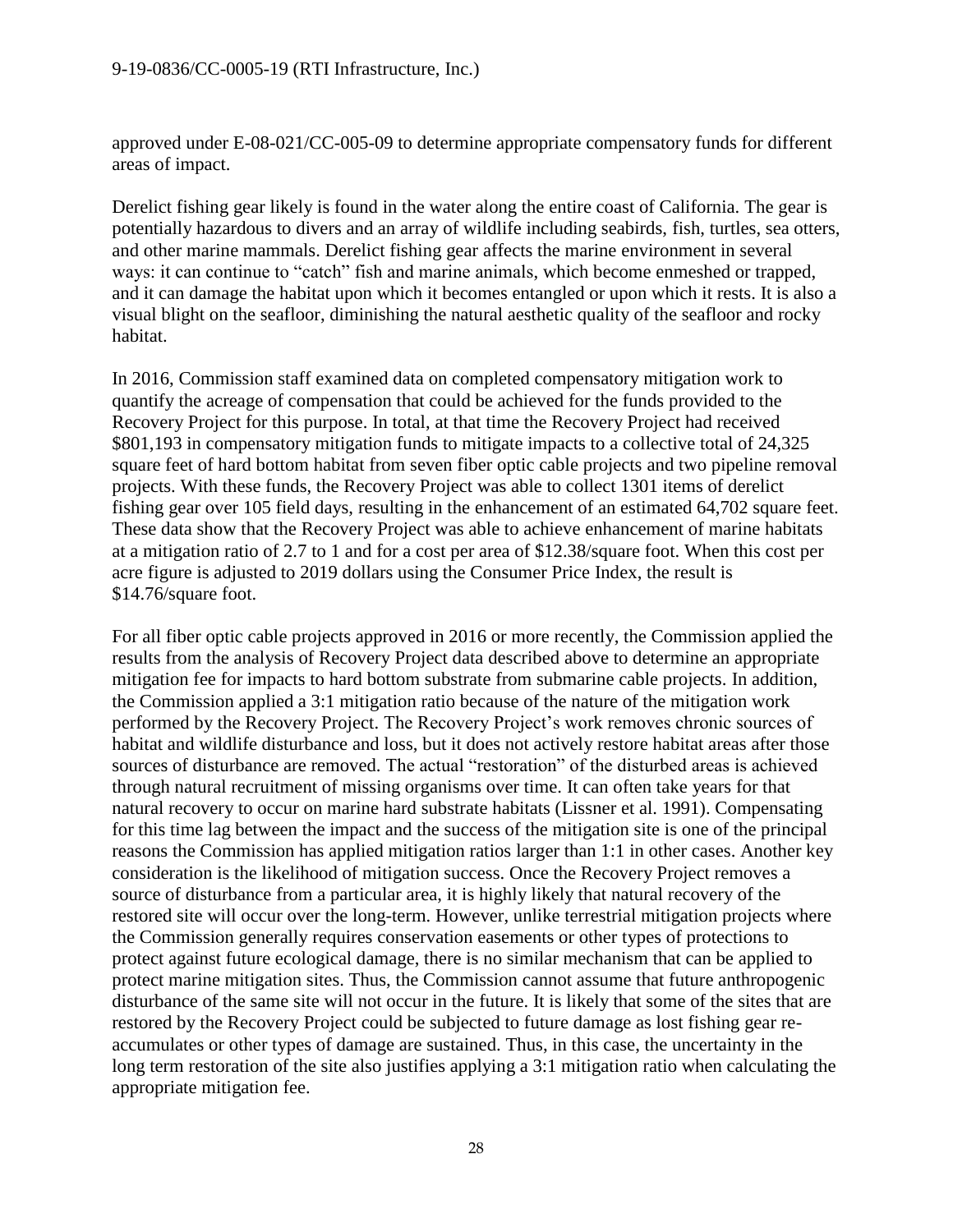approved under E-08-021/CC-005-09 to determine appropriate compensatory funds for different areas of impact.

Derelict fishing gear likely is found in the water along the entire coast of California. The gear is potentially hazardous to divers and an array of wildlife including seabirds, fish, turtles, sea otters, and other marine mammals. Derelict fishing gear affects the marine environment in several ways: it can continue to "catch" fish and marine animals, which become enmeshed or trapped, and it can damage the habitat upon which it becomes entangled or upon which it rests. It is also a visual blight on the seafloor, diminishing the natural aesthetic quality of the seafloor and rocky habitat.

In 2016, Commission staff examined data on completed compensatory mitigation work to quantify the acreage of compensation that could be achieved for the funds provided to the Recovery Project for this purpose. In total, at that time the Recovery Project had received $801,193 in compensatory mitigation funds to mitigate impacts to a collective total of 24,325 square feet of hard bottom habitat from seven fiber optic cable projects and two pipeline removal projects. With these funds, the Recovery Project was able to collect 1301 items of derelict fishing gear over 105 field days, resulting in the enhancement of an estimated 64,702 square feet. These data show that the Recovery Project was able to achieve enhancement of marine habitats at a mitigation ratio of 2.7 to 1 and for a cost per area of $12.38/square foot. When this cost per acre figure is adjusted to 2019 dollars using the Consumer Price Index, the result is $14.76/square foot.

For all fiber optic cable projects approved in 2016 or more recently, the Commission applied the results from the analysis of Recovery Project data described above to determine an appropriate mitigation fee for impacts to hard bottom substrate from submarine cable projects. In addition, the Commission applied a 3:1 mitigation ratio because of the nature of the mitigation work performed by the Recovery Project. The Recovery Project's work removes chronic sources of habitat and wildlife disturbance and loss, but it does not actively restore habitat areas after those sources of disturbance are removed. The actual "restoration" of the disturbed areas is achieved through natural recruitment of missing organisms over time. It can often take years for that natural recovery to occur on marine hard substrate habitats (Lissner et al. 1991). Compensating for this time lag between the impact and the success of the mitigation site is one of the principal reasons the Commission has applied mitigation ratios larger than 1:1 in other cases. Another key consideration is the likelihood of mitigation success. Once the Recovery Project removes a source of disturbance from a particular area, it is highly likely that natural recovery of the restored site will occur over the long-term. However, unlike terrestrial mitigation projects where the Commission generally requires conservation easements or other types of protections to protect against future ecological damage, there is no similar mechanism that can be applied to protect marine mitigation sites. Thus, the Commission cannot assume that future anthropogenic disturbance of the same site will not occur in the future. It is likely that some of the sites that are restored by the Recovery Project could be subjected to future damage as lost fishing gear re-accumulates or other types of damage are sustained. Thus, in this case, the uncertainty in the long term restoration of the site also justifies applying a 3:1 mitigation ratio when calculating the appropriate mitigation fee.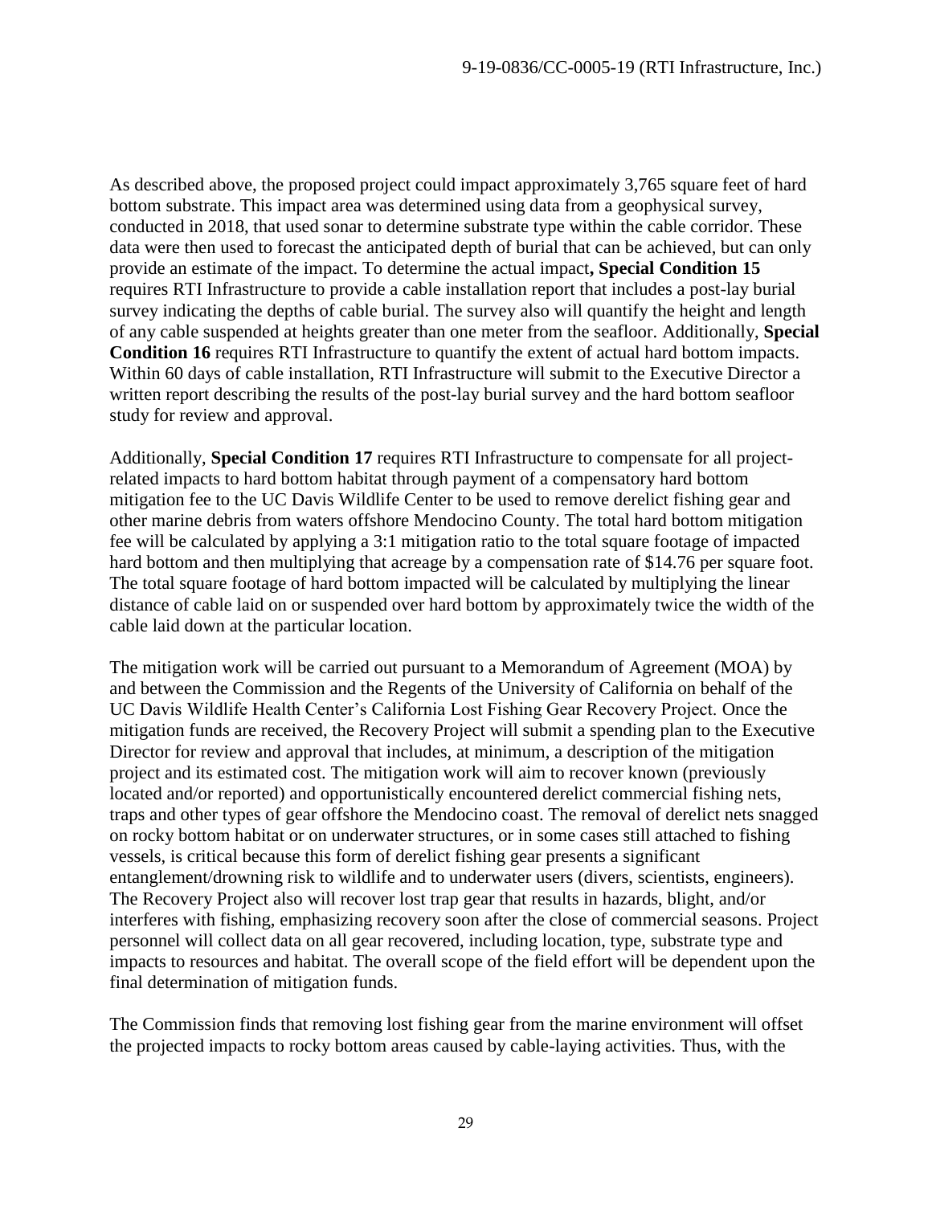As described above, the proposed project could impact approximately 3,765 square feet of hard bottom substrate. This impact area was determined using data from a geophysical survey, conducted in 2018, that used sonar to determine substrate type within the cable corridor. These data were then used to forecast the anticipated depth of burial that can be achieved, but can only provide an estimate of the impact. To determine the actual impact**, Special Condition 15** requires RTI Infrastructure to provide a cable installation report that includes a post-lay burial survey indicating the depths of cable burial. The survey also will quantify the height and length of any cable suspended at heights greater than one meter from the seafloor. Additionally, **Special Condition 16** requires RTI Infrastructure to quantify the extent of actual hard bottom impacts. Within 60 days of cable installation, RTI Infrastructure will submit to the Executive Director a written report describing the results of the post-lay burial survey and the hard bottom seafloor study for review and approval.

Additionally, **Special Condition 17** requires RTI Infrastructure to compensate for all project-related impacts to hard bottom habitat through payment of a compensatory hard bottom mitigation fee to the UC Davis Wildlife Center to be used to remove derelict fishing gear and other marine debris from waters offshore Mendocino County. The total hard bottom mitigation fee will be calculated by applying a 3:1 mitigation ratio to the total square footage of impacted hard bottom and then multiplying that acreage by a compensation rate of $14.76 per square foot. The total square footage of hard bottom impacted will be calculated by multiplying the linear distance of cable laid on or suspended over hard bottom by approximately twice the width of the cable laid down at the particular location.

The mitigation work will be carried out pursuant to a Memorandum of Agreement (MOA) by and between the Commission and the Regents of the University of California on behalf of the UC Davis Wildlife Health Center's California Lost Fishing Gear Recovery Project. Once the mitigation funds are received, the Recovery Project will submit a spending plan to the Executive Director for review and approval that includes, at minimum, a description of the mitigation project and its estimated cost. The mitigation work will aim to recover known (previously located and/or reported) and opportunistically encountered derelict commercial fishing nets, traps and other types of gear offshore the Mendocino coast. The removal of derelict nets snagged on rocky bottom habitat or on underwater structures, or in some cases still attached to fishing vessels, is critical because this form of derelict fishing gear presents a significant entanglement/drowning risk to wildlife and to underwater users (divers, scientists, engineers). The Recovery Project also will recover lost trap gear that results in hazards, blight, and/or interferes with fishing, emphasizing recovery soon after the close of commercial seasons. Project personnel will collect data on all gear recovered, including location, type, substrate type and impacts to resources and habitat. The overall scope of the field effort will be dependent upon the final determination of mitigation funds.

The Commission finds that removing lost fishing gear from the marine environment will offset the projected impacts to rocky bottom areas caused by cable-laying activities. Thus, with the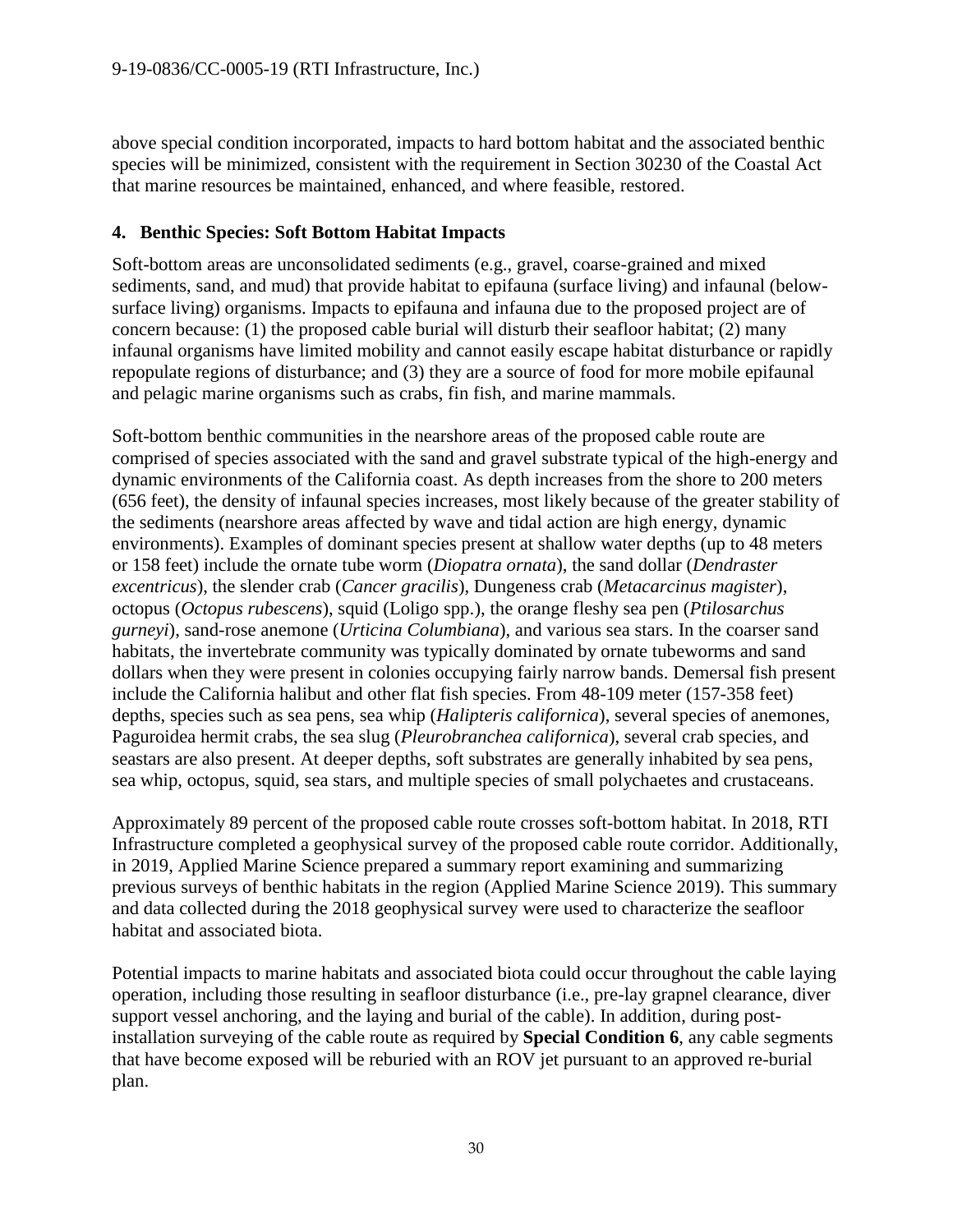above special condition incorporated, impacts to hard bottom habitat and the associated benthic species will be minimized, consistent with the requirement in Section 30230 of the Coastal Act that marine resources be maintained, enhanced, and where feasible, restored.

## 4. Benthic Species: Soft Bottom Habitat Impacts

Soft-bottom areas are unconsolidated sediments (e.g., gravel, coarse-grained and mixed sediments, sand, and mud) that provide habitat to epifauna (surface living) and infaunal (below-surface living) organisms. Impacts to epifauna and infauna due to the proposed project are of concern because: (1) the proposed cable burial will disturb their seafloor habitat; (2) many infaunal organisms have limited mobility and cannot easily escape habitat disturbance or rapidly repopulate regions of disturbance; and (3) they are a source of food for more mobile epifaunal and pelagic marine organisms such as crabs, fin fish, and marine mammals.

Soft-bottom benthic communities in the nearshore areas of the proposed cable route are comprised of species associated with the sand and gravel substrate typical of the high-energy and dynamic environments of the California coast. As depth increases from the shore to 200 meters (656 feet), the density of infaunal species increases, most likely because of the greater stability of the sediments (nearshore areas affected by wave and tidal action are high energy, dynamic environments). Examples of dominant species present at shallow water depths (up to 48 meters or 158 feet) include the ornate tube worm (*Diopatra ornata*), the sand dollar (*Dendraster excentricus*), the slender crab (*Cancer gracilis*), Dungeness crab (*Metacarcinus magister*), octopus (*Octopus rubescens*), squid (Loligo spp.), the orange fleshy sea pen (*Ptilosarchus gurneyi*), sand-rose anemone (*Urticina Columbiana*), and various sea stars. In the coarser sand habitats, the invertebrate community was typically dominated by ornate tubeworms and sand dollars when they were present in colonies occupying fairly narrow bands. Demersal fish present include the California halibut and other flat fish species. From 48-109 meter (157-358 feet) depths, species such as sea pens, sea whip (*Halipteris californica*), several species of anemones, Paguroidea hermit crabs, the sea slug (*Pleurobranchea californica*), several crab species, and seastars are also present. At deeper depths, soft substrates are generally inhabited by sea pens, sea whip, octopus, squid, sea stars, and multiple species of small polychaetes and crustaceans.

Approximately 89 percent of the proposed cable route crosses soft-bottom habitat. In 2018, RTI Infrastructure completed a geophysical survey of the proposed cable route corridor. Additionally, in 2019, Applied Marine Science prepared a summary report examining and summarizing previous surveys of benthic habitats in the region (Applied Marine Science 2019). This summary and data collected during the 2018 geophysical survey were used to characterize the seafloor habitat and associated biota.

Potential impacts to marine habitats and associated biota could occur throughout the cable laying operation, including those resulting in seafloor disturbance (i.e., pre-lay grapnel clearance, diver support vessel anchoring, and the laying and burial of the cable). In addition, during post-installation surveying of the cable route as required by **Special Condition 6**, any cable segments that have become exposed will be reburied with an ROV jet pursuant to an approved re-burial plan.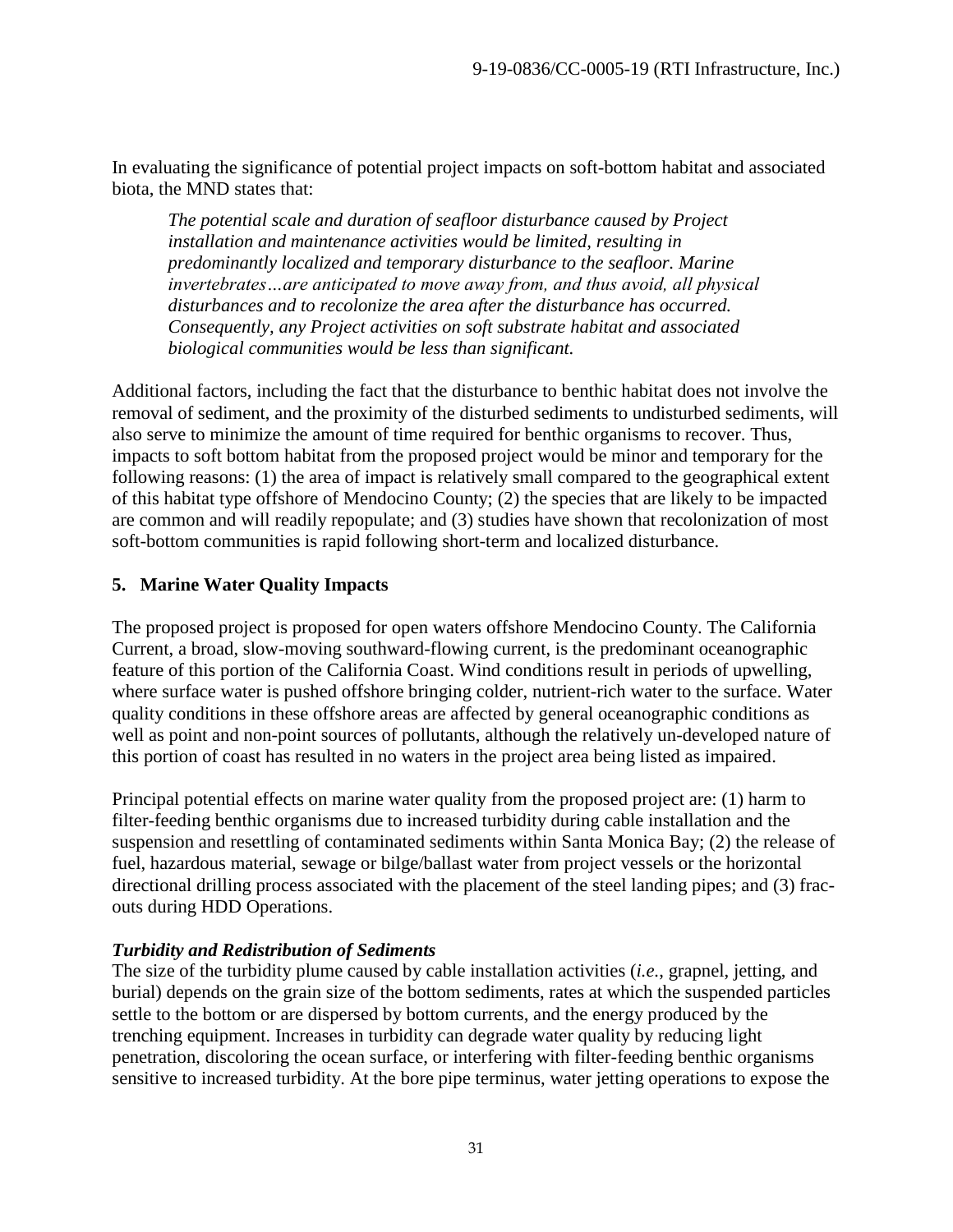In evaluating the significance of potential project impacts on soft-bottom habitat and associated biota, the MND states that:

> *The potential scale and duration of seafloor disturbance caused by Project installation and maintenance activities would be limited, resulting in predominantly localized and temporary disturbance to the seafloor. Marine invertebrates…are anticipated to move away from, and thus avoid, all physical disturbances and to recolonize the area after the disturbance has occurred. Consequently, any Project activities on soft substrate habitat and associated biological communities would be less than significant.*

Additional factors, including the fact that the disturbance to benthic habitat does not involve the removal of sediment, and the proximity of the disturbed sediments to undisturbed sediments, will also serve to minimize the amount of time required for benthic organisms to recover. Thus, impacts to soft bottom habitat from the proposed project would be minor and temporary for the following reasons: (1) the area of impact is relatively small compared to the geographical extent of this habitat type offshore of Mendocino County; (2) the species that are likely to be impacted are common and will readily repopulate; and (3) studies have shown that recolonization of most soft-bottom communities is rapid following short-term and localized disturbance.

## 5. Marine Water Quality Impacts

The proposed project is proposed for open waters offshore Mendocino County. The California Current, a broad, slow-moving southward-flowing current, is the predominant oceanographic feature of this portion of the California Coast. Wind conditions result in periods of upwelling, where surface water is pushed offshore bringing colder, nutrient-rich water to the surface. Water quality conditions in these offshore areas are affected by general oceanographic conditions as well as point and non-point sources of pollutants, although the relatively un-developed nature of this portion of coast has resulted in no waters in the project area being listed as impaired.

Principal potential effects on marine water quality from the proposed project are: (1) harm to filter-feeding benthic organisms due to increased turbidity during cable installation and the suspension and resettling of contaminated sediments within Santa Monica Bay; (2) the release of fuel, hazardous material, sewage or bilge/ballast water from project vessels or the horizontal directional drilling process associated with the placement of the steel landing pipes; and (3) frac-outs during HDD Operations.

***Turbidity and Redistribution of Sediments***

The size of the turbidity plume caused by cable installation activities (*i.e.*, grapnel, jetting, and burial) depends on the grain size of the bottom sediments, rates at which the suspended particles settle to the bottom or are dispersed by bottom currents, and the energy produced by the trenching equipment. Increases in turbidity can degrade water quality by reducing light penetration, discoloring the ocean surface, or interfering with filter-feeding benthic organisms sensitive to increased turbidity. At the bore pipe terminus, water jetting operations to expose the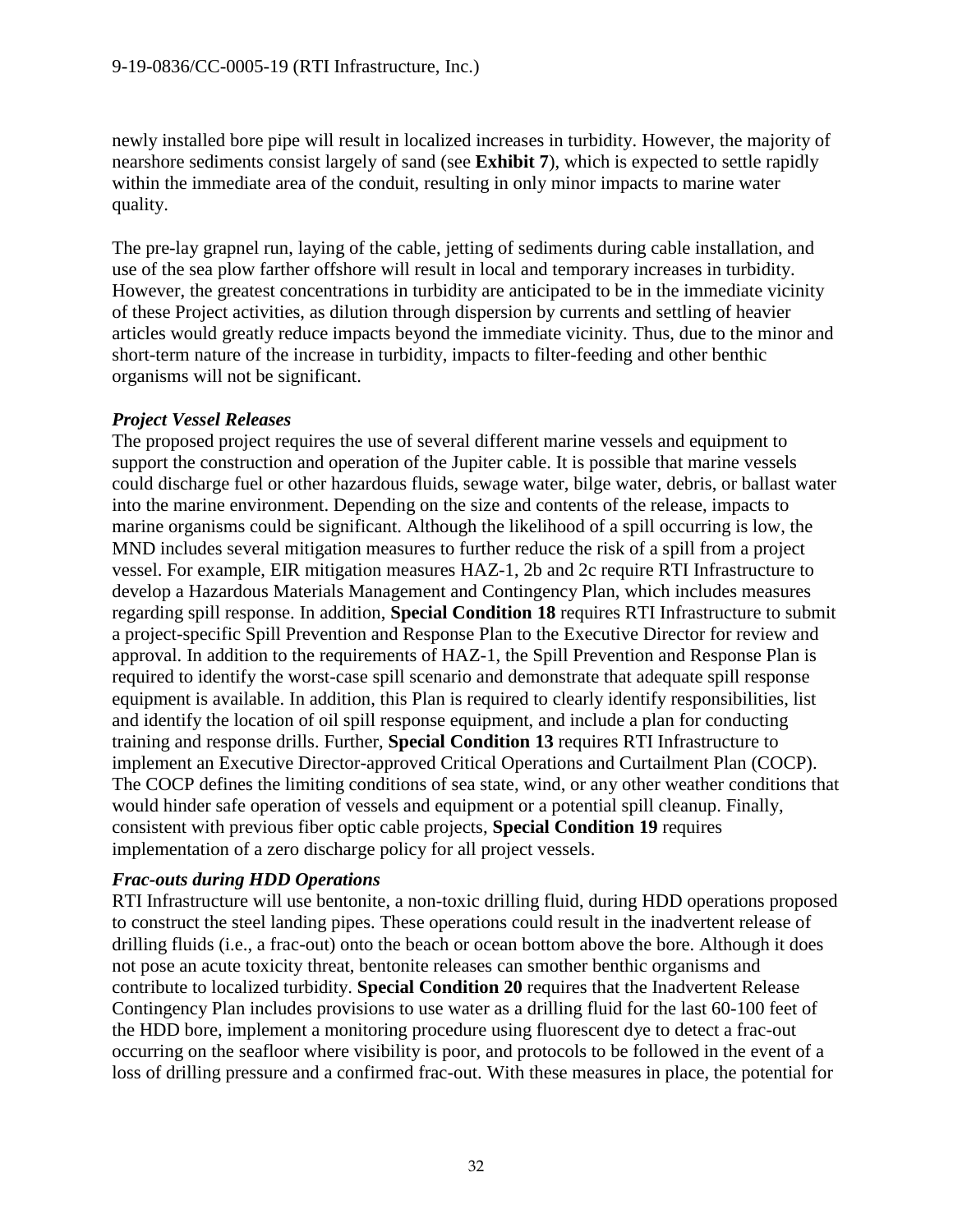newly installed bore pipe will result in localized increases in turbidity. However, the majority of nearshore sediments consist largely of sand (see **Exhibit 7**), which is expected to settle rapidly within the immediate area of the conduit, resulting in only minor impacts to marine water quality.

The pre-lay grapnel run, laying of the cable, jetting of sediments during cable installation, and use of the sea plow farther offshore will result in local and temporary increases in turbidity. However, the greatest concentrations in turbidity are anticipated to be in the immediate vicinity of these Project activities, as dilution through dispersion by currents and settling of heavier articles would greatly reduce impacts beyond the immediate vicinity. Thus, due to the minor and short-term nature of the increase in turbidity, impacts to filter-feeding and other benthic organisms will not be significant.

***Project Vessel Releases***

The proposed project requires the use of several different marine vessels and equipment to support the construction and operation of the Jupiter cable. It is possible that marine vessels could discharge fuel or other hazardous fluids, sewage water, bilge water, debris, or ballast water into the marine environment. Depending on the size and contents of the release, impacts to marine organisms could be significant. Although the likelihood of a spill occurring is low, the MND includes several mitigation measures to further reduce the risk of a spill from a project vessel. For example, EIR mitigation measures HAZ-1, 2b and 2c require RTI Infrastructure to develop a Hazardous Materials Management and Contingency Plan, which includes measures regarding spill response. In addition, **Special Condition 18** requires RTI Infrastructure to submit a project-specific Spill Prevention and Response Plan to the Executive Director for review and approval. In addition to the requirements of HAZ-1, the Spill Prevention and Response Plan is required to identify the worst-case spill scenario and demonstrate that adequate spill response equipment is available. In addition, this Plan is required to clearly identify responsibilities, list and identify the location of oil spill response equipment, and include a plan for conducting training and response drills. Further, **Special Condition 13** requires RTI Infrastructure to implement an Executive Director-approved Critical Operations and Curtailment Plan (COCP). The COCP defines the limiting conditions of sea state, wind, or any other weather conditions that would hinder safe operation of vessels and equipment or a potential spill cleanup. Finally, consistent with previous fiber optic cable projects, **Special Condition 19** requires implementation of a zero discharge policy for all project vessels.

***Frac-outs during HDD Operations***

RTI Infrastructure will use bentonite, a non-toxic drilling fluid, during HDD operations proposed to construct the steel landing pipes. These operations could result in the inadvertent release of drilling fluids (i.e., a frac-out) onto the beach or ocean bottom above the bore. Although it does not pose an acute toxicity threat, bentonite releases can smother benthic organisms and contribute to localized turbidity. **Special Condition 20** requires that the Inadvertent Release Contingency Plan includes provisions to use water as a drilling fluid for the last 60-100 feet of the HDD bore, implement a monitoring procedure using fluorescent dye to detect a frac-out occurring on the seafloor where visibility is poor, and protocols to be followed in the event of a loss of drilling pressure and a confirmed frac-out. With these measures in place, the potential for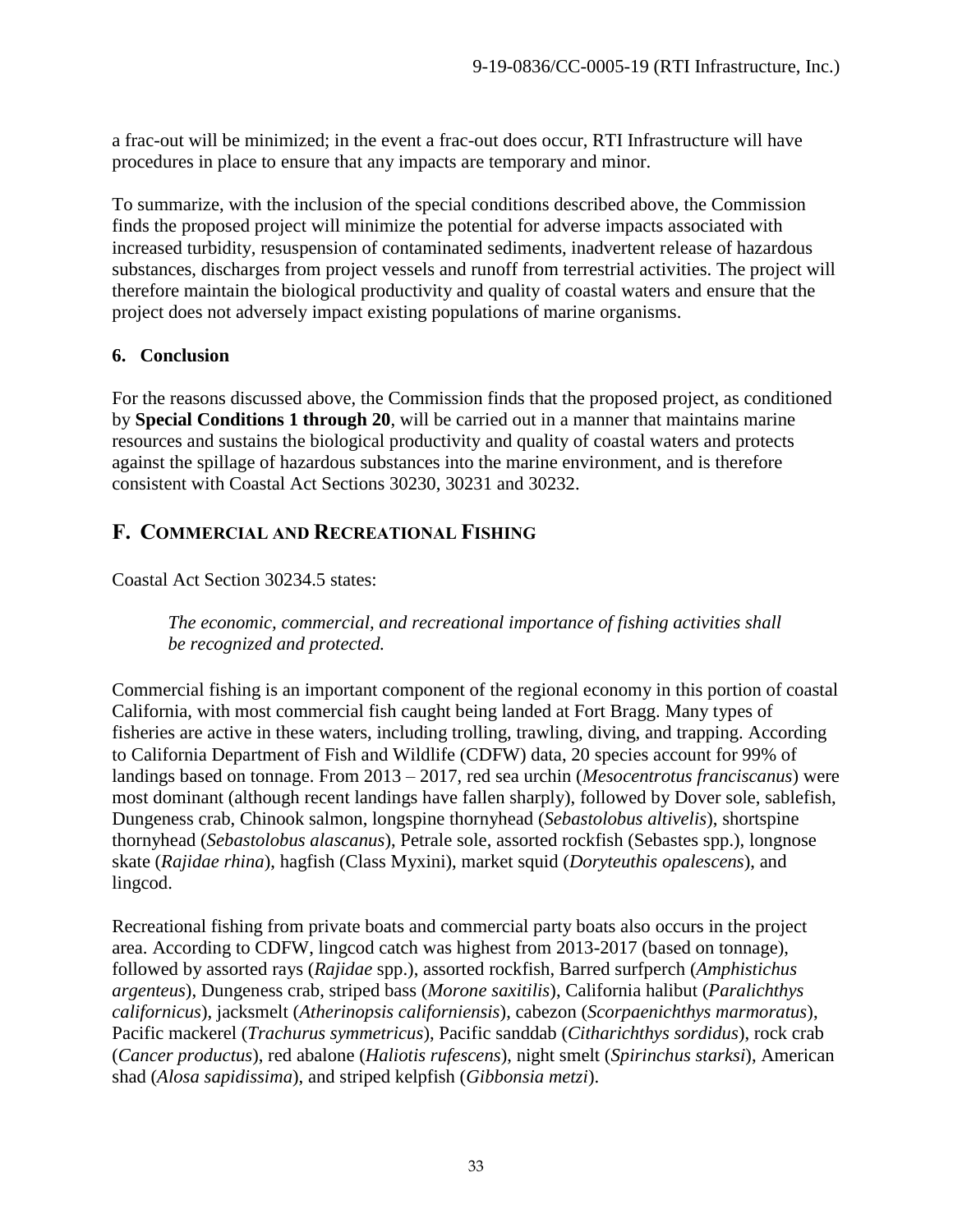a frac-out will be minimized; in the event a frac-out does occur, RTI Infrastructure will have procedures in place to ensure that any impacts are temporary and minor.

To summarize, with the inclusion of the special conditions described above, the Commission finds the proposed project will minimize the potential for adverse impacts associated with increased turbidity, resuspension of contaminated sediments, inadvertent release of hazardous substances, discharges from project vessels and runoff from terrestrial activities. The project will therefore maintain the biological productivity and quality of coastal waters and ensure that the project does not adversely impact existing populations of marine organisms.

### 6. Conclusion

For the reasons discussed above, the Commission finds that the proposed project, as conditioned by **Special Conditions 1 through 20**, will be carried out in a manner that maintains marine resources and sustains the biological productivity and quality of coastal waters and protects against the spillage of hazardous substances into the marine environment, and is therefore consistent with Coastal Act Sections 30230, 30231 and 30232.

## F. Commercial and Recreational Fishing

Coastal Act Section 30234.5 states:

> *The economic, commercial, and recreational importance of fishing activities shall be recognized and protected.*

Commercial fishing is an important component of the regional economy in this portion of coastal California, with most commercial fish caught being landed at Fort Bragg. Many types of fisheries are active in these waters, including trolling, trawling, diving, and trapping. According to California Department of Fish and Wildlife (CDFW) data, 20 species account for 99% of landings based on tonnage. From 2013 – 2017, red sea urchin (*Mesocentrotus franciscanus*) were most dominant (although recent landings have fallen sharply), followed by Dover sole, sablefish, Dungeness crab, Chinook salmon, longspine thornyhead (*Sebastolobus altivelis*), shortspine thornyhead (*Sebastolobus alascanus*), Petrale sole, assorted rockfish (Sebastes spp.), longnose skate (*Rajidae rhina*), hagfish (Class Myxini), market squid (*Doryteuthis opalescens*), and lingcod.

Recreational fishing from private boats and commercial party boats also occurs in the project area. According to CDFW, lingcod catch was highest from 2013-2017 (based on tonnage), followed by assorted rays (*Rajidae* spp.), assorted rockfish, Barred surfperch (*Amphistichus argenteus*), Dungeness crab, striped bass (*Morone saxitilis*), California halibut (*Paralichthys californicus*), jacksmelt (*Atherinopsis californiensis*), cabezon (*Scorpaenichthys marmoratus*), Pacific mackerel (*Trachurus symmetricus*), Pacific sanddab (*Citharichthys sordidus*), rock crab (*Cancer productus*), red abalone (*Haliotis rufescens*), night smelt (*Spirinchus starksi*), American shad (*Alosa sapidissima*), and striped kelpfish (*Gibbonsia metzi*).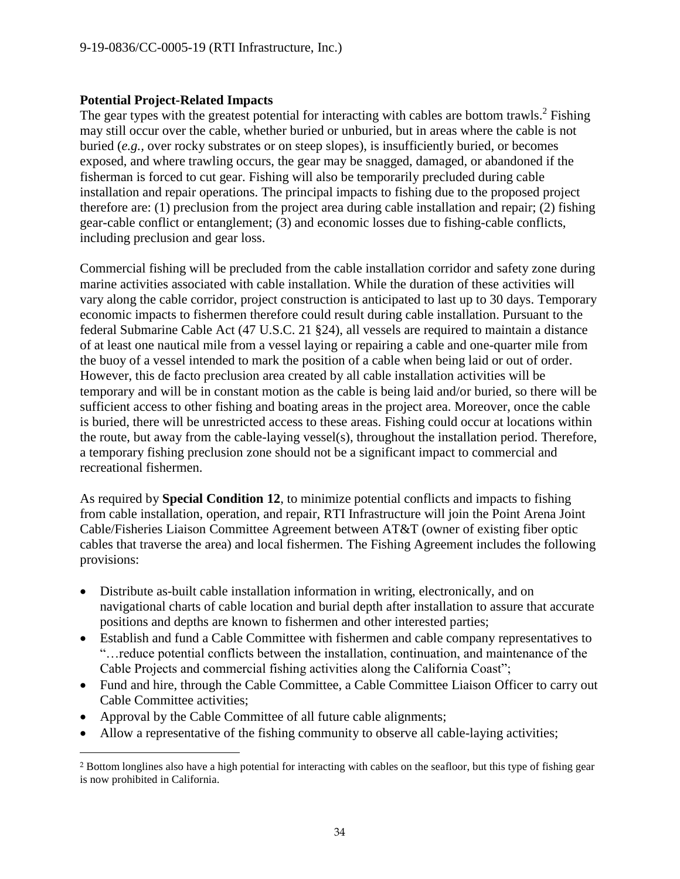**Potential Project-Related Impacts**

The gear types with the greatest potential for interacting with cables are bottom trawls.[2] Fishing may still occur over the cable, whether buried or unburied, but in areas where the cable is not buried (*e.g.*, over rocky substrates or on steep slopes), is insufficiently buried, or becomes exposed, and where trawling occurs, the gear may be snagged, damaged, or abandoned if the fisherman is forced to cut gear. Fishing will also be temporarily precluded during cable installation and repair operations. The principal impacts to fishing due to the proposed project therefore are: (1) preclusion from the project area during cable installation and repair; (2) fishing gear-cable conflict or entanglement; (3) and economic losses due to fishing-cable conflicts, including preclusion and gear loss.

Commercial fishing will be precluded from the cable installation corridor and safety zone during marine activities associated with cable installation. While the duration of these activities will vary along the cable corridor, project construction is anticipated to last up to 30 days. Temporary economic impacts to fishermen therefore could result during cable installation. Pursuant to the federal Submarine Cable Act (47 U.S.C. 21 §24), all vessels are required to maintain a distance of at least one nautical mile from a vessel laying or repairing a cable and one-quarter mile from the buoy of a vessel intended to mark the position of a cable when being laid or out of order. However, this de facto preclusion area created by all cable installation activities will be temporary and will be in constant motion as the cable is being laid and/or buried, so there will be sufficient access to other fishing and boating areas in the project area. Moreover, once the cable is buried, there will be unrestricted access to these areas. Fishing could occur at locations within the route, but away from the cable-laying vessel(s), throughout the installation period. Therefore, a temporary fishing preclusion zone should not be a significant impact to commercial and recreational fishermen.

As required by **Special Condition 12**, to minimize potential conflicts and impacts to fishing from cable installation, operation, and repair, RTI Infrastructure will join the Point Arena Joint Cable/Fisheries Liaison Committee Agreement between AT&T (owner of existing fiber optic cables that traverse the area) and local fishermen. The Fishing Agreement includes the following provisions:

- Distribute as-built cable installation information in writing, electronically, and on navigational charts of cable location and burial depth after installation to assure that accurate positions and depths are known to fishermen and other interested parties;
- Establish and fund a Cable Committee with fishermen and cable company representatives to "…reduce potential conflicts between the installation, continuation, and maintenance of the Cable Projects and commercial fishing activities along the California Coast";
- Fund and hire, through the Cable Committee, a Cable Committee Liaison Officer to carry out Cable Committee activities;
- Approval by the Cable Committee of all future cable alignments;
- Allow a representative of the fishing community to observe all cable-laying activities;

[2] Bottom longlines also have a high potential for interacting with cables on the seafloor, but this type of fishing gear is now prohibited in California.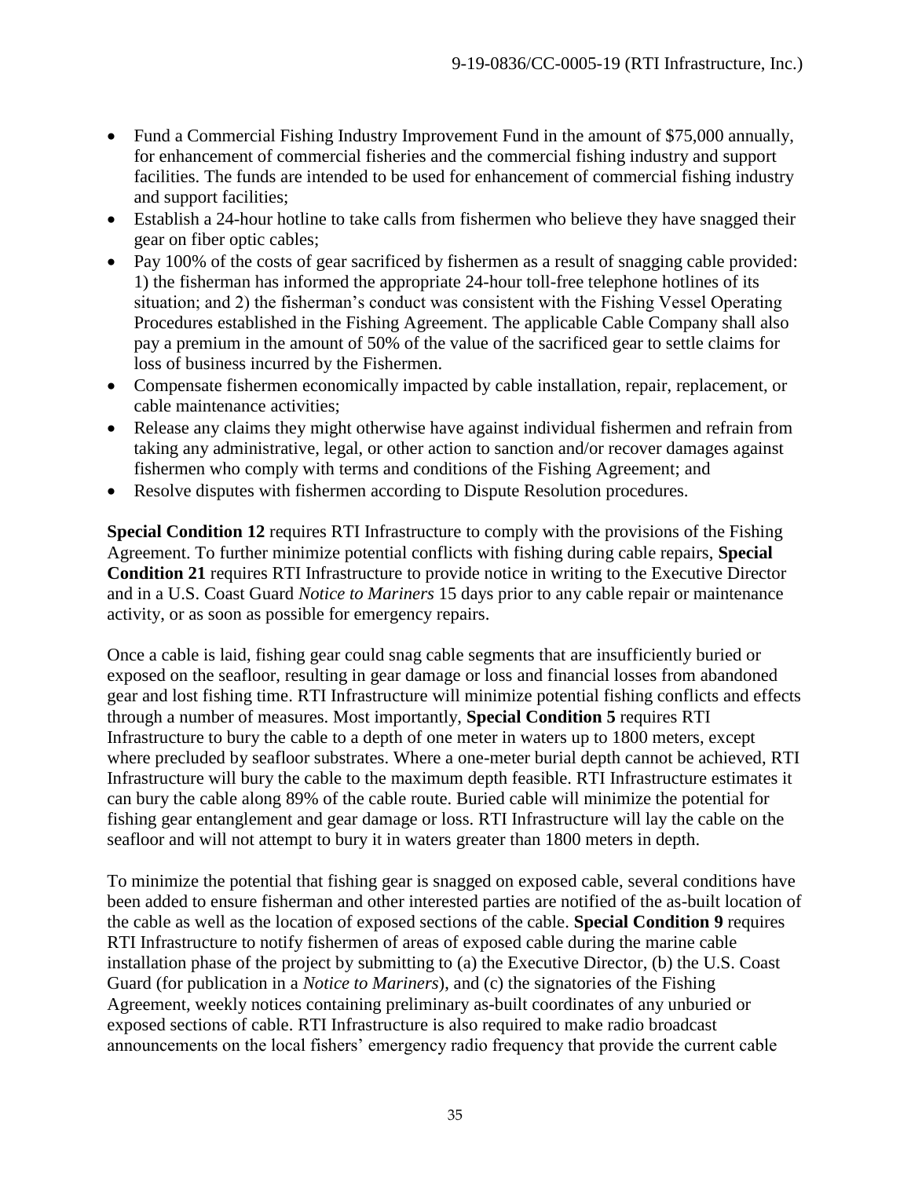- Fund a Commercial Fishing Industry Improvement Fund in the amount of $75,000 annually, for enhancement of commercial fisheries and the commercial fishing industry and support facilities. The funds are intended to be used for enhancement of commercial fishing industry and support facilities;
- Establish a 24-hour hotline to take calls from fishermen who believe they have snagged their gear on fiber optic cables;
- Pay 100% of the costs of gear sacrificed by fishermen as a result of snagging cable provided: 1) the fisherman has informed the appropriate 24-hour toll-free telephone hotlines of its situation; and 2) the fisherman's conduct was consistent with the Fishing Vessel Operating Procedures established in the Fishing Agreement. The applicable Cable Company shall also pay a premium in the amount of 50% of the value of the sacrificed gear to settle claims for loss of business incurred by the Fishermen.
- Compensate fishermen economically impacted by cable installation, repair, replacement, or cable maintenance activities;
- Release any claims they might otherwise have against individual fishermen and refrain from taking any administrative, legal, or other action to sanction and/or recover damages against fishermen who comply with terms and conditions of the Fishing Agreement; and
- Resolve disputes with fishermen according to Dispute Resolution procedures.

**Special Condition 12** requires RTI Infrastructure to comply with the provisions of the Fishing Agreement. To further minimize potential conflicts with fishing during cable repairs, **Special Condition 21** requires RTI Infrastructure to provide notice in writing to the Executive Director and in a U.S. Coast Guard *Notice to Mariners* 15 days prior to any cable repair or maintenance activity, or as soon as possible for emergency repairs.

Once a cable is laid, fishing gear could snag cable segments that are insufficiently buried or exposed on the seafloor, resulting in gear damage or loss and financial losses from abandoned gear and lost fishing time. RTI Infrastructure will minimize potential fishing conflicts and effects through a number of measures. Most importantly, **Special Condition 5** requires RTI Infrastructure to bury the cable to a depth of one meter in waters up to 1800 meters, except where precluded by seafloor substrates. Where a one-meter burial depth cannot be achieved, RTI Infrastructure will bury the cable to the maximum depth feasible. RTI Infrastructure estimates it can bury the cable along 89% of the cable route. Buried cable will minimize the potential for fishing gear entanglement and gear damage or loss. RTI Infrastructure will lay the cable on the seafloor and will not attempt to bury it in waters greater than 1800 meters in depth.

To minimize the potential that fishing gear is snagged on exposed cable, several conditions have been added to ensure fisherman and other interested parties are notified of the as-built location of the cable as well as the location of exposed sections of the cable. **Special Condition 9** requires RTI Infrastructure to notify fishermen of areas of exposed cable during the marine cable installation phase of the project by submitting to (a) the Executive Director, (b) the U.S. Coast Guard (for publication in a *Notice to Mariners*), and (c) the signatories of the Fishing Agreement, weekly notices containing preliminary as-built coordinates of any unburied or exposed sections of cable. RTI Infrastructure is also required to make radio broadcast announcements on the local fishers' emergency radio frequency that provide the current cable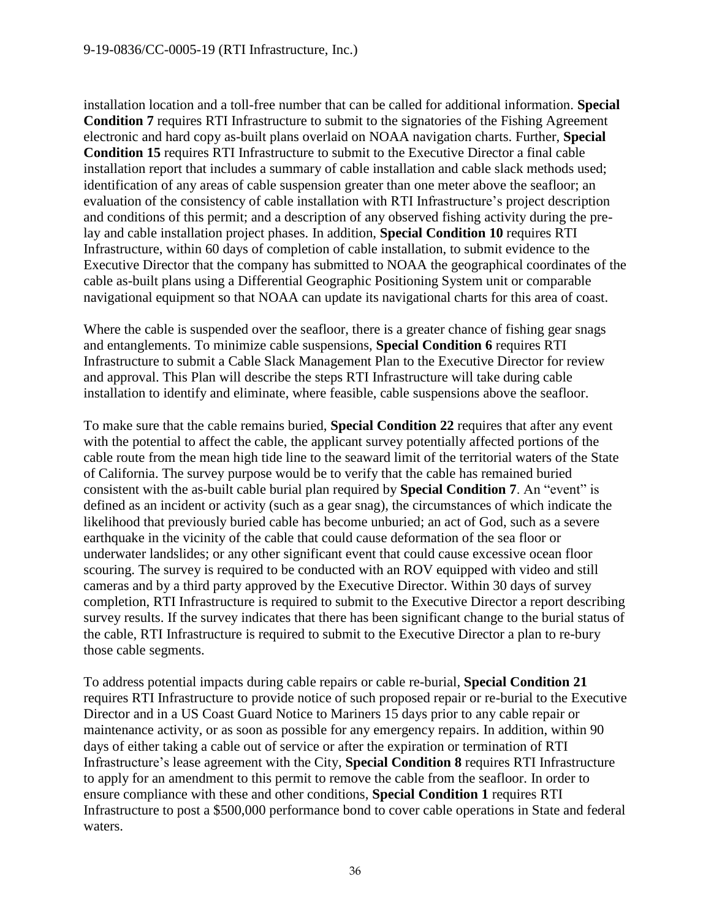installation location and a toll-free number that can be called for additional information. **Special Condition 7** requires RTI Infrastructure to submit to the signatories of the Fishing Agreement electronic and hard copy as-built plans overlaid on NOAA navigation charts. Further, **Special Condition 15** requires RTI Infrastructure to submit to the Executive Director a final cable installation report that includes a summary of cable installation and cable slack methods used; identification of any areas of cable suspension greater than one meter above the seafloor; an evaluation of the consistency of cable installation with RTI Infrastructure's project description and conditions of this permit; and a description of any observed fishing activity during the pre-lay and cable installation project phases. In addition, **Special Condition 10** requires RTI Infrastructure, within 60 days of completion of cable installation, to submit evidence to the Executive Director that the company has submitted to NOAA the geographical coordinates of the cable as-built plans using a Differential Geographic Positioning System unit or comparable navigational equipment so that NOAA can update its navigational charts for this area of coast.

Where the cable is suspended over the seafloor, there is a greater chance of fishing gear snags and entanglements. To minimize cable suspensions, **Special Condition 6** requires RTI Infrastructure to submit a Cable Slack Management Plan to the Executive Director for review and approval. This Plan will describe the steps RTI Infrastructure will take during cable installation to identify and eliminate, where feasible, cable suspensions above the seafloor.

To make sure that the cable remains buried, **Special Condition 22** requires that after any event with the potential to affect the cable, the applicant survey potentially affected portions of the cable route from the mean high tide line to the seaward limit of the territorial waters of the State of California. The survey purpose would be to verify that the cable has remained buried consistent with the as-built cable burial plan required by **Special Condition 7**. An "event" is defined as an incident or activity (such as a gear snag), the circumstances of which indicate the likelihood that previously buried cable has become unburied; an act of God, such as a severe earthquake in the vicinity of the cable that could cause deformation of the sea floor or underwater landslides; or any other significant event that could cause excessive ocean floor scouring. The survey is required to be conducted with an ROV equipped with video and still cameras and by a third party approved by the Executive Director. Within 30 days of survey completion, RTI Infrastructure is required to submit to the Executive Director a report describing survey results. If the survey indicates that there has been significant change to the burial status of the cable, RTI Infrastructure is required to submit to the Executive Director a plan to re-bury those cable segments.

To address potential impacts during cable repairs or cable re-burial, **Special Condition 21** requires RTI Infrastructure to provide notice of such proposed repair or re-burial to the Executive Director and in a US Coast Guard Notice to Mariners 15 days prior to any cable repair or maintenance activity, or as soon as possible for any emergency repairs. In addition, within 90 days of either taking a cable out of service or after the expiration or termination of RTI Infrastructure's lease agreement with the City, **Special Condition 8** requires RTI Infrastructure to apply for an amendment to this permit to remove the cable from the seafloor. In order to ensure compliance with these and other conditions, **Special Condition 1** requires RTI Infrastructure to post a $500,000 performance bond to cover cable operations in State and federal waters.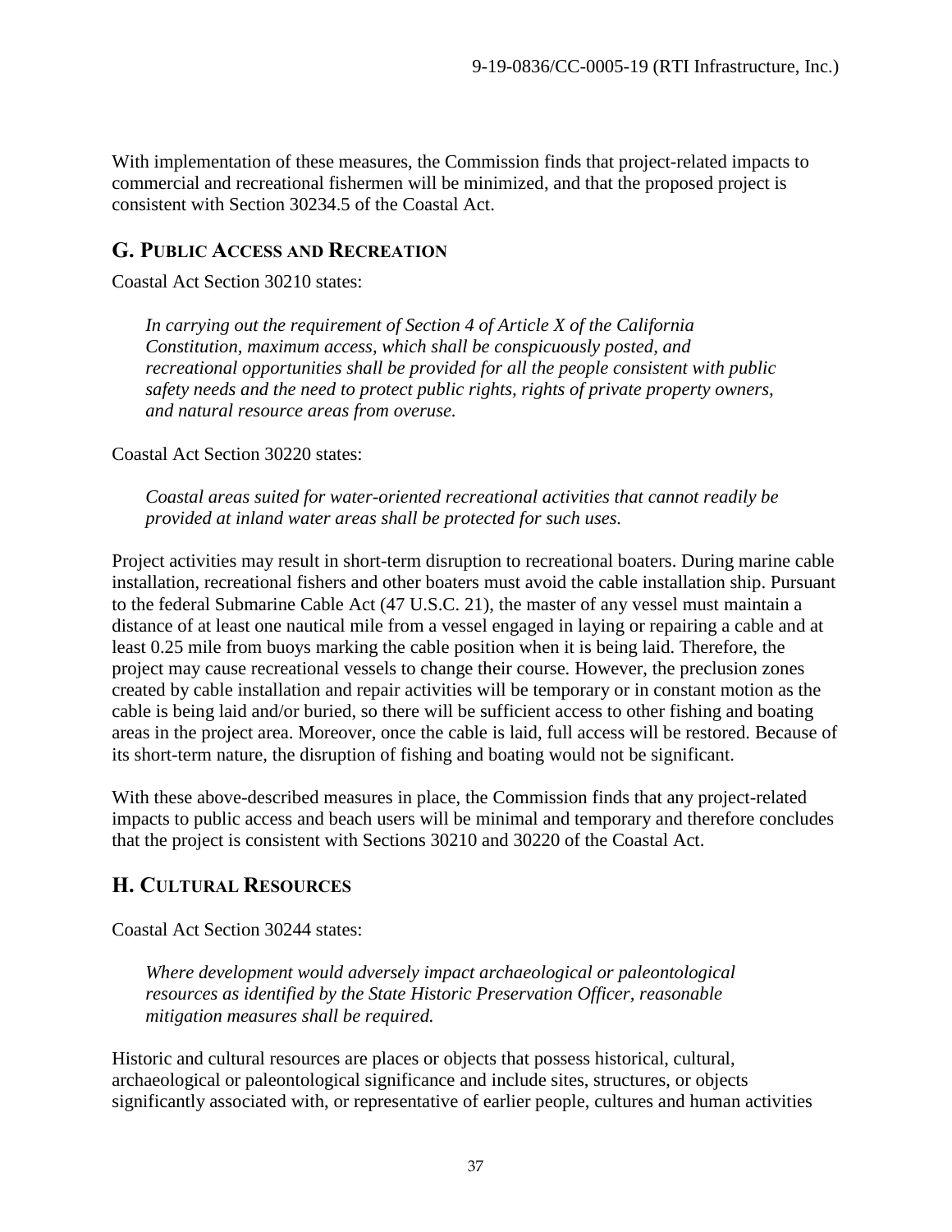With implementation of these measures, the Commission finds that project-related impacts to commercial and recreational fishermen will be minimized, and that the proposed project is consistent with Section 30234.5 of the Coastal Act.

## G. Public Access and Recreation

Coastal Act Section 30210 states:

> *In carrying out the requirement of Section 4 of Article X of the California Constitution, maximum access, which shall be conspicuously posted, and recreational opportunities shall be provided for all the people consistent with public safety needs and the need to protect public rights, rights of private property owners, and natural resource areas from overuse.*

Coastal Act Section 30220 states:

> *Coastal areas suited for water-oriented recreational activities that cannot readily be provided at inland water areas shall be protected for such uses.*

Project activities may result in short-term disruption to recreational boaters. During marine cable installation, recreational fishers and other boaters must avoid the cable installation ship. Pursuant to the federal Submarine Cable Act (47 U.S.C. 21), the master of any vessel must maintain a distance of at least one nautical mile from a vessel engaged in laying or repairing a cable and at least 0.25 mile from buoys marking the cable position when it is being laid. Therefore, the project may cause recreational vessels to change their course. However, the preclusion zones created by cable installation and repair activities will be temporary or in constant motion as the cable is being laid and/or buried, so there will be sufficient access to other fishing and boating areas in the project area. Moreover, once the cable is laid, full access will be restored. Because of its short-term nature, the disruption of fishing and boating would not be significant.

With these above-described measures in place, the Commission finds that any project-related impacts to public access and beach users will be minimal and temporary and therefore concludes that the project is consistent with Sections 30210 and 30220 of the Coastal Act.

## H. Cultural Resources

Coastal Act Section 30244 states:

> *Where development would adversely impact archaeological or paleontological resources as identified by the State Historic Preservation Officer, reasonable mitigation measures shall be required.*

Historic and cultural resources are places or objects that possess historical, cultural, archaeological or paleontological significance and include sites, structures, or objects significantly associated with, or representative of earlier people, cultures and human activities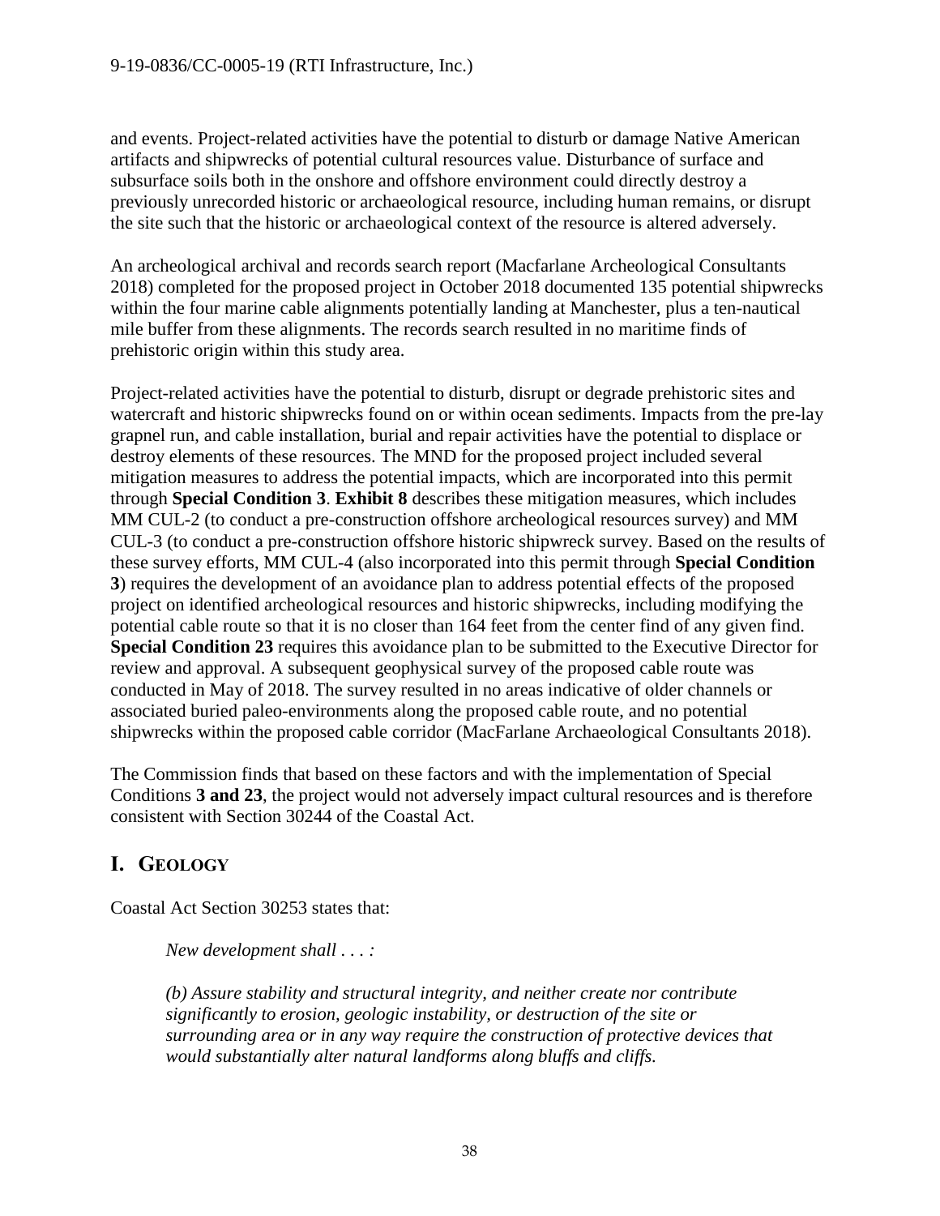and events. Project-related activities have the potential to disturb or damage Native American artifacts and shipwrecks of potential cultural resources value. Disturbance of surface and subsurface soils both in the onshore and offshore environment could directly destroy a previously unrecorded historic or archaeological resource, including human remains, or disrupt the site such that the historic or archaeological context of the resource is altered adversely.

An archeological archival and records search report (Macfarlane Archeological Consultants 2018) completed for the proposed project in October 2018 documented 135 potential shipwrecks within the four marine cable alignments potentially landing at Manchester, plus a ten-nautical mile buffer from these alignments. The records search resulted in no maritime finds of prehistoric origin within this study area.

Project-related activities have the potential to disturb, disrupt or degrade prehistoric sites and watercraft and historic shipwrecks found on or within ocean sediments. Impacts from the pre-lay grapnel run, and cable installation, burial and repair activities have the potential to displace or destroy elements of these resources. The MND for the proposed project included several mitigation measures to address the potential impacts, which are incorporated into this permit through **Special Condition 3**. **Exhibit 8** describes these mitigation measures, which includes MM CUL-2 (to conduct a pre-construction offshore archeological resources survey) and MM CUL-3 (to conduct a pre-construction offshore historic shipwreck survey. Based on the results of these survey efforts, MM CUL-4 (also incorporated into this permit through **Special Condition 3**) requires the development of an avoidance plan to address potential effects of the proposed project on identified archeological resources and historic shipwrecks, including modifying the potential cable route so that it is no closer than 164 feet from the center find of any given find. **Special Condition 23** requires this avoidance plan to be submitted to the Executive Director for review and approval. A subsequent geophysical survey of the proposed cable route was conducted in May of 2018. The survey resulted in no areas indicative of older channels or associated buried paleo-environments along the proposed cable route, and no potential shipwrecks within the proposed cable corridor (MacFarlane Archaeological Consultants 2018).

The Commission finds that based on these factors and with the implementation of Special Conditions **3 and 23**, the project would not adversely impact cultural resources and is therefore consistent with Section 30244 of the Coastal Act.

## I. Geology

Coastal Act Section 30253 states that:

> *New development shall . . . :*
>
> *(b) Assure stability and structural integrity, and neither create nor contribute significantly to erosion, geologic instability, or destruction of the site or surrounding area or in any way require the construction of protective devices that would substantially alter natural landforms along bluffs and cliffs.*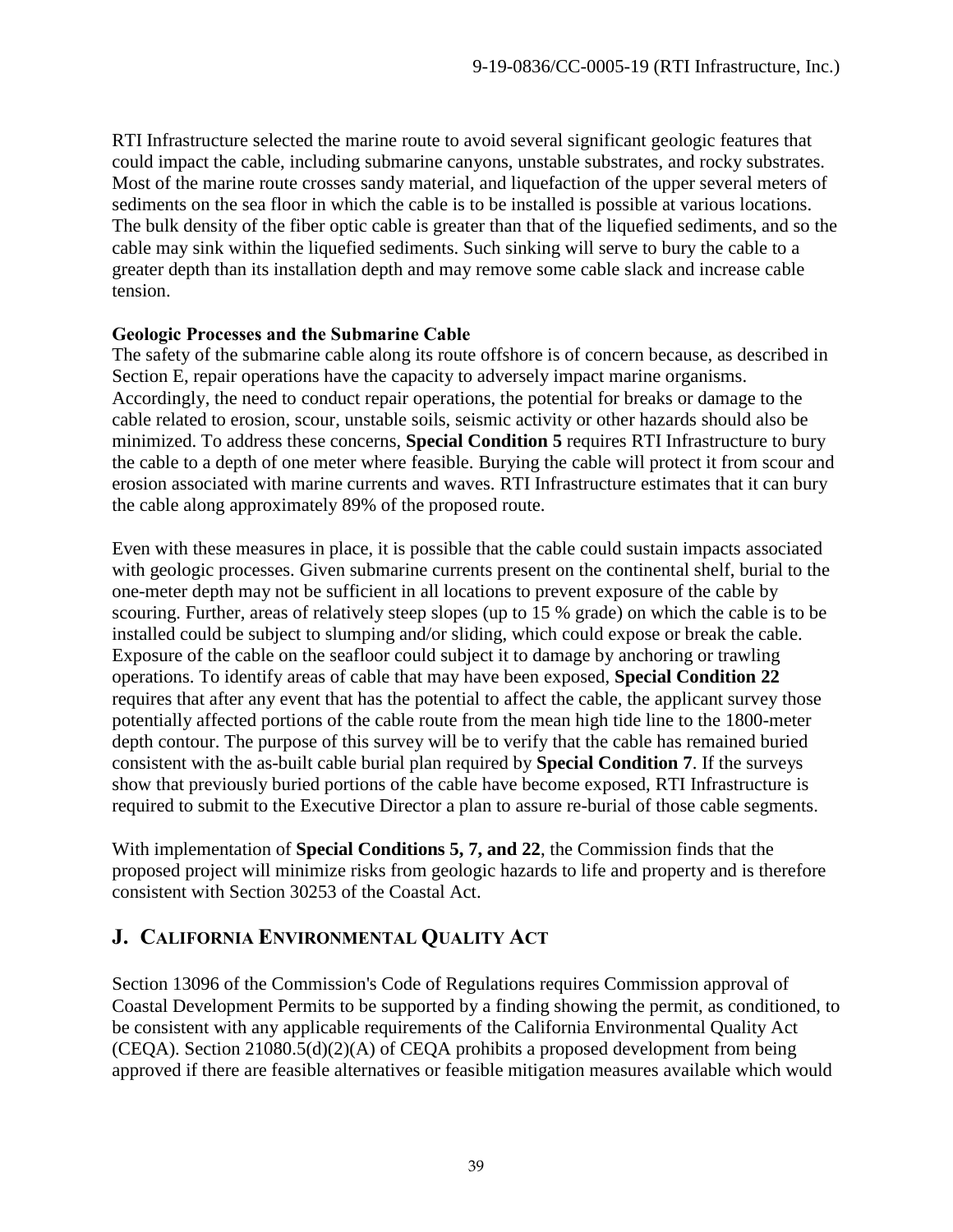RTI Infrastructure selected the marine route to avoid several significant geologic features that could impact the cable, including submarine canyons, unstable substrates, and rocky substrates. Most of the marine route crosses sandy material, and liquefaction of the upper several meters of sediments on the sea floor in which the cable is to be installed is possible at various locations. The bulk density of the fiber optic cable is greater than that of the liquefied sediments, and so the cable may sink within the liquefied sediments. Such sinking will serve to bury the cable to a greater depth than its installation depth and may remove some cable slack and increase cable tension.

**Geologic Processes and the Submarine Cable**

The safety of the submarine cable along its route offshore is of concern because, as described in Section E, repair operations have the capacity to adversely impact marine organisms. Accordingly, the need to conduct repair operations, the potential for breaks or damage to the cable related to erosion, scour, unstable soils, seismic activity or other hazards should also be minimized. To address these concerns, **Special Condition 5** requires RTI Infrastructure to bury the cable to a depth of one meter where feasible. Burying the cable will protect it from scour and erosion associated with marine currents and waves. RTI Infrastructure estimates that it can bury the cable along approximately 89% of the proposed route.

Even with these measures in place, it is possible that the cable could sustain impacts associated with geologic processes. Given submarine currents present on the continental shelf, burial to the one-meter depth may not be sufficient in all locations to prevent exposure of the cable by scouring. Further, areas of relatively steep slopes (up to 15 % grade) on which the cable is to be installed could be subject to slumping and/or sliding, which could expose or break the cable. Exposure of the cable on the seafloor could subject it to damage by anchoring or trawling operations. To identify areas of cable that may have been exposed, **Special Condition 22** requires that after any event that has the potential to affect the cable, the applicant survey those potentially affected portions of the cable route from the mean high tide line to the 1800-meter depth contour. The purpose of this survey will be to verify that the cable has remained buried consistent with the as-built cable burial plan required by **Special Condition 7**. If the surveys show that previously buried portions of the cable have become exposed, RTI Infrastructure is required to submit to the Executive Director a plan to assure re-burial of those cable segments.

With implementation of **Special Conditions 5, 7, and 22**, the Commission finds that the proposed project will minimize risks from geologic hazards to life and property and is therefore consistent with Section 30253 of the Coastal Act.

## J. California Environmental Quality Act

Section 13096 of the Commission's Code of Regulations requires Commission approval of Coastal Development Permits to be supported by a finding showing the permit, as conditioned, to be consistent with any applicable requirements of the California Environmental Quality Act (CEQA). Section 21080.5(d)(2)(A) of CEQA prohibits a proposed development from being approved if there are feasible alternatives or feasible mitigation measures available which would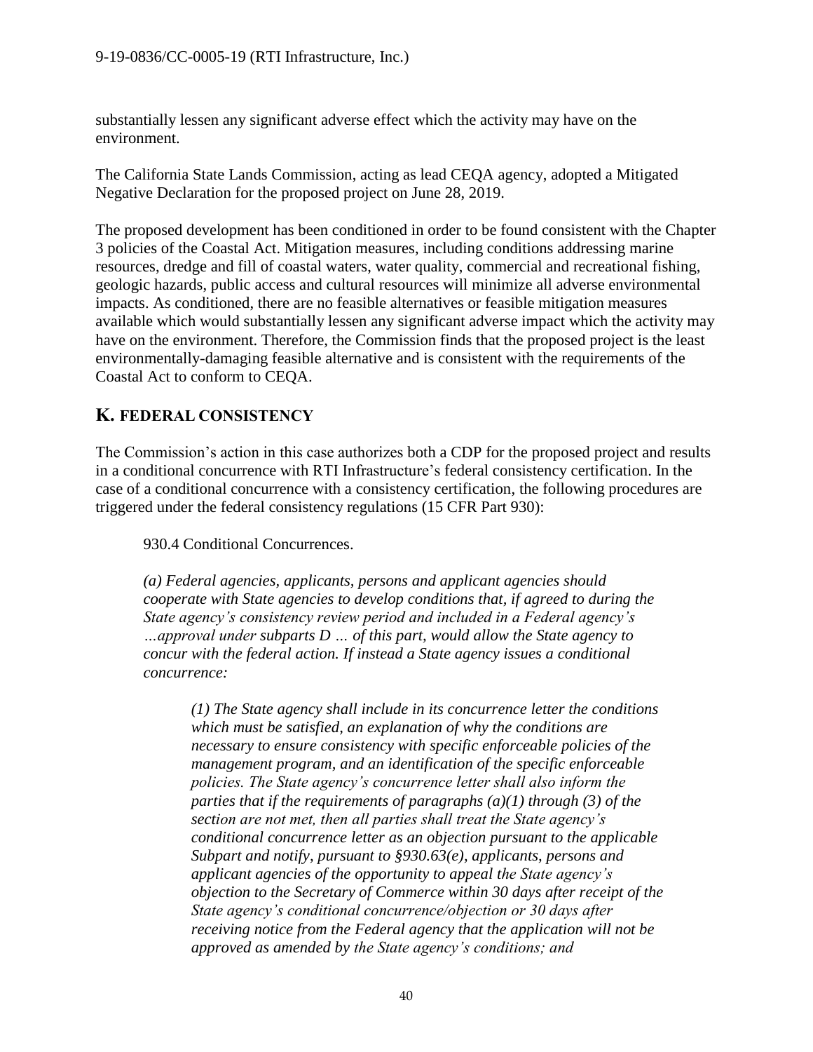substantially lessen any significant adverse effect which the activity may have on the environment.

The California State Lands Commission, acting as lead CEQA agency, adopted a Mitigated Negative Declaration for the proposed project on June 28, 2019.

The proposed development has been conditioned in order to be found consistent with the Chapter 3 policies of the Coastal Act. Mitigation measures, including conditions addressing marine resources, dredge and fill of coastal waters, water quality, commercial and recreational fishing, geologic hazards, public access and cultural resources will minimize all adverse environmental impacts. As conditioned, there are no feasible alternatives or feasible mitigation measures available which would substantially lessen any significant adverse impact which the activity may have on the environment. Therefore, the Commission finds that the proposed project is the least environmentally-damaging feasible alternative and is consistent with the requirements of the Coastal Act to conform to CEQA.

## K. FEDERAL CONSISTENCY

The Commission's action in this case authorizes both a CDP for the proposed project and results in a conditional concurrence with RTI Infrastructure's federal consistency certification. In the case of a conditional concurrence with a consistency certification, the following procedures are triggered under the federal consistency regulations (15 CFR Part 930):

> 930.4 Conditional Concurrences.
>
> *(a) Federal agencies, applicants, persons and applicant agencies should cooperate with State agencies to develop conditions that, if agreed to during the State agency's consistency review period and included in a Federal agency's …approval under subparts D … of this part, would allow the State agency to concur with the federal action. If instead a State agency issues a conditional concurrence:*
>
>> *(1) The State agency shall include in its concurrence letter the conditions which must be satisfied, an explanation of why the conditions are necessary to ensure consistency with specific enforceable policies of the management program, and an identification of the specific enforceable policies. The State agency's concurrence letter shall also inform the parties that if the requirements of paragraphs (a)(1) through (3) of the section are not met, then all parties shall treat the State agency's conditional concurrence letter as an objection pursuant to the applicable Subpart and notify, pursuant to §930.63(e), applicants, persons and applicant agencies of the opportunity to appeal the State agency's objection to the Secretary of Commerce within 30 days after receipt of the State agency's conditional concurrence/objection or 30 days after receiving notice from the Federal agency that the application will not be approved as amended by the State agency's conditions; and*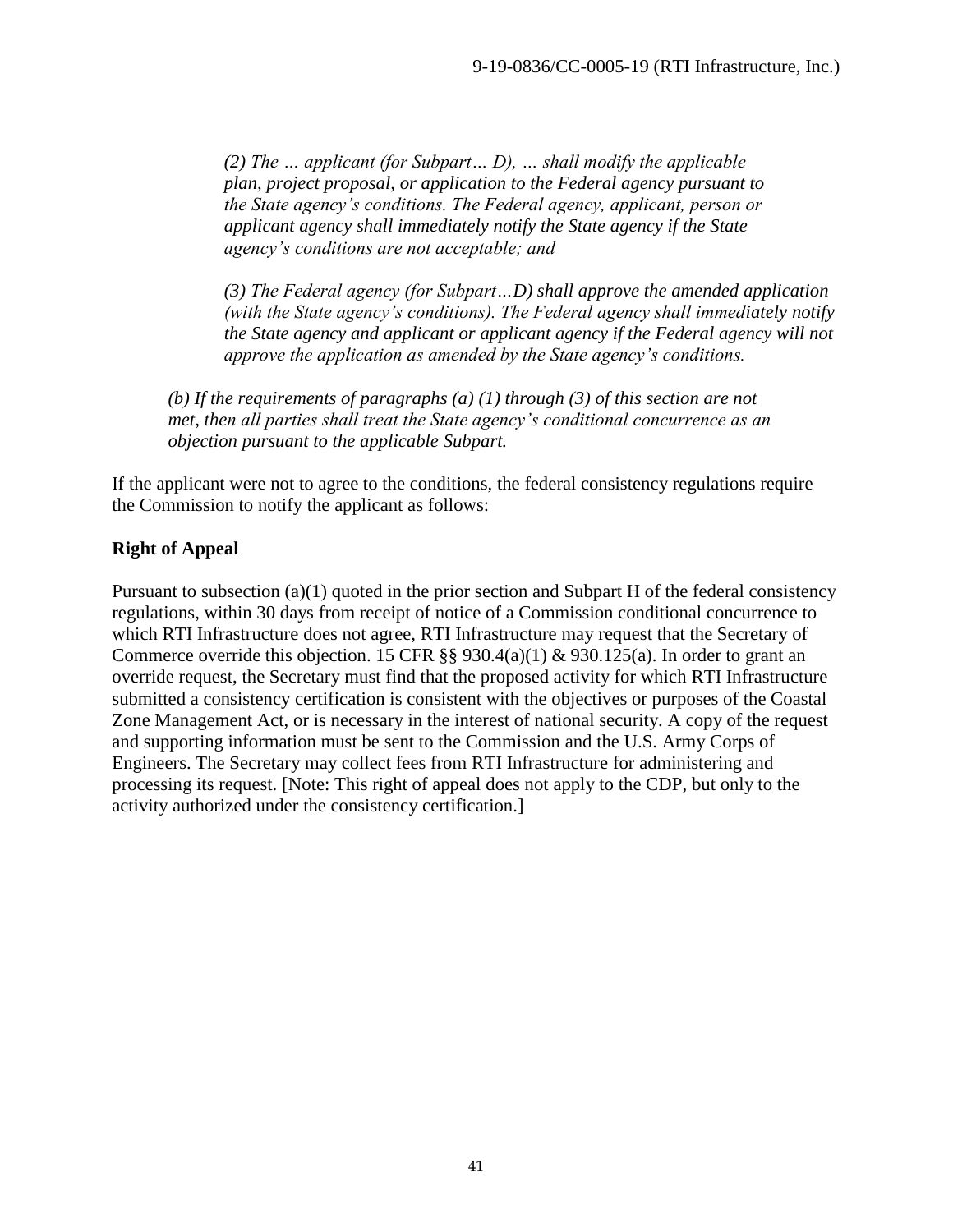> *(2) The … applicant (for Subpart… D), … shall modify the applicable plan, project proposal, or application to the Federal agency pursuant to the State agency's conditions. The Federal agency, applicant, person or applicant agency shall immediately notify the State agency if the State agency's conditions are not acceptable; and*
>
> *(3) The Federal agency (for Subpart…D) shall approve the amended application (with the State agency's conditions). The Federal agency shall immediately notify the State agency and applicant or applicant agency if the Federal agency will not approve the application as amended by the State agency's conditions.*
>
> *(b) If the requirements of paragraphs (a) (1) through (3) of this section are not met, then all parties shall treat the State agency's conditional concurrence as an objection pursuant to the applicable Subpart.*

If the applicant were not to agree to the conditions, the federal consistency regulations require the Commission to notify the applicant as follows:

**Right of Appeal**

Pursuant to subsection (a)(1) quoted in the prior section and Subpart H of the federal consistency regulations, within 30 days from receipt of notice of a Commission conditional concurrence to which RTI Infrastructure does not agree, RTI Infrastructure may request that the Secretary of Commerce override this objection. 15 CFR §§ 930.4(a)(1) & 930.125(a). In order to grant an override request, the Secretary must find that the proposed activity for which RTI Infrastructure submitted a consistency certification is consistent with the objectives or purposes of the Coastal Zone Management Act, or is necessary in the interest of national security. A copy of the request and supporting information must be sent to the Commission and the U.S. Army Corps of Engineers. The Secretary may collect fees from RTI Infrastructure for administering and processing its request. [Note: This right of appeal does not apply to the CDP, but only to the activity authorized under the consistency certification.]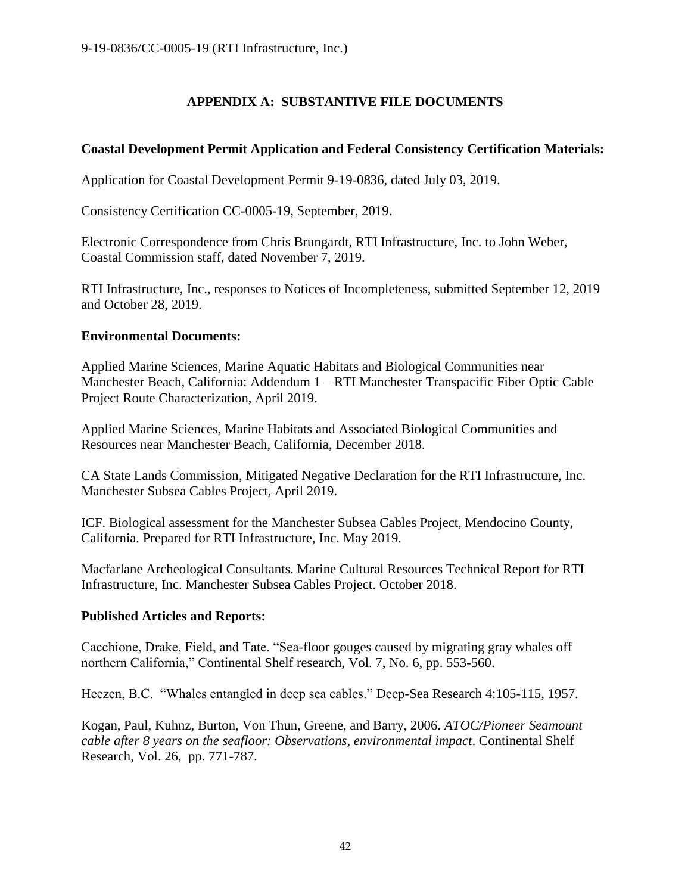# APPENDIX A: SUBSTANTIVE FILE DOCUMENTS

**Coastal Development Permit Application and Federal Consistency Certification Materials:**

Application for Coastal Development Permit 9-19-0836, dated July 03, 2019.

Consistency Certification CC-0005-19, September, 2019.

Electronic Correspondence from Chris Brungardt, RTI Infrastructure, Inc. to John Weber, Coastal Commission staff, dated November 7, 2019.

RTI Infrastructure, Inc., responses to Notices of Incompleteness, submitted September 12, 2019 and October 28, 2019.

**Environmental Documents:**

Applied Marine Sciences, Marine Aquatic Habitats and Biological Communities near Manchester Beach, California: Addendum 1 – RTI Manchester Transpacific Fiber Optic Cable Project Route Characterization, April 2019.

Applied Marine Sciences, Marine Habitats and Associated Biological Communities and Resources near Manchester Beach, California, December 2018.

CA State Lands Commission, Mitigated Negative Declaration for the RTI Infrastructure, Inc. Manchester Subsea Cables Project, April 2019.

ICF. Biological assessment for the Manchester Subsea Cables Project, Mendocino County, California. Prepared for RTI Infrastructure, Inc. May 2019.

Macfarlane Archeological Consultants. Marine Cultural Resources Technical Report for RTI Infrastructure, Inc. Manchester Subsea Cables Project. October 2018.

**Published Articles and Reports:**

Cacchione, Drake, Field, and Tate. "Sea-floor gouges caused by migrating gray whales off northern California," Continental Shelf research, Vol. 7, No. 6, pp. 553-560.

Heezen, B.C. "Whales entangled in deep sea cables." Deep-Sea Research 4:105-115, 1957.

Kogan, Paul, Kuhnz, Burton, Von Thun, Greene, and Barry, 2006. *ATOC/Pioneer Seamount cable after 8 years on the seafloor: Observations, environmental impact*. Continental Shelf Research, Vol. 26, pp. 771-787.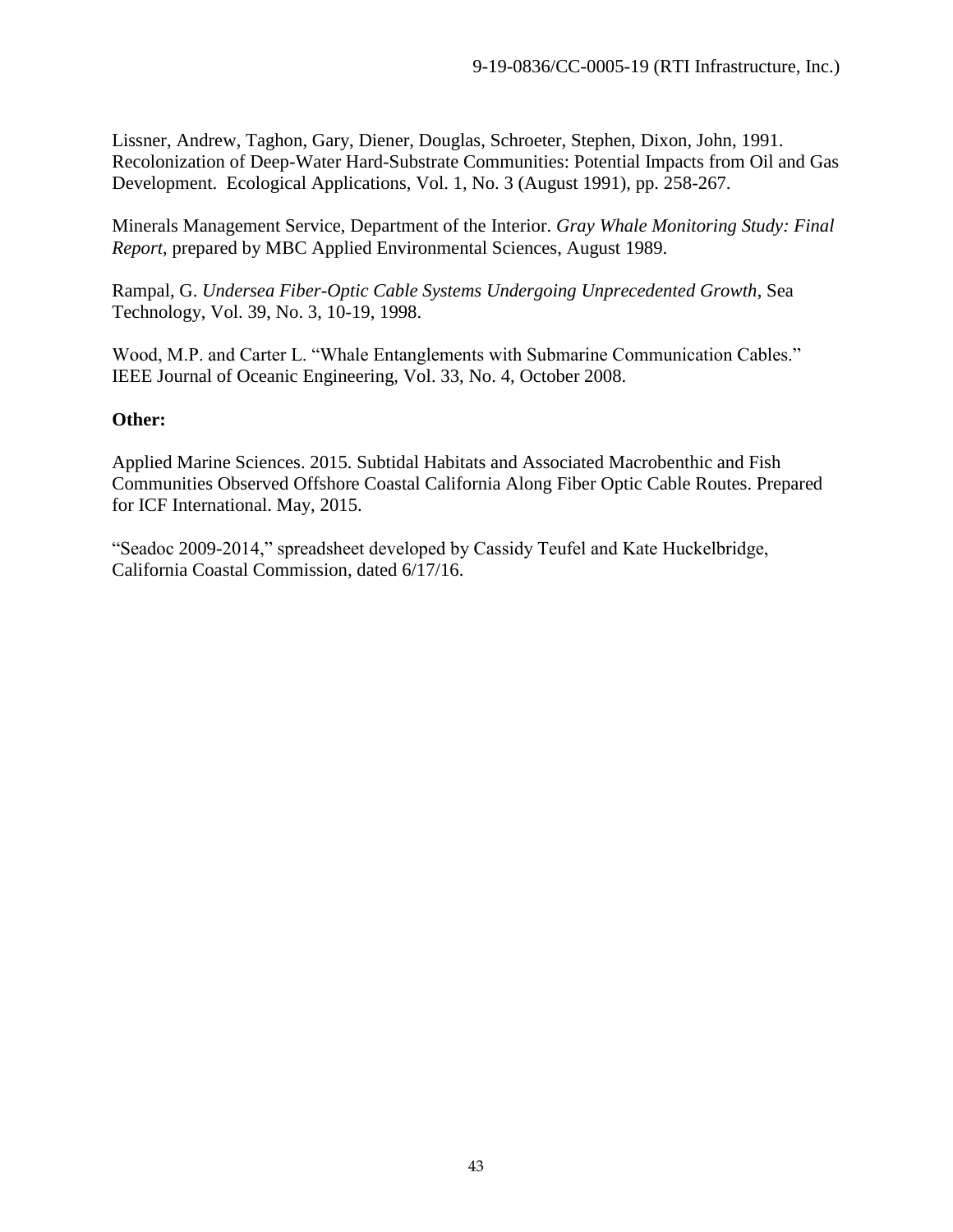Lissner, Andrew, Taghon, Gary, Diener, Douglas, Schroeter, Stephen, Dixon, John, 1991. Recolonization of Deep-Water Hard-Substrate Communities: Potential Impacts from Oil and Gas Development. Ecological Applications, Vol. 1, No. 3 (August 1991), pp. 258-267.

Minerals Management Service, Department of the Interior. *Gray Whale Monitoring Study: Final Report*, prepared by MBC Applied Environmental Sciences, August 1989.

Rampal, G. *Undersea Fiber-Optic Cable Systems Undergoing Unprecedented Growth*, Sea Technology, Vol. 39, No. 3, 10-19, 1998.

Wood, M.P. and Carter L. "Whale Entanglements with Submarine Communication Cables." IEEE Journal of Oceanic Engineering, Vol. 33, No. 4, October 2008.

**Other:**

Applied Marine Sciences. 2015. Subtidal Habitats and Associated Macrobenthic and Fish Communities Observed Offshore Coastal California Along Fiber Optic Cable Routes. Prepared for ICF International. May, 2015.

"Seadoc 2009-2014," spreadsheet developed by Cassidy Teufel and Kate Huckelbridge, California Coastal Commission, dated 6/17/16.